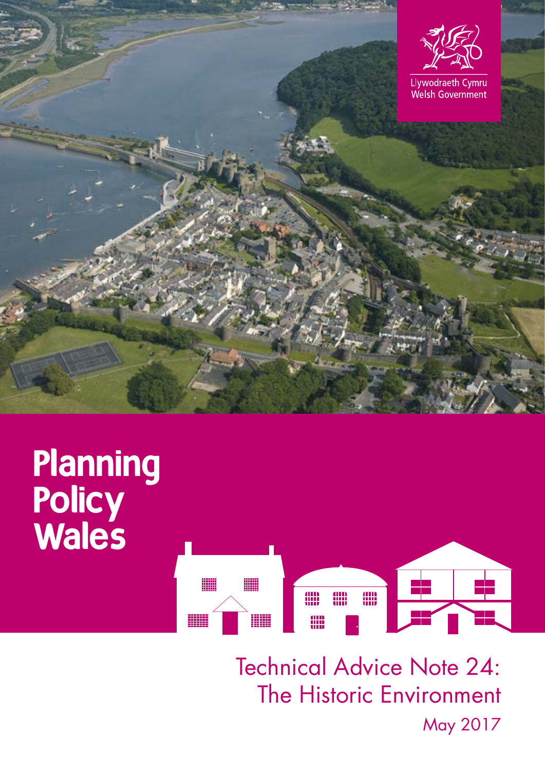Llywodraeth Cymru
Welsh Government

# Planning Policy Wales

## Technical Advice Note 24: The Historic Environment

May 2017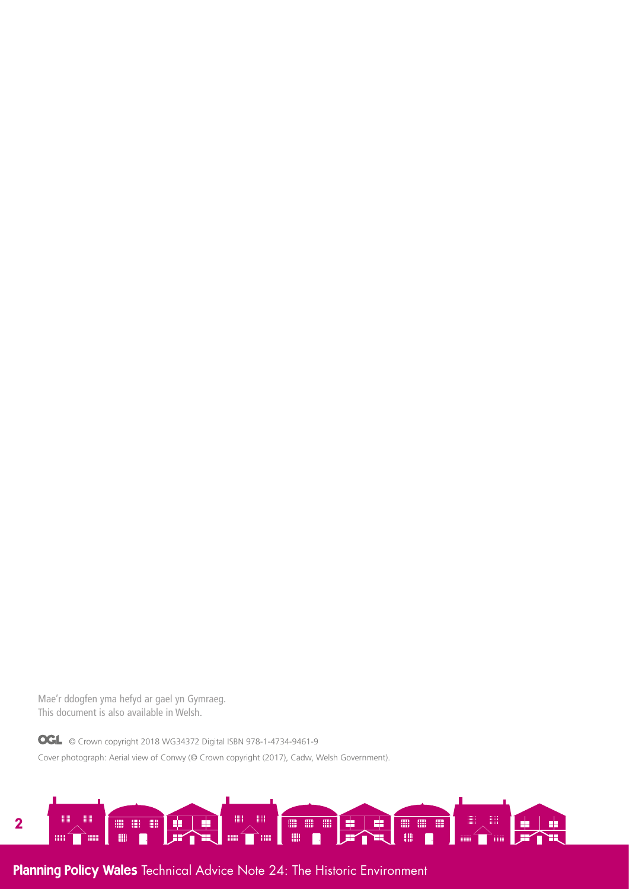Mae'r ddogfen yma hefyd ar gael yn Gymraeg.
This document is also available in Welsh.

OGL © Crown copyright 2018 WG34372 Digital ISBN 978-1-4734-9461-9

Cover photograph: Aerial view of Conwy (© Crown copyright (2017), Cadw, Welsh Government).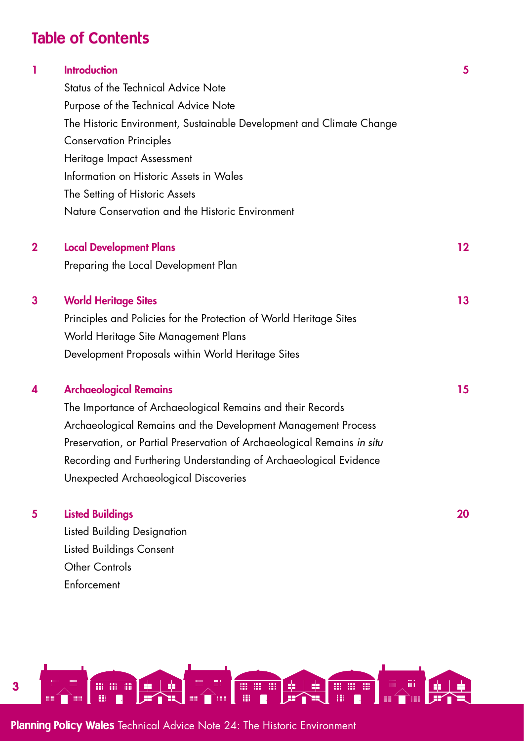# Table of Contents

| | | |
|---|---|---|
| **1** | **Introduction** | **5** |
| | Status of the Technical Advice Note | |
| | Purpose of the Technical Advice Note | |
| | The Historic Environment, Sustainable Development and Climate Change | |
| | Conservation Principles | |
| | Heritage Impact Assessment | |
| | Information on Historic Assets in Wales | |
| | The Setting of Historic Assets | |
| | Nature Conservation and the Historic Environment | |
| **2** | **Local Development Plans** | **12** |
| | Preparing the Local Development Plan | |
| **3** | **World Heritage Sites** | **13** |
| | Principles and Policies for the Protection of World Heritage Sites | |
| | World Heritage Site Management Plans | |
| | Development Proposals within World Heritage Sites | |
| **4** | **Archaeological Remains** | **15** |
| | The Importance of Archaeological Remains and their Records | |
| | Archaeological Remains and the Development Management Process | |
| | Preservation, or Partial Preservation of Archaeological Remains *in situ* | |
| | Recording and Furthering Understanding of Archaeological Evidence | |
| | Unexpected Archaeological Discoveries | |
| **5** | **Listed Buildings** | **20** |
| | Listed Building Designation | |
| | Listed Buildings Consent | |
| | Other Controls | |
| | Enforcement | |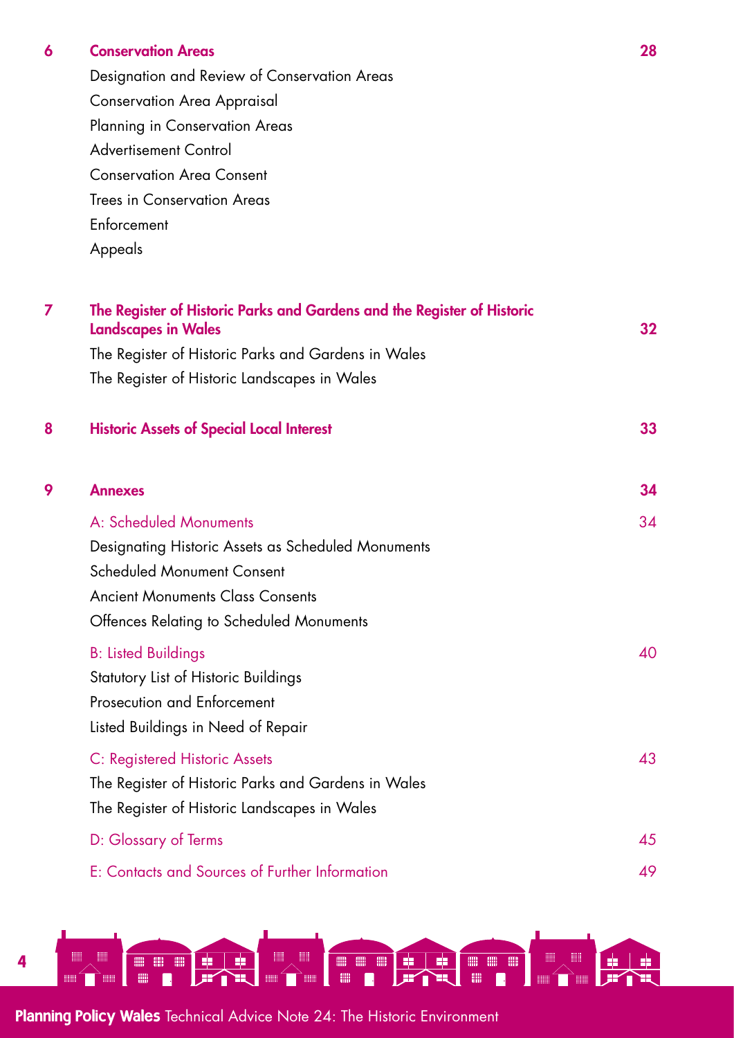| | | |
|---|---|---|
| **6** | **Conservation Areas** | **28** |
| | Designation and Review of Conservation Areas | |
| | Conservation Area Appraisal | |
| | Planning in Conservation Areas | |
| | Advertisement Control | |
| | Conservation Area Consent | |
| | Trees in Conservation Areas | |
| | Enforcement | |
| | Appeals | |
| **7** | **The Register of Historic Parks and Gardens and the Register of Historic Landscapes in Wales** | **32** |
| | The Register of Historic Parks and Gardens in Wales | |
| | The Register of Historic Landscapes in Wales | |
| **8** | **Historic Assets of Special Local Interest** | **33** |
| **9** | **Annexes** | **34** |
| | A: Scheduled Monuments | 34 |
| | Designating Historic Assets as Scheduled Monuments | |
| | Scheduled Monument Consent | |
| | Ancient Monuments Class Consents | |
| | Offences Relating to Scheduled Monuments | |
| | B: Listed Buildings | 40 |
| | Statutory List of Historic Buildings | |
| | Prosecution and Enforcement | |
| | Listed Buildings in Need of Repair | |
| | C: Registered Historic Assets | 43 |
| | The Register of Historic Parks and Gardens in Wales | |
| | The Register of Historic Landscapes in Wales | |
| | D: Glossary of Terms | 45 |
| | E: Contacts and Sources of Further Information | 49 |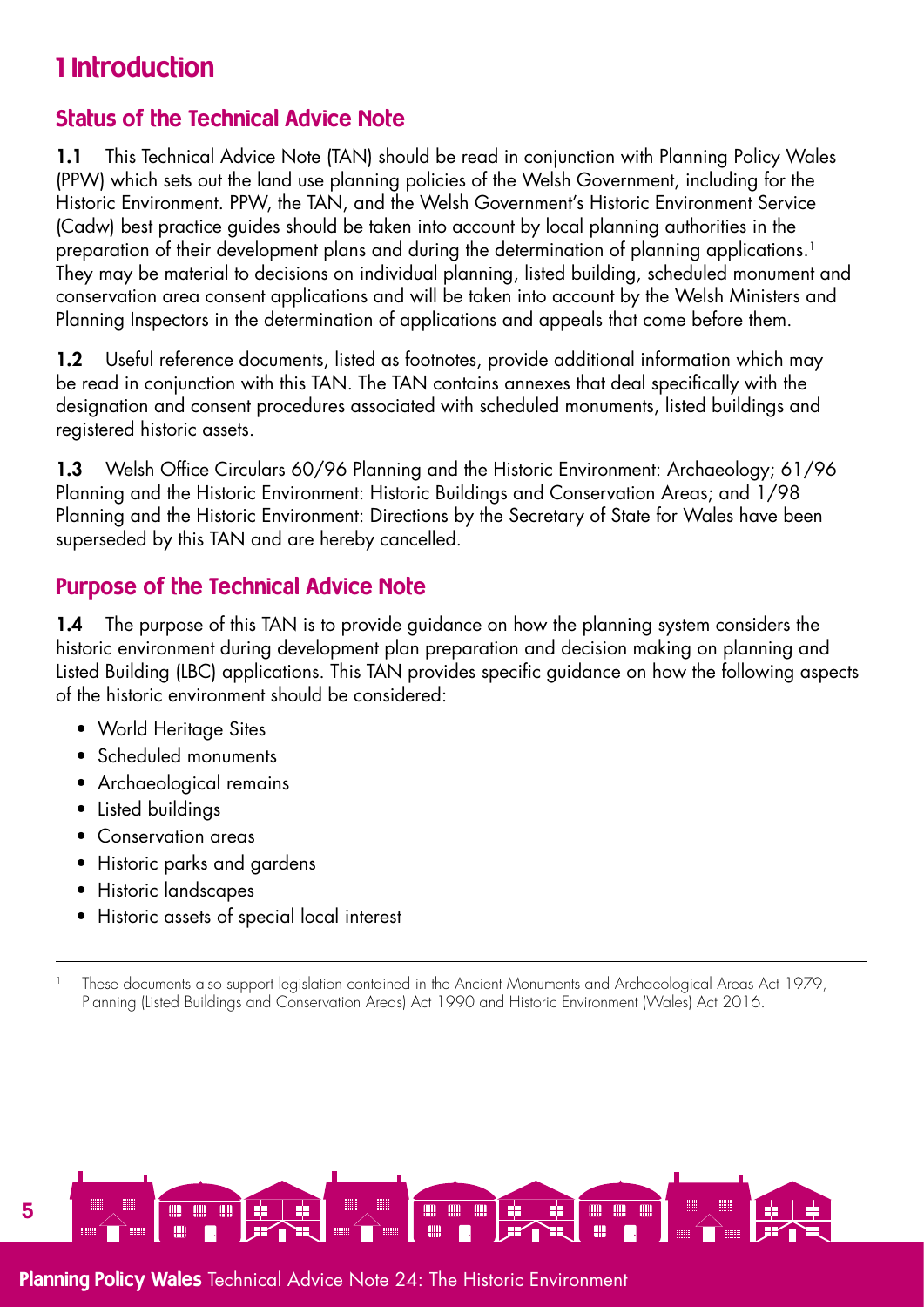# 1 Introduction

## Status of the Technical Advice Note

**1.1** This Technical Advice Note (TAN) should be read in conjunction with Planning Policy Wales (PPW) which sets out the land use planning policies of the Welsh Government, including for the Historic Environment. PPW, the TAN, and the Welsh Government's Historic Environment Service (Cadw) best practice guides should be taken into account by local planning authorities in the preparation of their development plans and during the determination of planning applications.[1] They may be material to decisions on individual planning, listed building, scheduled monument and conservation area consent applications and will be taken into account by the Welsh Ministers and Planning Inspectors in the determination of applications and appeals that come before them.

**1.2** Useful reference documents, listed as footnotes, provide additional information which may be read in conjunction with this TAN. The TAN contains annexes that deal specifically with the designation and consent procedures associated with scheduled monuments, listed buildings and registered historic assets.

**1.3** Welsh Office Circulars 60/96 Planning and the Historic Environment: Archaeology; 61/96 Planning and the Historic Environment: Historic Buildings and Conservation Areas; and 1/98 Planning and the Historic Environment: Directions by the Secretary of State for Wales have been superseded by this TAN and are hereby cancelled.

## Purpose of the Technical Advice Note

**1.4** The purpose of this TAN is to provide guidance on how the planning system considers the historic environment during development plan preparation and decision making on planning and Listed Building (LBC) applications. This TAN provides specific guidance on how the following aspects of the historic environment should be considered:

- World Heritage Sites
- Scheduled monuments
- Archaeological remains
- Listed buildings
- Conservation areas
- Historic parks and gardens
- Historic landscapes
- Historic assets of special local interest

---

[1] These documents also support legislation contained in the Ancient Monuments and Archaeological Areas Act 1979, Planning (Listed Buildings and Conservation Areas) Act 1990 and Historic Environment (Wales) Act 2016.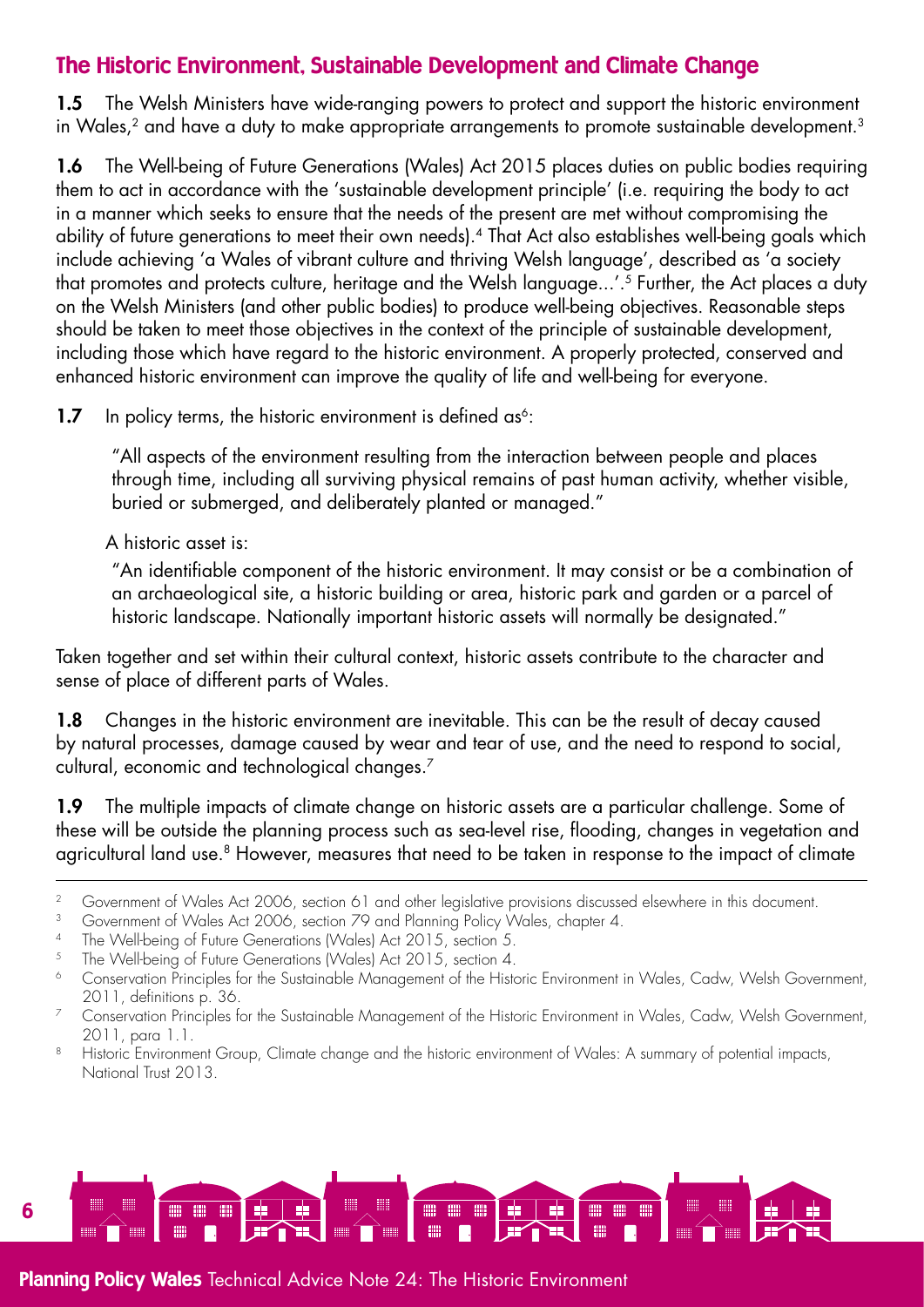## The Historic Environment, Sustainable Development and Climate Change

**1.5** The Welsh Ministers have wide-ranging powers to protect and support the historic environment in Wales,[2] and have a duty to make appropriate arrangements to promote sustainable development.[3]

**1.6** The Well-being of Future Generations (Wales) Act 2015 places duties on public bodies requiring them to act in accordance with the 'sustainable development principle' (i.e. requiring the body to act in a manner which seeks to ensure that the needs of the present are met without compromising the ability of future generations to meet their own needs).[4] That Act also establishes well-being goals which include achieving 'a Wales of vibrant culture and thriving Welsh language', described as 'a society that promotes and protects culture, heritage and the Welsh language…'.[5] Further, the Act places a duty on the Welsh Ministers (and other public bodies) to produce well-being objectives. Reasonable steps should be taken to meet those objectives in the context of the principle of sustainable development, including those which have regard to the historic environment. A properly protected, conserved and enhanced historic environment can improve the quality of life and well-being for everyone.

**1.7** In policy terms, the historic environment is defined as[6]:

> "All aspects of the environment resulting from the interaction between people and places through time, including all surviving physical remains of past human activity, whether visible, buried or submerged, and deliberately planted or managed."

A historic asset is:

> "An identifiable component of the historic environment. It may consist or be a combination of an archaeological site, a historic building or area, historic park and garden or a parcel of historic landscape. Nationally important historic assets will normally be designated."

Taken together and set within their cultural context, historic assets contribute to the character and sense of place of different parts of Wales.

**1.8** Changes in the historic environment are inevitable. This can be the result of decay caused by natural processes, damage caused by wear and tear of use, and the need to respond to social, cultural, economic and technological changes.[7]

**1.9** The multiple impacts of climate change on historic assets are a particular challenge. Some of these will be outside the planning process such as sea-level rise, flooding, changes in vegetation and agricultural land use.[8] However, measures that need to be taken in response to the impact of climate

---

[2] Government of Wales Act 2006, section 61 and other legislative provisions discussed elsewhere in this document.

[3] Government of Wales Act 2006, section 79 and Planning Policy Wales, chapter 4.

[4] The Well-being of Future Generations (Wales) Act 2015, section 5.

[5] The Well-being of Future Generations (Wales) Act 2015, section 4.

[6] Conservation Principles for the Sustainable Management of the Historic Environment in Wales, Cadw, Welsh Government, 2011, definitions p. 36.

[7] Conservation Principles for the Sustainable Management of the Historic Environment in Wales, Cadw, Welsh Government, 2011, para 1.1.

[8] Historic Environment Group, Climate change and the historic environment of Wales: A summary of potential impacts, National Trust 2013.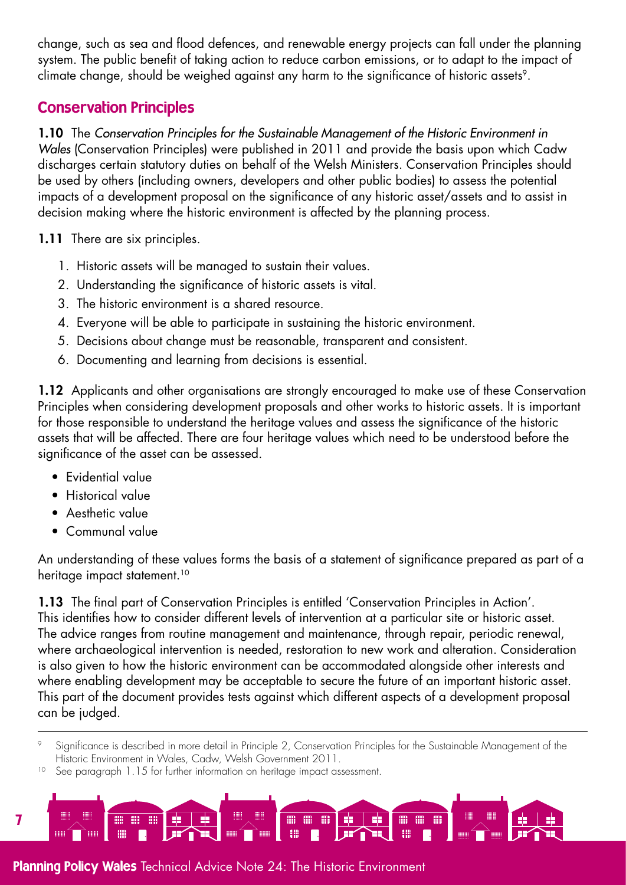change, such as sea and flood defences, and renewable energy projects can fall under the planning system. The public benefit of taking action to reduce carbon emissions, or to adapt to the impact of climate change, should be weighed against any harm to the significance of historic assets[9].

## Conservation Principles

**1.10** The *Conservation Principles for the Sustainable Management of the Historic Environment in Wales* (Conservation Principles) were published in 2011 and provide the basis upon which Cadw discharges certain statutory duties on behalf of the Welsh Ministers. Conservation Principles should be used by others (including owners, developers and other public bodies) to assess the potential impacts of a development proposal on the significance of any historic asset/assets and to assist in decision making where the historic environment is affected by the planning process.

**1.11** There are six principles.

1. Historic assets will be managed to sustain their values.
2. Understanding the significance of historic assets is vital.
3. The historic environment is a shared resource.
4. Everyone will be able to participate in sustaining the historic environment.
5. Decisions about change must be reasonable, transparent and consistent.
6. Documenting and learning from decisions is essential.

**1.12** Applicants and other organisations are strongly encouraged to make use of these Conservation Principles when considering development proposals and other works to historic assets. It is important for those responsible to understand the heritage values and assess the significance of the historic assets that will be affected. There are four heritage values which need to be understood before the significance of the asset can be assessed.

- Evidential value
- Historical value
- Aesthetic value
- Communal value

An understanding of these values forms the basis of a statement of significance prepared as part of a heritage impact statement.[10]

**1.13** The final part of Conservation Principles is entitled 'Conservation Principles in Action'. This identifies how to consider different levels of intervention at a particular site or historic asset. The advice ranges from routine management and maintenance, through repair, periodic renewal, where archaeological intervention is needed, restoration to new work and alteration. Consideration is also given to how the historic environment can be accommodated alongside other interests and where enabling development may be acceptable to secure the future of an important historic asset. This part of the document provides tests against which different aspects of a development proposal can be judged.

---

[9] Significance is described in more detail in Principle 2, Conservation Principles for the Sustainable Management of the Historic Environment in Wales, Cadw, Welsh Government 2011.

[10] See paragraph 1.15 for further information on heritage impact assessment.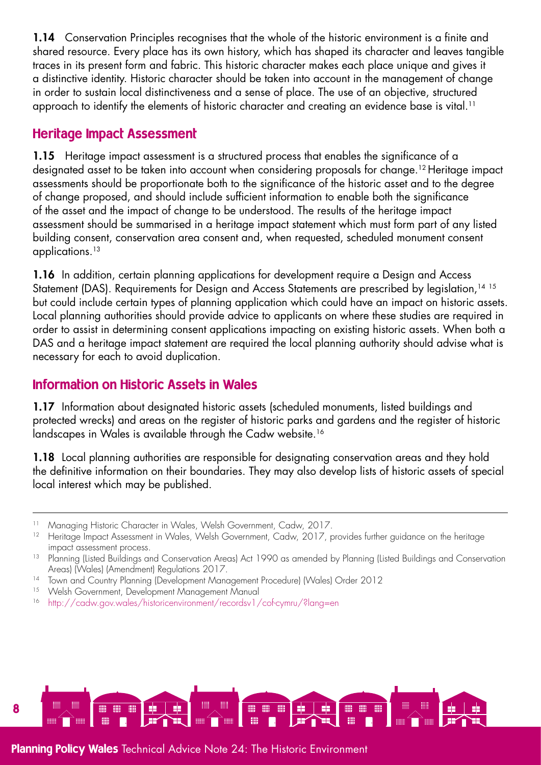**1.14** Conservation Principles recognises that the whole of the historic environment is a finite and shared resource. Every place has its own history, which has shaped its character and leaves tangible traces in its present form and fabric. This historic character makes each place unique and gives it a distinctive identity. Historic character should be taken into account in the management of change in order to sustain local distinctiveness and a sense of place. The use of an objective, structured approach to identify the elements of historic character and creating an evidence base is vital.[11]

## Heritage Impact Assessment

**1.15** Heritage impact assessment is a structured process that enables the significance of a designated asset to be taken into account when considering proposals for change.[12] Heritage impact assessments should be proportionate both to the significance of the historic asset and to the degree of change proposed, and should include sufficient information to enable both the significance of the asset and the impact of change to be understood. The results of the heritage impact assessment should be summarised in a heritage impact statement which must form part of any listed building consent, conservation area consent and, when requested, scheduled monument consent applications.[13]

**1.16** In addition, certain planning applications for development require a Design and Access Statement (DAS). Requirements for Design and Access Statements are prescribed by legislation,[14] [15] but could include certain types of planning application which could have an impact on historic assets. Local planning authorities should provide advice to applicants on where these studies are required in order to assist in determining consent applications impacting on existing historic assets. When both a DAS and a heritage impact statement are required the local planning authority should advise what is necessary for each to avoid duplication.

## Information on Historic Assets in Wales

**1.17** Information about designated historic assets (scheduled monuments, listed buildings and protected wrecks) and areas on the register of historic parks and gardens and the register of historic landscapes in Wales is available through the Cadw website.[16]

**1.18** Local planning authorities are responsible for designating conservation areas and they hold the definitive information on their boundaries. They may also develop lists of historic assets of special local interest which may be published.

---

[11] Managing Historic Character in Wales, Welsh Government, Cadw, 2017.

[12] Heritage Impact Assessment in Wales, Welsh Government, Cadw, 2017, provides further guidance on the heritage impact assessment process.

[13] Planning (Listed Buildings and Conservation Areas) Act 1990 as amended by Planning (Listed Buildings and Conservation Areas) (Wales) (Amendment) Regulations 2017.

[14] Town and Country Planning (Development Management Procedure) (Wales) Order 2012

[15] Welsh Government, Development Management Manual

[16] http://cadw.gov.wales/historicenvironment/recordsv1/cof-cymru/?lang=en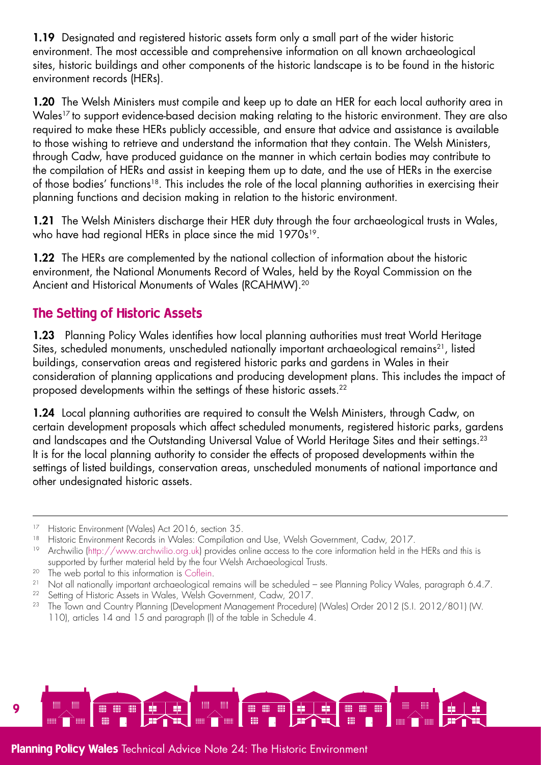**1.19** Designated and registered historic assets form only a small part of the wider historic environment. The most accessible and comprehensive information on all known archaeological sites, historic buildings and other components of the historic landscape is to be found in the historic environment records (HERs).

**1.20** The Welsh Ministers must compile and keep up to date an HER for each local authority area in Wales[17] to support evidence-based decision making relating to the historic environment. They are also required to make these HERs publicly accessible, and ensure that advice and assistance is available to those wishing to retrieve and understand the information that they contain. The Welsh Ministers, through Cadw, have produced guidance on the manner in which certain bodies may contribute to the compilation of HERs and assist in keeping them up to date, and the use of HERs in the exercise of those bodies' functions[18]. This includes the role of the local planning authorities in exercising their planning functions and decision making in relation to the historic environment.

**1.21** The Welsh Ministers discharge their HER duty through the four archaeological trusts in Wales, who have had regional HERs in place since the mid 1970s[19].

**1.22** The HERs are complemented by the national collection of information about the historic environment, the National Monuments Record of Wales, held by the Royal Commission on the Ancient and Historical Monuments of Wales (RCAHMW).[20]

## The Setting of Historic Assets

**1.23** Planning Policy Wales identifies how local planning authorities must treat World Heritage Sites, scheduled monuments, unscheduled nationally important archaeological remains[21], listed buildings, conservation areas and registered historic parks and gardens in Wales in their consideration of planning applications and producing development plans. This includes the impact of proposed developments within the settings of these historic assets.[22]

**1.24** Local planning authorities are required to consult the Welsh Ministers, through Cadw, on certain development proposals which affect scheduled monuments, registered historic parks, gardens and landscapes and the Outstanding Universal Value of World Heritage Sites and their settings.[23] It is for the local planning authority to consider the effects of proposed developments within the settings of listed buildings, conservation areas, unscheduled monuments of national importance and other undesignated historic assets.

---

[17] Historic Environment (Wales) Act 2016, section 35.

[18] Historic Environment Records in Wales: Compilation and Use, Welsh Government, Cadw, 2017.

[19] Archwilio (http://www.archwilio.org.uk) provides online access to the core information held in the HERs and this is supported by further material held by the four Welsh Archaeological Trusts.

[20] The web portal to this information is Coflein.

[21] Not all nationally important archaeological remains will be scheduled – see Planning Policy Wales, paragraph 6.4.7.

[22] Setting of Historic Assets in Wales, Welsh Government, Cadw, 2017.

[23] The Town and Country Planning (Development Management Procedure) (Wales) Order 2012 (S.I. 2012/801) (W. 110), articles 14 and 15 and paragraph (l) of the table in Schedule 4.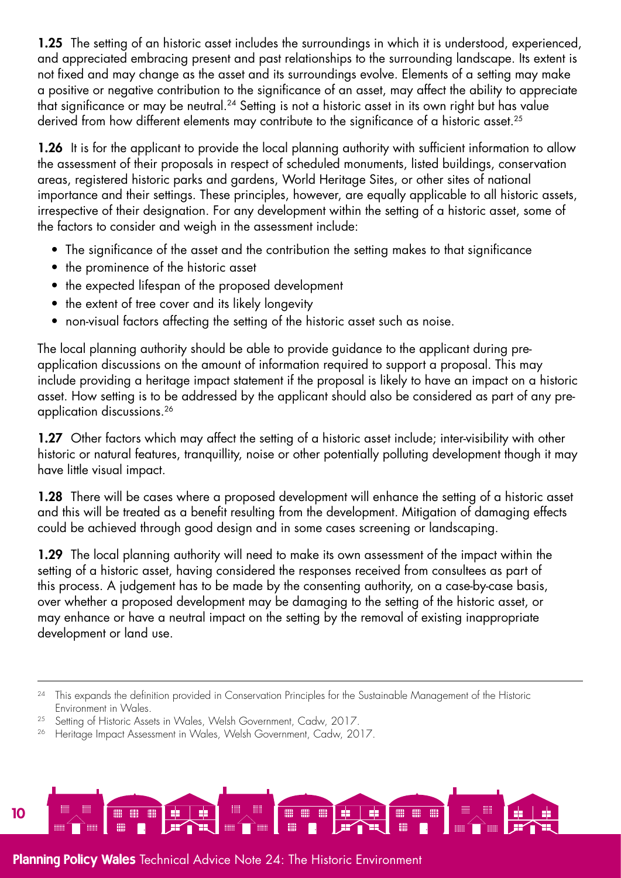**1.25** The setting of an historic asset includes the surroundings in which it is understood, experienced, and appreciated embracing present and past relationships to the surrounding landscape. Its extent is not fixed and may change as the asset and its surroundings evolve. Elements of a setting may make a positive or negative contribution to the significance of an asset, may affect the ability to appreciate that significance or may be neutral.[24] Setting is not a historic asset in its own right but has value derived from how different elements may contribute to the significance of a historic asset.[25]

**1.26** It is for the applicant to provide the local planning authority with sufficient information to allow the assessment of their proposals in respect of scheduled monuments, listed buildings, conservation areas, registered historic parks and gardens, World Heritage Sites, or other sites of national importance and their settings. These principles, however, are equally applicable to all historic assets, irrespective of their designation. For any development within the setting of a historic asset, some of the factors to consider and weigh in the assessment include:

- The significance of the asset and the contribution the setting makes to that significance
- the prominence of the historic asset
- the expected lifespan of the proposed development
- the extent of tree cover and its likely longevity
- non-visual factors affecting the setting of the historic asset such as noise.

The local planning authority should be able to provide guidance to the applicant during pre-application discussions on the amount of information required to support a proposal. This may include providing a heritage impact statement if the proposal is likely to have an impact on a historic asset. How setting is to be addressed by the applicant should also be considered as part of any pre-application discussions.[26]

**1.27** Other factors which may affect the setting of a historic asset include; inter-visibility with other historic or natural features, tranquillity, noise or other potentially polluting development though it may have little visual impact.

**1.28** There will be cases where a proposed development will enhance the setting of a historic asset and this will be treated as a benefit resulting from the development. Mitigation of damaging effects could be achieved through good design and in some cases screening or landscaping.

**1.29** The local planning authority will need to make its own assessment of the impact within the setting of a historic asset, having considered the responses received from consultees as part of this process. A judgement has to be made by the consenting authority, on a case-by-case basis, over whether a proposed development may be damaging to the setting of the historic asset, or may enhance or have a neutral impact on the setting by the removal of existing inappropriate development or land use.

---

[24] This expands the definition provided in Conservation Principles for the Sustainable Management of the Historic Environment in Wales.

[25] Setting of Historic Assets in Wales, Welsh Government, Cadw, 2017.

[26] Heritage Impact Assessment in Wales, Welsh Government, Cadw, 2017.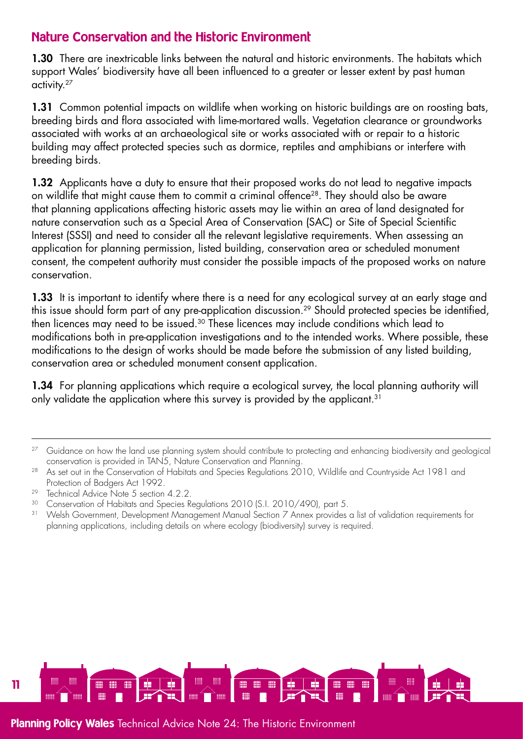## Nature Conservation and the Historic Environment

**1.30** There are inextricable links between the natural and historic environments. The habitats which support Wales' biodiversity have all been influenced to a greater or lesser extent by past human activity.[27]

**1.31** Common potential impacts on wildlife when working on historic buildings are on roosting bats, breeding birds and flora associated with lime-mortared walls. Vegetation clearance or groundworks associated with works at an archaeological site or works associated with or repair to a historic building may affect protected species such as dormice, reptiles and amphibians or interfere with breeding birds.

**1.32** Applicants have a duty to ensure that their proposed works do not lead to negative impacts on wildlife that might cause them to commit a criminal offence[28]. They should also be aware that planning applications affecting historic assets may lie within an area of land designated for nature conservation such as a Special Area of Conservation (SAC) or Site of Special Scientific Interest (SSSI) and need to consider all the relevant legislative requirements. When assessing an application for planning permission, listed building, conservation area or scheduled monument consent, the competent authority must consider the possible impacts of the proposed works on nature conservation.

**1.33** It is important to identify where there is a need for any ecological survey at an early stage and this issue should form part of any pre-application discussion.[29] Should protected species be identified, then licences may need to be issued.[30] These licences may include conditions which lead to modifications both in pre-application investigations and to the intended works. Where possible, these modifications to the design of works should be made before the submission of any listed building, conservation area or scheduled monument consent application.

**1.34** For planning applications which require a ecological survey, the local planning authority will only validate the application where this survey is provided by the applicant.[31]

---

[27] Guidance on how the land use planning system should contribute to protecting and enhancing biodiversity and geological conservation is provided in TAN5, Nature Conservation and Planning.

[28] As set out in the Conservation of Habitats and Species Regulations 2010, Wildlife and Countryside Act 1981 and Protection of Badgers Act 1992.

[29] Technical Advice Note 5 section 4.2.2.

[30] Conservation of Habitats and Species Regulations 2010 (S.I. 2010/490), part 5.

[31] Welsh Government, Development Management Manual Section 7 Annex provides a list of validation requirements for planning applications, including details on where ecology (biodiversity) survey is required.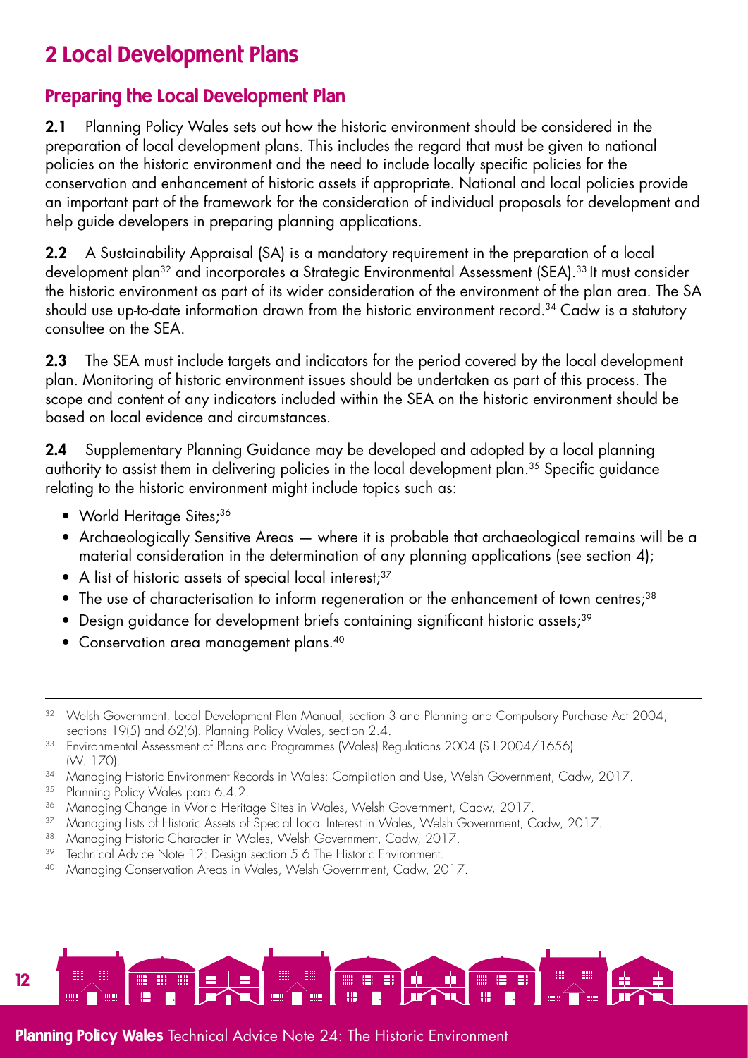# 2 Local Development Plans

## Preparing the Local Development Plan

**2.1** Planning Policy Wales sets out how the historic environment should be considered in the preparation of local development plans. This includes the regard that must be given to national policies on the historic environment and the need to include locally specific policies for the conservation and enhancement of historic assets if appropriate. National and local policies provide an important part of the framework for the consideration of individual proposals for development and help guide developers in preparing planning applications.

**2.2** A Sustainability Appraisal (SA) is a mandatory requirement in the preparation of a local development plan[32] and incorporates a Strategic Environmental Assessment (SEA).[33] It must consider the historic environment as part of its wider consideration of the environment of the plan area. The SA should use up-to-date information drawn from the historic environment record.[34] Cadw is a statutory consultee on the SEA.

**2.3** The SEA must include targets and indicators for the period covered by the local development plan. Monitoring of historic environment issues should be undertaken as part of this process. The scope and content of any indicators included within the SEA on the historic environment should be based on local evidence and circumstances.

**2.4** Supplementary Planning Guidance may be developed and adopted by a local planning authority to assist them in delivering policies in the local development plan.[35] Specific guidance relating to the historic environment might include topics such as:

- World Heritage Sites;[36]
- Archaeologically Sensitive Areas — where it is probable that archaeological remains will be a material consideration in the determination of any planning applications (see section 4);
- A list of historic assets of special local interest;[37]
- The use of characterisation to inform regeneration or the enhancement of town centres;[38]
- Design guidance for development briefs containing significant historic assets;[39]
- Conservation area management plans.[40]

---

[32] Welsh Government, Local Development Plan Manual, section 3 and Planning and Compulsory Purchase Act 2004, sections 19(5) and 62(6). Planning Policy Wales, section 2.4.

[33] Environmental Assessment of Plans and Programmes (Wales) Regulations 2004 (S.I.2004/1656) (W. 170).

[34] Managing Historic Environment Records in Wales: Compilation and Use, Welsh Government, Cadw, 2017.

[35] Planning Policy Wales para 6.4.2.

[36] Managing Change in World Heritage Sites in Wales, Welsh Government, Cadw, 2017.

[37] Managing Lists of Historic Assets of Special Local Interest in Wales, Welsh Government, Cadw, 2017.

[38] Managing Historic Character in Wales, Welsh Government, Cadw, 2017.

[39] Technical Advice Note 12: Design section 5.6 The Historic Environment.

[40] Managing Conservation Areas in Wales, Welsh Government, Cadw, 2017.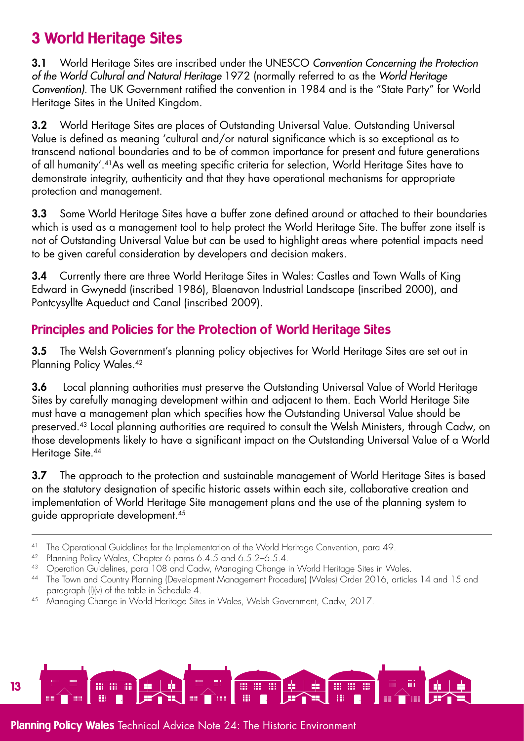# 3 World Heritage Sites

**3.1** World Heritage Sites are inscribed under the UNESCO *Convention Concerning the Protection of the World Cultural and Natural Heritage* 1972 (normally referred to as the *World Heritage Convention)*. The UK Government ratified the convention in 1984 and is the "State Party" for World Heritage Sites in the United Kingdom.

**3.2** World Heritage Sites are places of Outstanding Universal Value. Outstanding Universal Value is defined as meaning 'cultural and/or natural significance which is so exceptional as to transcend national boundaries and to be of common importance for present and future generations of all humanity'.[41] As well as meeting specific criteria for selection, World Heritage Sites have to demonstrate integrity, authenticity and that they have operational mechanisms for appropriate protection and management.

**3.3** Some World Heritage Sites have a buffer zone defined around or attached to their boundaries which is used as a management tool to help protect the World Heritage Site. The buffer zone itself is not of Outstanding Universal Value but can be used to highlight areas where potential impacts need to be given careful consideration by developers and decision makers.

**3.4** Currently there are three World Heritage Sites in Wales: Castles and Town Walls of King Edward in Gwynedd (inscribed 1986), Blaenavon Industrial Landscape (inscribed 2000), and Pontcysyllte Aqueduct and Canal (inscribed 2009).

## Principles and Policies for the Protection of World Heritage Sites

**3.5** The Welsh Government's planning policy objectives for World Heritage Sites are set out in Planning Policy Wales.[42]

**3.6** Local planning authorities must preserve the Outstanding Universal Value of World Heritage Sites by carefully managing development within and adjacent to them. Each World Heritage Site must have a management plan which specifies how the Outstanding Universal Value should be preserved.[43] Local planning authorities are required to consult the Welsh Ministers, through Cadw, on those developments likely to have a significant impact on the Outstanding Universal Value of a World Heritage Site.[44]

**3.7** The approach to the protection and sustainable management of World Heritage Sites is based on the statutory designation of specific historic assets within each site, collaborative creation and implementation of World Heritage Site management plans and the use of the planning system to guide appropriate development.[45]

---

[41] The Operational Guidelines for the Implementation of the World Heritage Convention, para 49.

[42] Planning Policy Wales, Chapter 6 paras 6.4.5 and 6.5.2–6.5.4.

[43] Operation Guidelines, para 108 and Cadw, Managing Change in World Heritage Sites in Wales.

[44] The Town and Country Planning (Development Management Procedure) (Wales) Order 2016, articles 14 and 15 and paragraph (l)(v) of the table in Schedule 4.

[45] Managing Change in World Heritage Sites in Wales, Welsh Government, Cadw, 2017.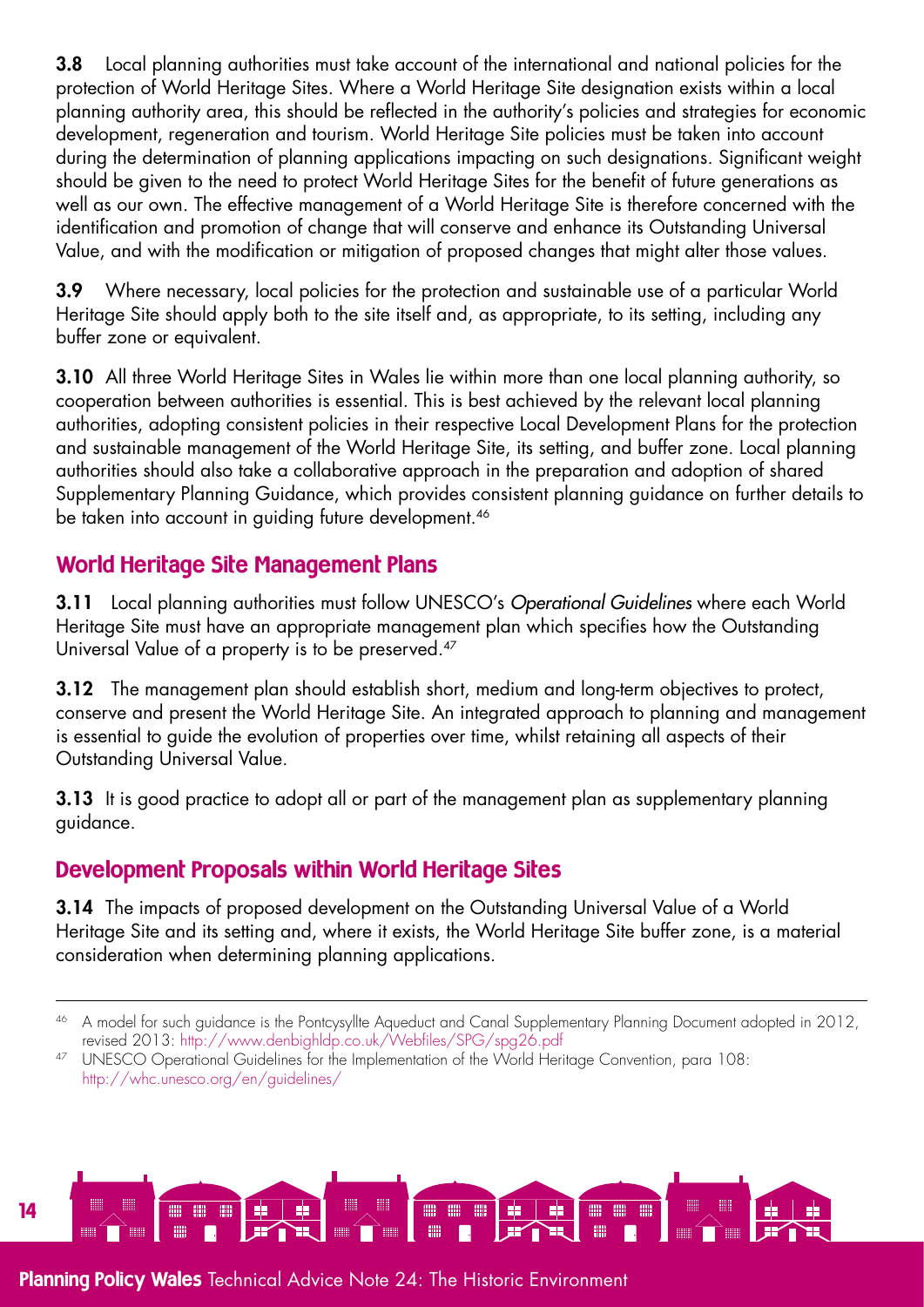**3.8** Local planning authorities must take account of the international and national policies for the protection of World Heritage Sites. Where a World Heritage Site designation exists within a local planning authority area, this should be reflected in the authority's policies and strategies for economic development, regeneration and tourism. World Heritage Site policies must be taken into account during the determination of planning applications impacting on such designations. Significant weight should be given to the need to protect World Heritage Sites for the benefit of future generations as well as our own. The effective management of a World Heritage Site is therefore concerned with the identification and promotion of change that will conserve and enhance its Outstanding Universal Value, and with the modification or mitigation of proposed changes that might alter those values.

**3.9** Where necessary, local policies for the protection and sustainable use of a particular World Heritage Site should apply both to the site itself and, as appropriate, to its setting, including any buffer zone or equivalent.

**3.10** All three World Heritage Sites in Wales lie within more than one local planning authority, so cooperation between authorities is essential. This is best achieved by the relevant local planning authorities, adopting consistent policies in their respective Local Development Plans for the protection and sustainable management of the World Heritage Site, its setting, and buffer zone. Local planning authorities should also take a collaborative approach in the preparation and adoption of shared Supplementary Planning Guidance, which provides consistent planning guidance on further details to be taken into account in guiding future development.[46]

## World Heritage Site Management Plans

**3.11** Local planning authorities must follow UNESCO's *Operational Guidelines* where each World Heritage Site must have an appropriate management plan which specifies how the Outstanding Universal Value of a property is to be preserved.[47]

**3.12** The management plan should establish short, medium and long-term objectives to protect, conserve and present the World Heritage Site. An integrated approach to planning and management is essential to guide the evolution of properties over time, whilst retaining all aspects of their Outstanding Universal Value.

**3.13** It is good practice to adopt all or part of the management plan as supplementary planning guidance.

## Development Proposals within World Heritage Sites

**3.14** The impacts of proposed development on the Outstanding Universal Value of a World Heritage Site and its setting and, where it exists, the World Heritage Site buffer zone, is a material consideration when determining planning applications.

---

[46] A model for such guidance is the Pontcysyllte Aqueduct and Canal Supplementary Planning Document adopted in 2012, revised 2013: http://www.denbighldp.co.uk/Webfiles/SPG/spg26.pdf

[47] UNESCO Operational Guidelines for the Implementation of the World Heritage Convention, para 108: http://whc.unesco.org/en/guidelines/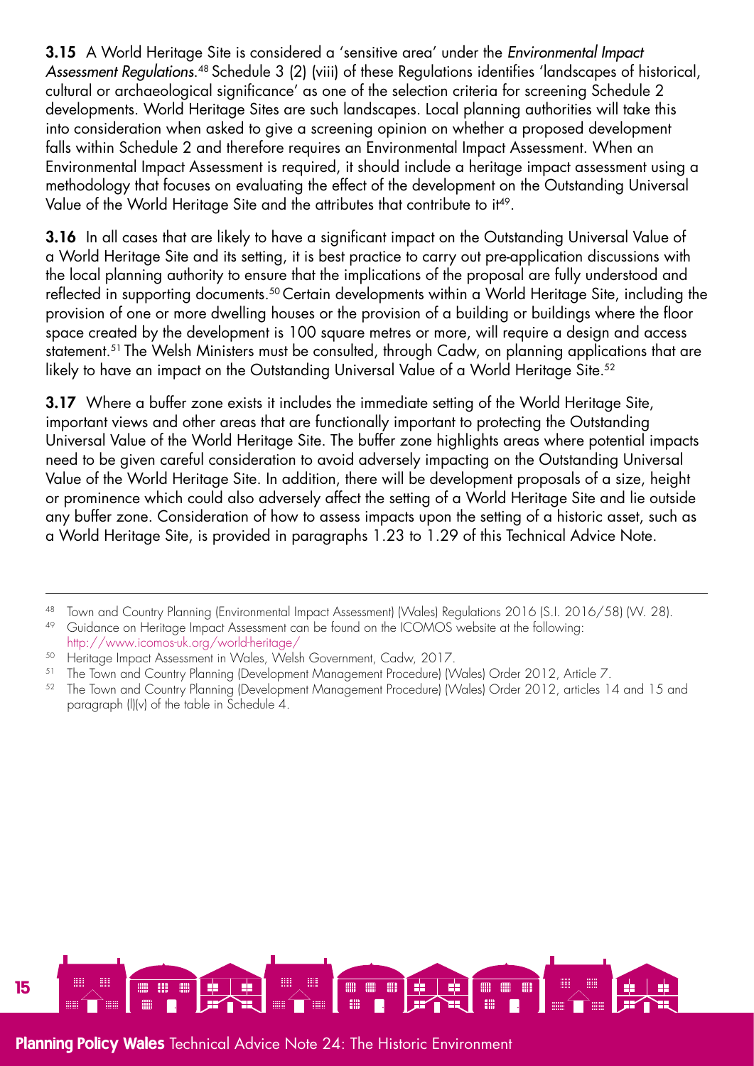**3.15** A World Heritage Site is considered a 'sensitive area' under the *Environmental Impact Assessment Regulations*.[48] Schedule 3 (2) (viii) of these Regulations identifies 'landscapes of historical, cultural or archaeological significance' as one of the selection criteria for screening Schedule 2 developments. World Heritage Sites are such landscapes. Local planning authorities will take this into consideration when asked to give a screening opinion on whether a proposed development falls within Schedule 2 and therefore requires an Environmental Impact Assessment. When an Environmental Impact Assessment is required, it should include a heritage impact assessment using a methodology that focuses on evaluating the effect of the development on the Outstanding Universal Value of the World Heritage Site and the attributes that contribute to it[49].

**3.16** In all cases that are likely to have a significant impact on the Outstanding Universal Value of a World Heritage Site and its setting, it is best practice to carry out pre-application discussions with the local planning authority to ensure that the implications of the proposal are fully understood and reflected in supporting documents.[50] Certain developments within a World Heritage Site, including the provision of one or more dwelling houses or the provision of a building or buildings where the floor space created by the development is 100 square metres or more, will require a design and access statement.[51] The Welsh Ministers must be consulted, through Cadw, on planning applications that are likely to have an impact on the Outstanding Universal Value of a World Heritage Site.[52]

**3.17** Where a buffer zone exists it includes the immediate setting of the World Heritage Site, important views and other areas that are functionally important to protecting the Outstanding Universal Value of the World Heritage Site. The buffer zone highlights areas where potential impacts need to be given careful consideration to avoid adversely impacting on the Outstanding Universal Value of the World Heritage Site. In addition, there will be development proposals of a size, height or prominence which could also adversely affect the setting of a World Heritage Site and lie outside any buffer zone. Consideration of how to assess impacts upon the setting of a historic asset, such as a World Heritage Site, is provided in paragraphs 1.23 to 1.29 of this Technical Advice Note.

---

[48] Town and Country Planning (Environmental Impact Assessment) (Wales) Regulations 2016 (S.I. 2016/58) (W. 28).

[49] Guidance on Heritage Impact Assessment can be found on the ICOMOS website at the following: http://www.icomos-uk.org/world-heritage/

[50] Heritage Impact Assessment in Wales, Welsh Government, Cadw, 2017.

[51] The Town and Country Planning (Development Management Procedure) (Wales) Order 2012, Article 7.

[52] The Town and Country Planning (Development Management Procedure) (Wales) Order 2012, articles 14 and 15 and paragraph (l)(v) of the table in Schedule 4.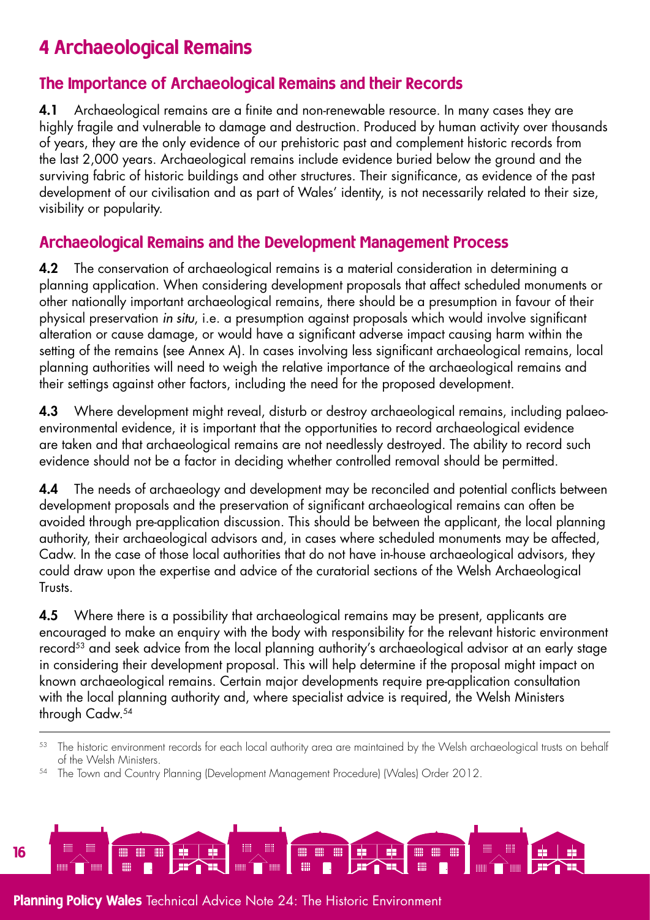# 4 Archaeological Remains

## The Importance of Archaeological Remains and their Records

**4.1** Archaeological remains are a finite and non-renewable resource. In many cases they are highly fragile and vulnerable to damage and destruction. Produced by human activity over thousands of years, they are the only evidence of our prehistoric past and complement historic records from the last 2,000 years. Archaeological remains include evidence buried below the ground and the surviving fabric of historic buildings and other structures. Their significance, as evidence of the past development of our civilisation and as part of Wales' identity, is not necessarily related to their size, visibility or popularity.

## Archaeological Remains and the Development Management Process

**4.2** The conservation of archaeological remains is a material consideration in determining a planning application. When considering development proposals that affect scheduled monuments or other nationally important archaeological remains, there should be a presumption in favour of their physical preservation *in situ*, i.e. a presumption against proposals which would involve significant alteration or cause damage, or would have a significant adverse impact causing harm within the setting of the remains (see Annex A). In cases involving less significant archaeological remains, local planning authorities will need to weigh the relative importance of the archaeological remains and their settings against other factors, including the need for the proposed development.

**4.3** Where development might reveal, disturb or destroy archaeological remains, including palaeo-environmental evidence, it is important that the opportunities to record archaeological evidence are taken and that archaeological remains are not needlessly destroyed. The ability to record such evidence should not be a factor in deciding whether controlled removal should be permitted.

**4.4** The needs of archaeology and development may be reconciled and potential conflicts between development proposals and the preservation of significant archaeological remains can often be avoided through pre-application discussion. This should be between the applicant, the local planning authority, their archaeological advisors and, in cases where scheduled monuments may be affected, Cadw. In the case of those local authorities that do not have in-house archaeological advisors, they could draw upon the expertise and advice of the curatorial sections of the Welsh Archaeological Trusts.

**4.5** Where there is a possibility that archaeological remains may be present, applicants are encouraged to make an enquiry with the body with responsibility for the relevant historic environment record[53] and seek advice from the local planning authority's archaeological advisor at an early stage in considering their development proposal. This will help determine if the proposal might impact on known archaeological remains. Certain major developments require pre-application consultation with the local planning authority and, where specialist advice is required, the Welsh Ministers through Cadw.[54]

---

[53] The historic environment records for each local authority area are maintained by the Welsh archaeological trusts on behalf of the Welsh Ministers.

[54] The Town and Country Planning (Development Management Procedure) (Wales) Order 2012.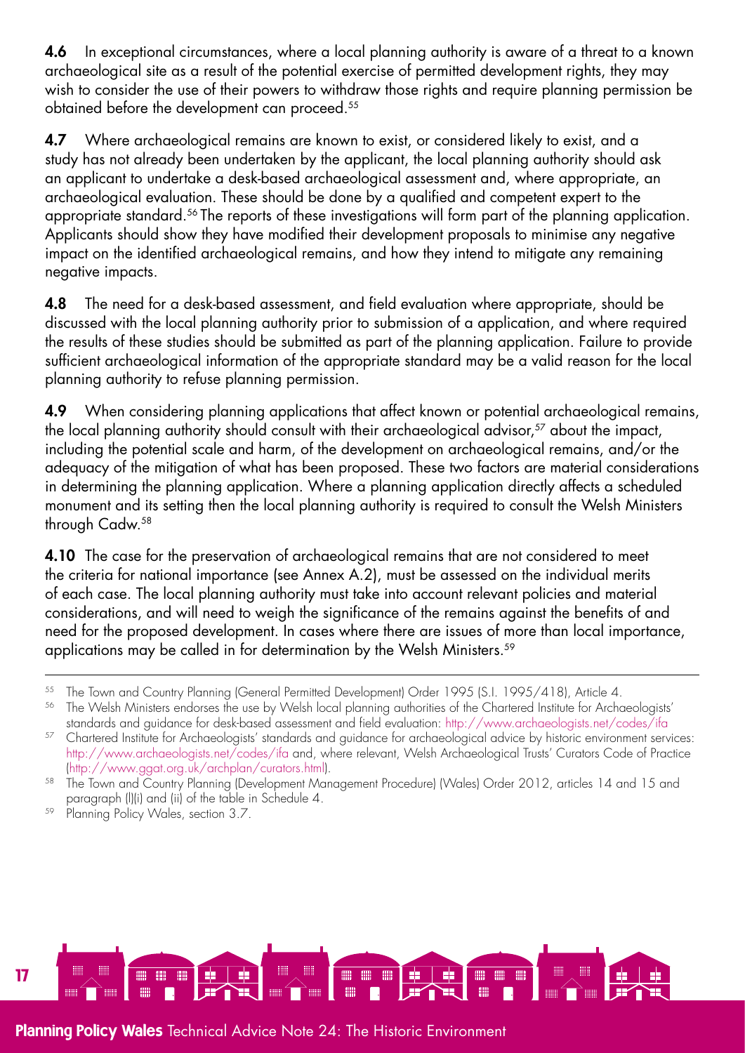**4.6** In exceptional circumstances, where a local planning authority is aware of a threat to a known archaeological site as a result of the potential exercise of permitted development rights, they may wish to consider the use of their powers to withdraw those rights and require planning permission be obtained before the development can proceed.[55]

**4.7** Where archaeological remains are known to exist, or considered likely to exist, and a study has not already been undertaken by the applicant, the local planning authority should ask an applicant to undertake a desk-based archaeological assessment and, where appropriate, an archaeological evaluation. These should be done by a qualified and competent expert to the appropriate standard.[56] The reports of these investigations will form part of the planning application. Applicants should show they have modified their development proposals to minimise any negative impact on the identified archaeological remains, and how they intend to mitigate any remaining negative impacts.

**4.8** The need for a desk-based assessment, and field evaluation where appropriate, should be discussed with the local planning authority prior to submission of a application, and where required the results of these studies should be submitted as part of the planning application. Failure to provide sufficient archaeological information of the appropriate standard may be a valid reason for the local planning authority to refuse planning permission.

**4.9** When considering planning applications that affect known or potential archaeological remains, the local planning authority should consult with their archaeological advisor,[57] about the impact, including the potential scale and harm, of the development on archaeological remains, and/or the adequacy of the mitigation of what has been proposed. These two factors are material considerations in determining the planning application. Where a planning application directly affects a scheduled monument and its setting then the local planning authority is required to consult the Welsh Ministers through Cadw.[58]

**4.10** The case for the preservation of archaeological remains that are not considered to meet the criteria for national importance (see Annex A.2), must be assessed on the individual merits of each case. The local planning authority must take into account relevant policies and material considerations, and will need to weigh the significance of the remains against the benefits of and need for the proposed development. In cases where there are issues of more than local importance, applications may be called in for determination by the Welsh Ministers.[59]

---

[55] The Town and Country Planning (General Permitted Development) Order 1995 (S.I. 1995/418), Article 4.

[56] The Welsh Ministers endorses the use by Welsh local planning authorities of the Chartered Institute for Archaeologists' standards and guidance for desk-based assessment and field evaluation: http://www.archaeologists.net/codes/ifa

[57] Chartered Institute for Archaeologists' standards and guidance for archaeological advice by historic environment services: http://www.archaeologists.net/codes/ifa and, where relevant, Welsh Archaeological Trusts' Curators Code of Practice (http://www.ggat.org.uk/archplan/curators.html).

[58] The Town and Country Planning (Development Management Procedure) (Wales) Order 2012, articles 14 and 15 and paragraph (l)(i) and (ii) of the table in Schedule 4.

[59] Planning Policy Wales, section 3.7.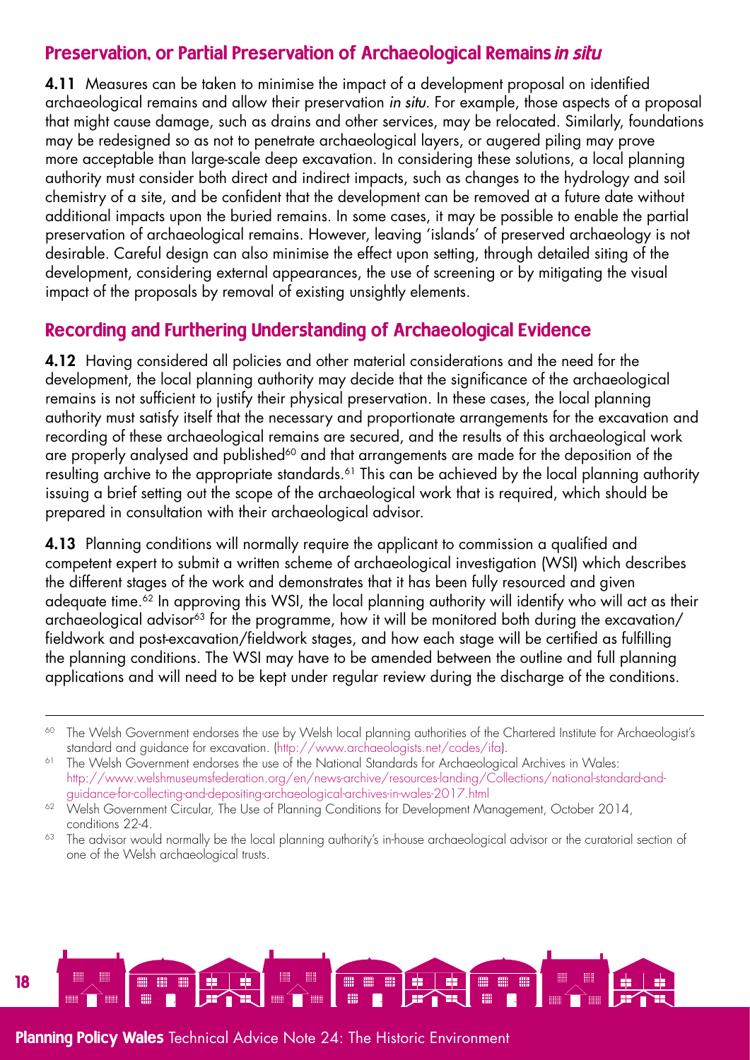## Preservation, or Partial Preservation of Archaeological Remains *in situ*

**4.11** Measures can be taken to minimise the impact of a development proposal on identified archaeological remains and allow their preservation *in situ*. For example, those aspects of a proposal that might cause damage, such as drains and other services, may be relocated. Similarly, foundations may be redesigned so as not to penetrate archaeological layers, or augered piling may prove more acceptable than large-scale deep excavation. In considering these solutions, a local planning authority must consider both direct and indirect impacts, such as changes to the hydrology and soil chemistry of a site, and be confident that the development can be removed at a future date without additional impacts upon the buried remains. In some cases, it may be possible to enable the partial preservation of archaeological remains. However, leaving 'islands' of preserved archaeology is not desirable. Careful design can also minimise the effect upon setting, through detailed siting of the development, considering external appearances, the use of screening or by mitigating the visual impact of the proposals by removal of existing unsightly elements.

## Recording and Furthering Understanding of Archaeological Evidence

**4.12** Having considered all policies and other material considerations and the need for the development, the local planning authority may decide that the significance of the archaeological remains is not sufficient to justify their physical preservation. In these cases, the local planning authority must satisfy itself that the necessary and proportionate arrangements for the excavation and recording of these archaeological remains are secured, and the results of this archaeological work are properly analysed and published[60] and that arrangements are made for the deposition of the resulting archive to the appropriate standards.[61] This can be achieved by the local planning authority issuing a brief setting out the scope of the archaeological work that is required, which should be prepared in consultation with their archaeological advisor.

**4.13** Planning conditions will normally require the applicant to commission a qualified and competent expert to submit a written scheme of archaeological investigation (WSI) which describes the different stages of the work and demonstrates that it has been fully resourced and given adequate time.[62] In approving this WSI, the local planning authority will identify who will act as their archaeological advisor[63] for the programme, how it will be monitored both during the excavation/fieldwork and post-excavation/fieldwork stages, and how each stage will be certified as fulfilling the planning conditions. The WSI may have to be amended between the outline and full planning applications and will need to be kept under regular review during the discharge of the conditions.

---

[60] The Welsh Government endorses the use by Welsh local planning authorities of the Chartered Institute for Archaeologist's standard and guidance for excavation. (http://www.archaeologists.net/codes/ifa).

[61] The Welsh Government endorses the use of the National Standards for Archaeological Archives in Wales: http://www.welshmuseumsfederation.org/en/news-archive/resources-landing/Collections/national-standard-and-guidance-for-collecting-and-depositing-archaeological-archives-in-wales-2017.html

[62] Welsh Government Circular, The Use of Planning Conditions for Development Management, October 2014, conditions 22-4.

[63] The advisor would normally be the local planning authority's in-house archaeological advisor or the curatorial section of one of the Welsh archaeological trusts.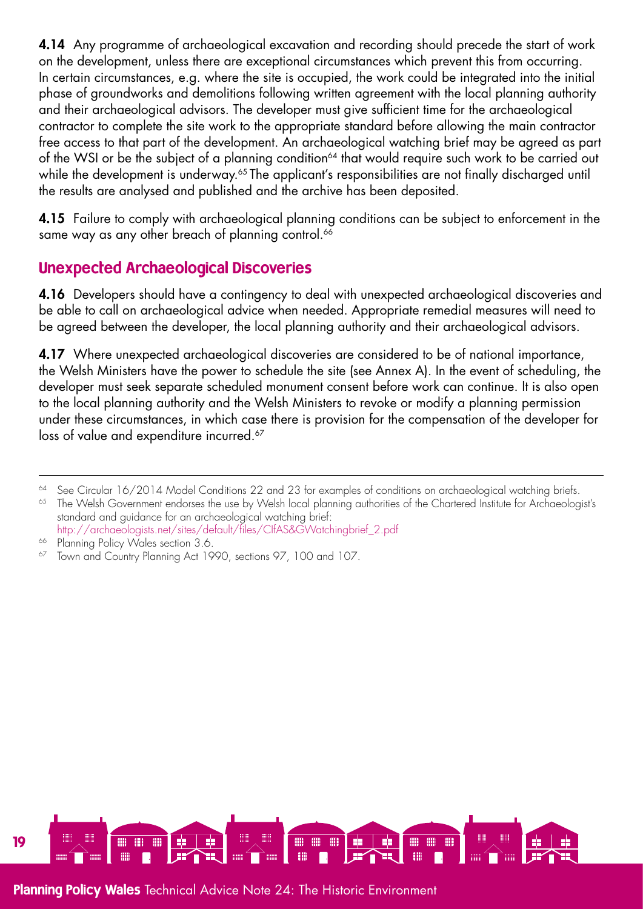**4.14** Any programme of archaeological excavation and recording should precede the start of work on the development, unless there are exceptional circumstances which prevent this from occurring. In certain circumstances, e.g. where the site is occupied, the work could be integrated into the initial phase of groundworks and demolitions following written agreement with the local planning authority and their archaeological advisors. The developer must give sufficient time for the archaeological contractor to complete the site work to the appropriate standard before allowing the main contractor free access to that part of the development. An archaeological watching brief may be agreed as part of the WSI or be the subject of a planning condition[64] that would require such work to be carried out while the development is underway.[65] The applicant's responsibilities are not finally discharged until the results are analysed and published and the archive has been deposited.

**4.15** Failure to comply with archaeological planning conditions can be subject to enforcement in the same way as any other breach of planning control.[66]

## Unexpected Archaeological Discoveries

**4.16** Developers should have a contingency to deal with unexpected archaeological discoveries and be able to call on archaeological advice when needed. Appropriate remedial measures will need to be agreed between the developer, the local planning authority and their archaeological advisors.

**4.17** Where unexpected archaeological discoveries are considered to be of national importance, the Welsh Ministers have the power to schedule the site (see Annex A). In the event of scheduling, the developer must seek separate scheduled monument consent before work can continue. It is also open to the local planning authority and the Welsh Ministers to revoke or modify a planning permission under these circumstances, in which case there is provision for the compensation of the developer for loss of value and expenditure incurred.[67]

---

[64] See Circular 16/2014 Model Conditions 22 and 23 for examples of conditions on archaeological watching briefs.

[65] The Welsh Government endorses the use by Welsh local planning authorities of the Chartered Institute for Archaeologist's standard and guidance for an archaeological watching brief: http://archaeologists.net/sites/default/files/CIfAS&GWatchingbrief_2.pdf

[66] Planning Policy Wales section 3.6.

[67] Town and Country Planning Act 1990, sections 97, 100 and 107.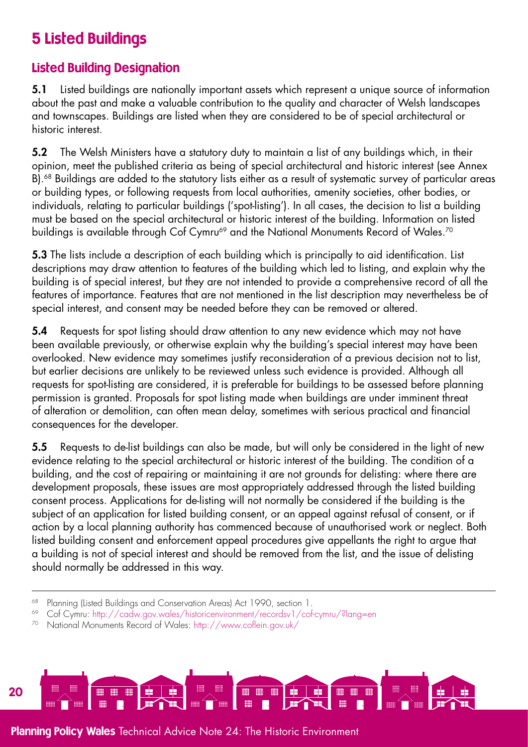# 5 Listed Buildings

## Listed Building Designation

**5.1** Listed buildings are nationally important assets which represent a unique source of information about the past and make a valuable contribution to the quality and character of Welsh landscapes and townscapes. Buildings are listed when they are considered to be of special architectural or historic interest.

**5.2** The Welsh Ministers have a statutory duty to maintain a list of any buildings which, in their opinion, meet the published criteria as being of special architectural and historic interest (see Annex B).[68] Buildings are added to the statutory lists either as a result of systematic survey of particular areas or building types, or following requests from local authorities, amenity societies, other bodies, or individuals, relating to particular buildings ('spot-listing'). In all cases, the decision to list a building must be based on the special architectural or historic interest of the building. Information on listed buildings is available through Cof Cymru[69] and the National Monuments Record of Wales.[70]

**5.3** The lists include a description of each building which is principally to aid identification. List descriptions may draw attention to features of the building which led to listing, and explain why the building is of special interest, but they are not intended to provide a comprehensive record of all the features of importance. Features that are not mentioned in the list description may nevertheless be of special interest, and consent may be needed before they can be removed or altered.

**5.4** Requests for spot listing should draw attention to any new evidence which may not have been available previously, or otherwise explain why the building's special interest may have been overlooked. New evidence may sometimes justify reconsideration of a previous decision not to list, but earlier decisions are unlikely to be reviewed unless such evidence is provided. Although all requests for spot-listing are considered, it is preferable for buildings to be assessed before planning permission is granted. Proposals for spot listing made when buildings are under imminent threat of alteration or demolition, can often mean delay, sometimes with serious practical and financial consequences for the developer.

**5.5** Requests to de-list buildings can also be made, but will only be considered in the light of new evidence relating to the special architectural or historic interest of the building. The condition of a building, and the cost of repairing or maintaining it are not grounds for delisting: where there are development proposals, these issues are most appropriately addressed through the listed building consent process. Applications for de-listing will not normally be considered if the building is the subject of an application for listed building consent, or an appeal against refusal of consent, or if action by a local planning authority has commenced because of unauthorised work or neglect. Both listed building consent and enforcement appeal procedures give appellants the right to argue that a building is not of special interest and should be removed from the list, and the issue of delisting should normally be addressed in this way.

---

[68] Planning (Listed Buildings and Conservation Areas) Act 1990, section 1.

[69] Cof Cymru: http://cadw.gov.wales/historicenvironment/recordsv1/cof-cymru/?lang=en

[70] National Monuments Record of Wales: http://www.coflein.gov.uk/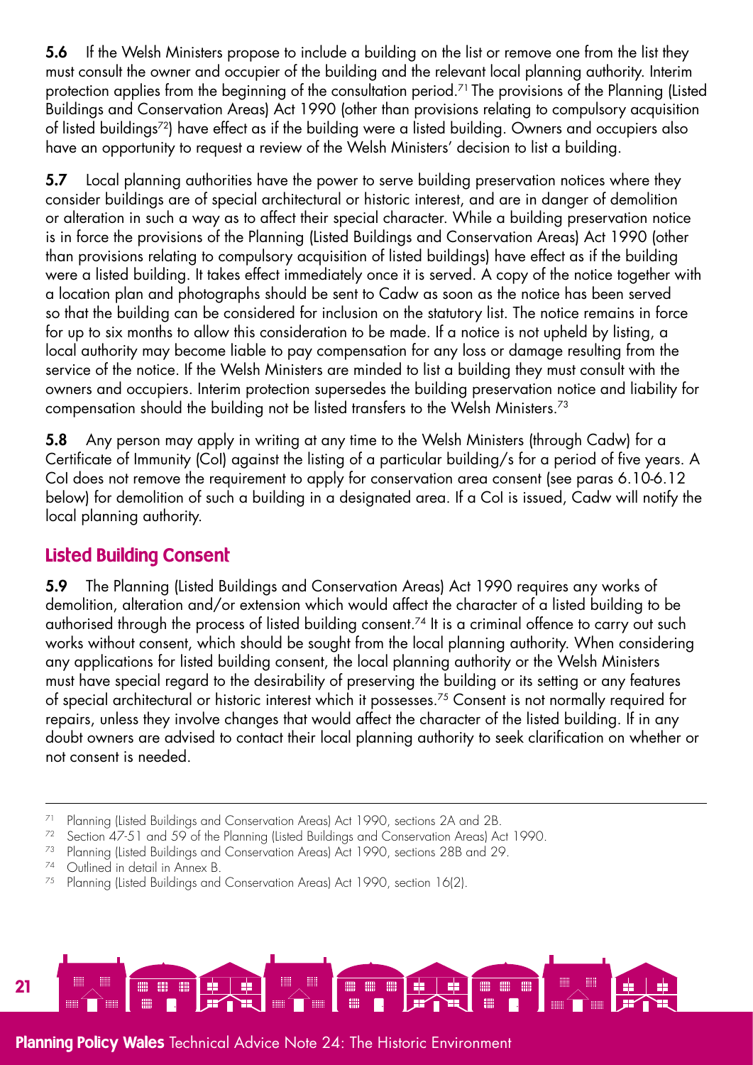**5.6** If the Welsh Ministers propose to include a building on the list or remove one from the list they must consult the owner and occupier of the building and the relevant local planning authority. Interim protection applies from the beginning of the consultation period.[71] The provisions of the Planning (Listed Buildings and Conservation Areas) Act 1990 (other than provisions relating to compulsory acquisition of listed buildings[72]) have effect as if the building were a listed building. Owners and occupiers also have an opportunity to request a review of the Welsh Ministers' decision to list a building.

**5.7** Local planning authorities have the power to serve building preservation notices where they consider buildings are of special architectural or historic interest, and are in danger of demolition or alteration in such a way as to affect their special character. While a building preservation notice is in force the provisions of the Planning (Listed Buildings and Conservation Areas) Act 1990 (other than provisions relating to compulsory acquisition of listed buildings) have effect as if the building were a listed building. It takes effect immediately once it is served. A copy of the notice together with a location plan and photographs should be sent to Cadw as soon as the notice has been served so that the building can be considered for inclusion on the statutory list. The notice remains in force for up to six months to allow this consideration to be made. If a notice is not upheld by listing, a local authority may become liable to pay compensation for any loss or damage resulting from the service of the notice. If the Welsh Ministers are minded to list a building they must consult with the owners and occupiers. Interim protection supersedes the building preservation notice and liability for compensation should the building not be listed transfers to the Welsh Ministers.[73]

**5.8** Any person may apply in writing at any time to the Welsh Ministers (through Cadw) for a Certificate of Immunity (CoI) against the listing of a particular building/s for a period of five years. A CoI does not remove the requirement to apply for conservation area consent (see paras 6.10-6.12 below) for demolition of such a building in a designated area. If a CoI is issued, Cadw will notify the local planning authority.

## Listed Building Consent

**5.9** The Planning (Listed Buildings and Conservation Areas) Act 1990 requires any works of demolition, alteration and/or extension which would affect the character of a listed building to be authorised through the process of listed building consent.[74] It is a criminal offence to carry out such works without consent, which should be sought from the local planning authority. When considering any applications for listed building consent, the local planning authority or the Welsh Ministers must have special regard to the desirability of preserving the building or its setting or any features of special architectural or historic interest which it possesses.[75] Consent is not normally required for repairs, unless they involve changes that would affect the character of the listed building. If in any doubt owners are advised to contact their local planning authority to seek clarification on whether or not consent is needed.

---

[71] Planning (Listed Buildings and Conservation Areas) Act 1990, sections 2A and 2B.

[72] Section 47-51 and 59 of the Planning (Listed Buildings and Conservation Areas) Act 1990.

[73] Planning (Listed Buildings and Conservation Areas) Act 1990, sections 28B and 29.

[74] Outlined in detail in Annex B.

[75] Planning (Listed Buildings and Conservation Areas) Act 1990, section 16(2).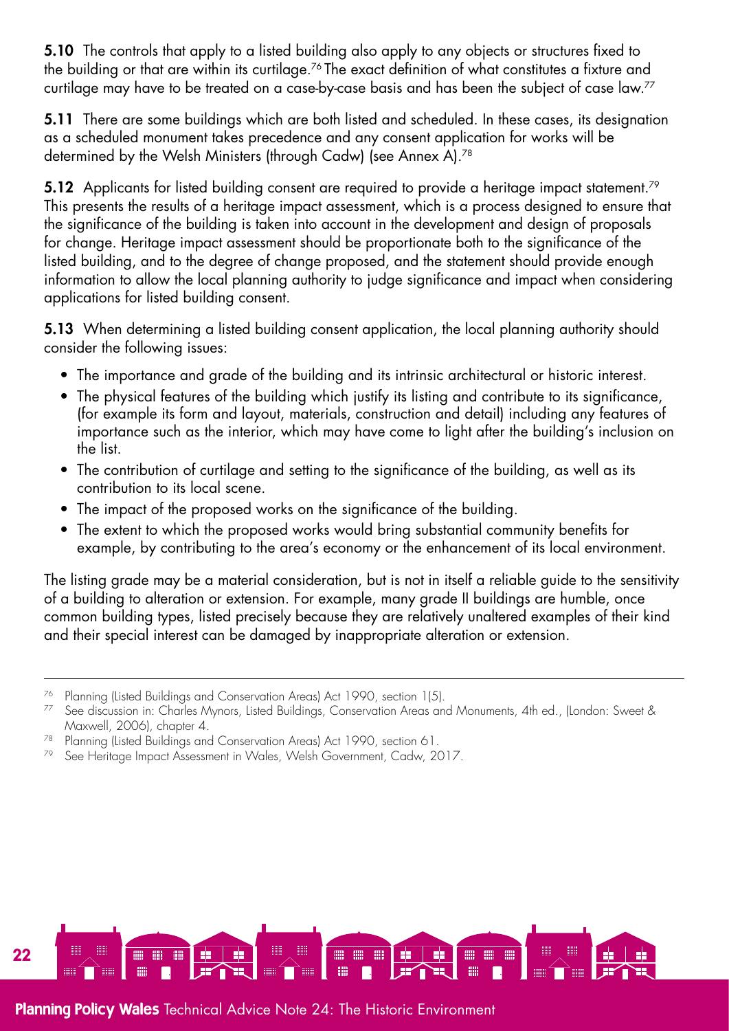**5.10** The controls that apply to a listed building also apply to any objects or structures fixed to the building or that are within its curtilage.[76] The exact definition of what constitutes a fixture and curtilage may have to be treated on a case-by-case basis and has been the subject of case law.[77]

**5.11** There are some buildings which are both listed and scheduled. In these cases, its designation as a scheduled monument takes precedence and any consent application for works will be determined by the Welsh Ministers (through Cadw) (see Annex A).[78]

**5.12** Applicants for listed building consent are required to provide a heritage impact statement.[79] This presents the results of a heritage impact assessment, which is a process designed to ensure that the significance of the building is taken into account in the development and design of proposals for change. Heritage impact assessment should be proportionate both to the significance of the listed building, and to the degree of change proposed, and the statement should provide enough information to allow the local planning authority to judge significance and impact when considering applications for listed building consent.

**5.13** When determining a listed building consent application, the local planning authority should consider the following issues:

- The importance and grade of the building and its intrinsic architectural or historic interest.
- The physical features of the building which justify its listing and contribute to its significance, (for example its form and layout, materials, construction and detail) including any features of importance such as the interior, which may have come to light after the building's inclusion on the list.
- The contribution of curtilage and setting to the significance of the building, as well as its contribution to its local scene.
- The impact of the proposed works on the significance of the building.
- The extent to which the proposed works would bring substantial community benefits for example, by contributing to the area's economy or the enhancement of its local environment.

The listing grade may be a material consideration, but is not in itself a reliable guide to the sensitivity of a building to alteration or extension. For example, many grade II buildings are humble, once common building types, listed precisely because they are relatively unaltered examples of their kind and their special interest can be damaged by inappropriate alteration or extension.

---

[76] Planning (Listed Buildings and Conservation Areas) Act 1990, section 1(5).

[77] See discussion in: Charles Mynors, Listed Buildings, Conservation Areas and Monuments, 4th ed., (London: Sweet & Maxwell, 2006), chapter 4.

[78] Planning (Listed Buildings and Conservation Areas) Act 1990, section 61.

[79] See Heritage Impact Assessment in Wales, Welsh Government, Cadw, 2017.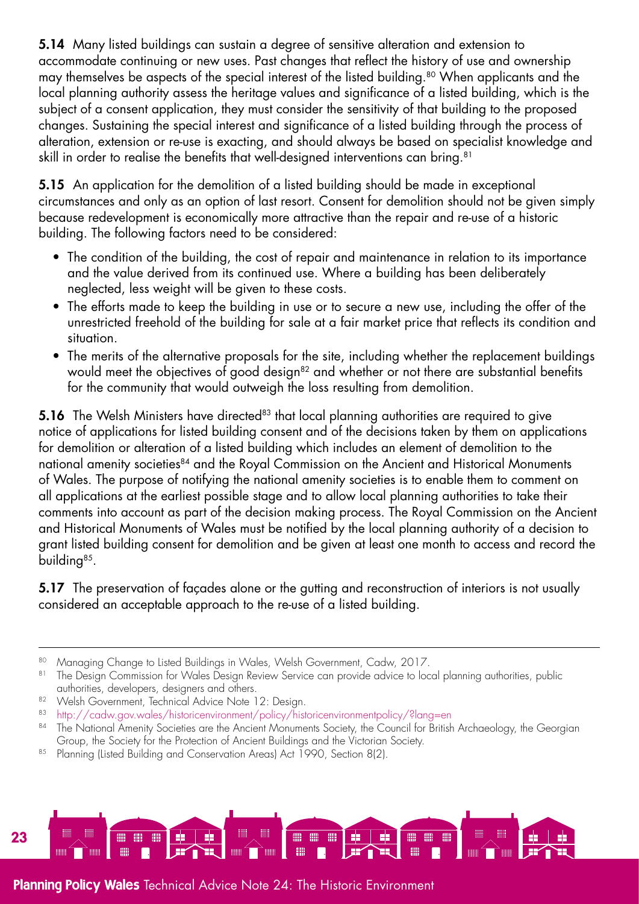**5.14** Many listed buildings can sustain a degree of sensitive alteration and extension to accommodate continuing or new uses. Past changes that reflect the history of use and ownership may themselves be aspects of the special interest of the listed building.[80] When applicants and the local planning authority assess the heritage values and significance of a listed building, which is the subject of a consent application, they must consider the sensitivity of that building to the proposed changes. Sustaining the special interest and significance of a listed building through the process of alteration, extension or re-use is exacting, and should always be based on specialist knowledge and skill in order to realise the benefits that well-designed interventions can bring.[81]

**5.15** An application for the demolition of a listed building should be made in exceptional circumstances and only as an option of last resort. Consent for demolition should not be given simply because redevelopment is economically more attractive than the repair and re-use of a historic building. The following factors need to be considered:

- The condition of the building, the cost of repair and maintenance in relation to its importance and the value derived from its continued use. Where a building has been deliberately neglected, less weight will be given to these costs.
- The efforts made to keep the building in use or to secure a new use, including the offer of the unrestricted freehold of the building for sale at a fair market price that reflects its condition and situation.
- The merits of the alternative proposals for the site, including whether the replacement buildings would meet the objectives of good design[82] and whether or not there are substantial benefits for the community that would outweigh the loss resulting from demolition.

**5.16** The Welsh Ministers have directed[83] that local planning authorities are required to give notice of applications for listed building consent and of the decisions taken by them on applications for demolition or alteration of a listed building which includes an element of demolition to the national amenity societies[84] and the Royal Commission on the Ancient and Historical Monuments of Wales. The purpose of notifying the national amenity societies is to enable them to comment on all applications at the earliest possible stage and to allow local planning authorities to take their comments into account as part of the decision making process. The Royal Commission on the Ancient and Historical Monuments of Wales must be notified by the local planning authority of a decision to grant listed building consent for demolition and be given at least one month to access and record the building[85].

**5.17** The preservation of façades alone or the gutting and reconstruction of interiors is not usually considered an acceptable approach to the re-use of a listed building.

---

[80] Managing Change to Listed Buildings in Wales, Welsh Government, Cadw, 2017.

[81] The Design Commission for Wales Design Review Service can provide advice to local planning authorities, public authorities, developers, designers and others.

[82] Welsh Government, Technical Advice Note 12: Design.

[83] http://cadw.gov.wales/historicenvironment/policy/historicenvironmentpolicy/?lang=en

[84] The National Amenity Societies are the Ancient Monuments Society, the Council for British Archaeology, the Georgian Group, the Society for the Protection of Ancient Buildings and the Victorian Society.

[85] Planning (Listed Building and Conservation Areas) Act 1990, Section 8(2).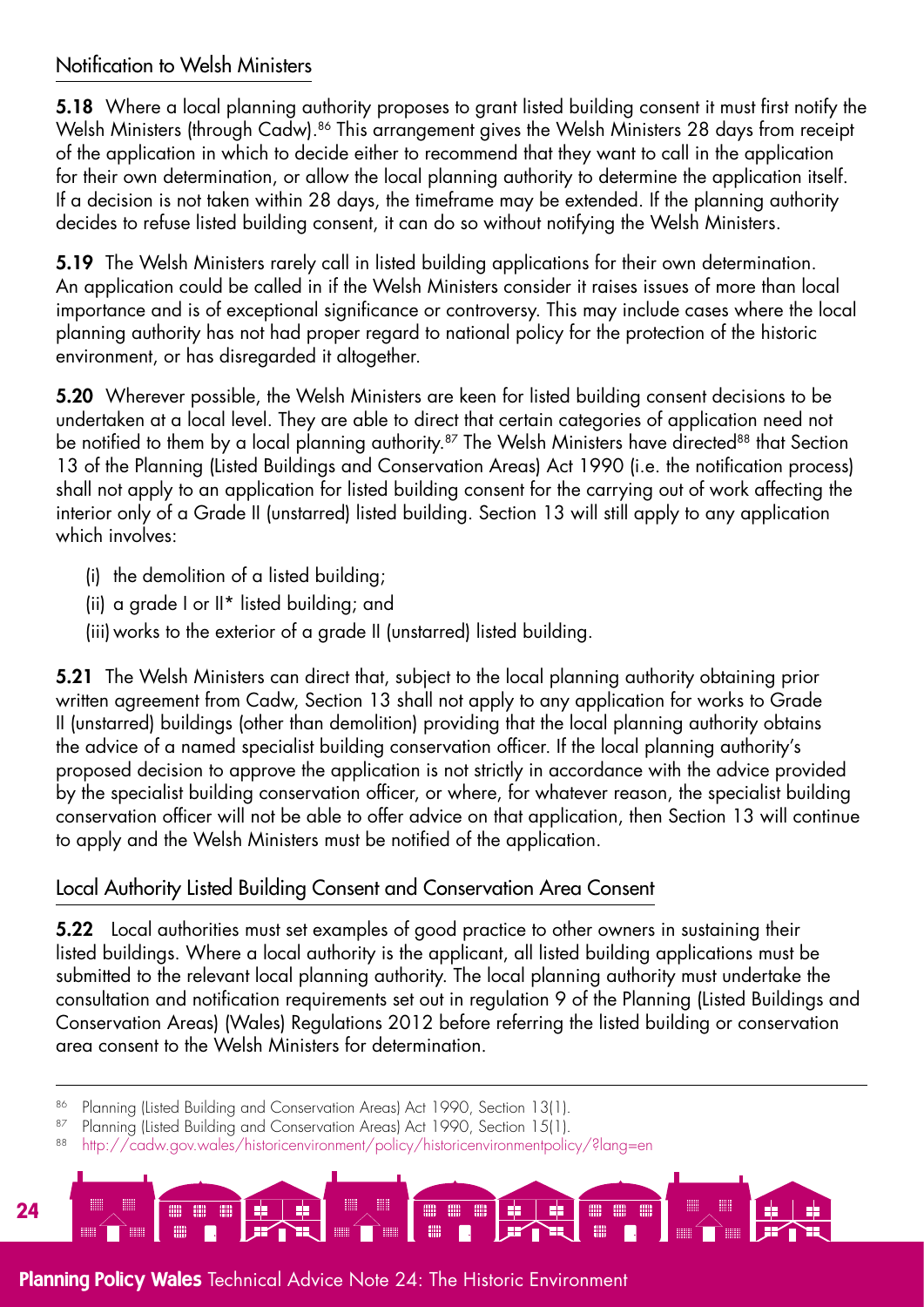### Notification to Welsh Ministers

**5.18** Where a local planning authority proposes to grant listed building consent it must first notify the Welsh Ministers (through Cadw).[86] This arrangement gives the Welsh Ministers 28 days from receipt of the application in which to decide either to recommend that they want to call in the application for their own determination, or allow the local planning authority to determine the application itself. If a decision is not taken within 28 days, the timeframe may be extended. If the planning authority decides to refuse listed building consent, it can do so without notifying the Welsh Ministers.

**5.19** The Welsh Ministers rarely call in listed building applications for their own determination. An application could be called in if the Welsh Ministers consider it raises issues of more than local importance and is of exceptional significance or controversy. This may include cases where the local planning authority has not had proper regard to national policy for the protection of the historic environment, or has disregarded it altogether.

**5.20** Wherever possible, the Welsh Ministers are keen for listed building consent decisions to be undertaken at a local level. They are able to direct that certain categories of application need not be notified to them by a local planning authority.[87] The Welsh Ministers have directed[88] that Section 13 of the Planning (Listed Buildings and Conservation Areas) Act 1990 (i.e. the notification process) shall not apply to an application for listed building consent for the carrying out of work affecting the interior only of a Grade II (unstarred) listed building. Section 13 will still apply to any application which involves:

(i) the demolition of a listed building;

(ii) a grade I or II* listed building; and

(iii) works to the exterior of a grade II (unstarred) listed building.

**5.21** The Welsh Ministers can direct that, subject to the local planning authority obtaining prior written agreement from Cadw, Section 13 shall not apply to any application for works to Grade II (unstarred) buildings (other than demolition) providing that the local planning authority obtains the advice of a named specialist building conservation officer. If the local planning authority's proposed decision to approve the application is not strictly in accordance with the advice provided by the specialist building conservation officer, or where, for whatever reason, the specialist building conservation officer will not be able to offer advice on that application, then Section 13 will continue to apply and the Welsh Ministers must be notified of the application.

### Local Authority Listed Building Consent and Conservation Area Consent

**5.22** Local authorities must set examples of good practice to other owners in sustaining their listed buildings. Where a local authority is the applicant, all listed building applications must be submitted to the relevant local planning authority. The local planning authority must undertake the consultation and notification requirements set out in regulation 9 of the Planning (Listed Buildings and Conservation Areas) (Wales) Regulations 2012 before referring the listed building or conservation area consent to the Welsh Ministers for determination.

---

[86] Planning (Listed Building and Conservation Areas) Act 1990, Section 13(1).

[87] Planning (Listed Building and Conservation Areas) Act 1990, Section 15(1).

[88] http://cadw.gov.wales/historicenvironment/policy/historicenvironmentpolicy/?lang=en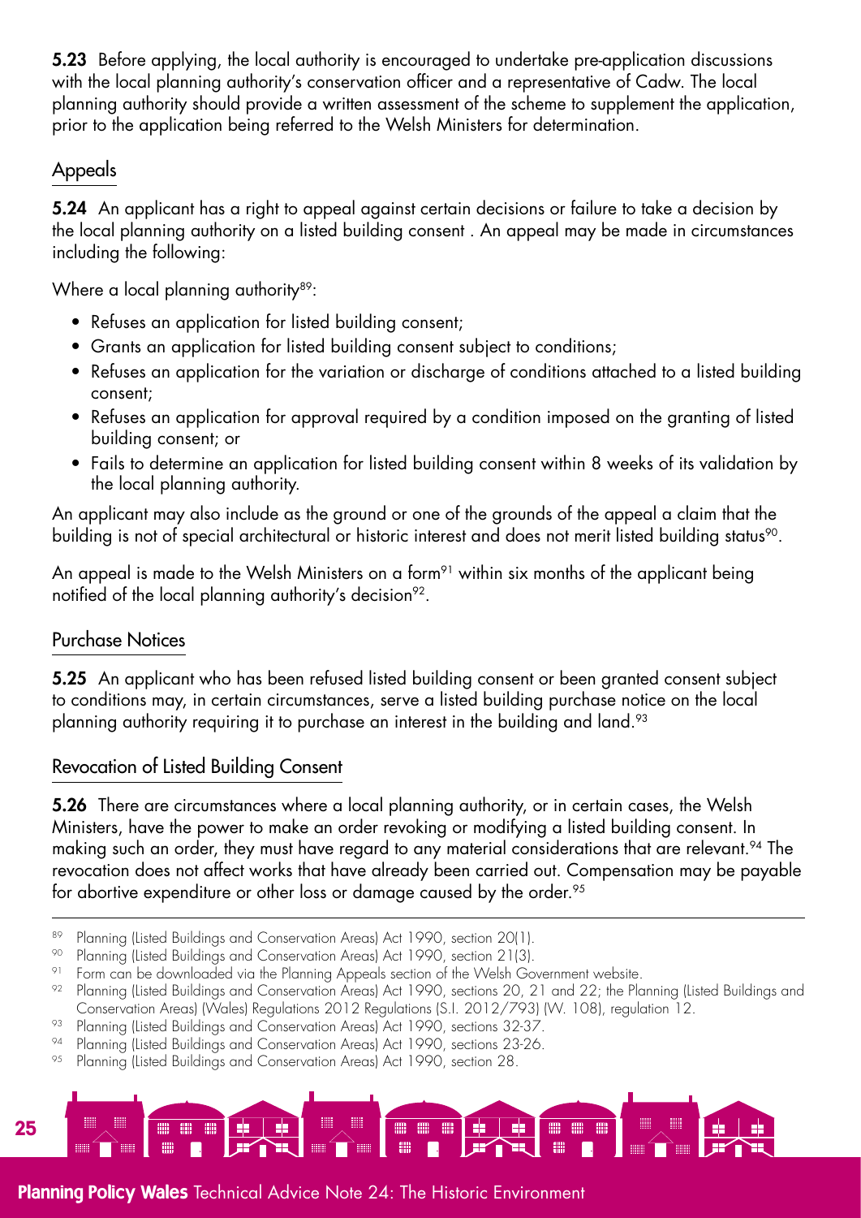**5.23** Before applying, the local authority is encouraged to undertake pre-application discussions with the local planning authority's conservation officer and a representative of Cadw. The local planning authority should provide a written assessment of the scheme to supplement the application, prior to the application being referred to the Welsh Ministers for determination.

## Appeals

**5.24** An applicant has a right to appeal against certain decisions or failure to take a decision by the local planning authority on a listed building consent . An appeal may be made in circumstances including the following:

Where a local planning authority[89]:

- Refuses an application for listed building consent;
- Grants an application for listed building consent subject to conditions;
- Refuses an application for the variation or discharge of conditions attached to a listed building consent;
- Refuses an application for approval required by a condition imposed on the granting of listed building consent; or
- Fails to determine an application for listed building consent within 8 weeks of its validation by the local planning authority.

An applicant may also include as the ground or one of the grounds of the appeal a claim that the building is not of special architectural or historic interest and does not merit listed building status[90].

An appeal is made to the Welsh Ministers on a form[91] within six months of the applicant being notified of the local planning authority's decision[92].

## Purchase Notices

**5.25** An applicant who has been refused listed building consent or been granted consent subject to conditions may, in certain circumstances, serve a listed building purchase notice on the local planning authority requiring it to purchase an interest in the building and land.[93]

## Revocation of Listed Building Consent

**5.26** There are circumstances where a local planning authority, or in certain cases, the Welsh Ministers, have the power to make an order revoking or modifying a listed building consent. In making such an order, they must have regard to any material considerations that are relevant.[94] The revocation does not affect works that have already been carried out. Compensation may be payable for abortive expenditure or other loss or damage caused by the order.[95]

---

[89] Planning (Listed Buildings and Conservation Areas) Act 1990, section 20(1).

[90] Planning (Listed Buildings and Conservation Areas) Act 1990, section 21(3).

[91] Form can be downloaded via the Planning Appeals section of the Welsh Government website.

[92] Planning (Listed Buildings and Conservation Areas) Act 1990, sections 20, 21 and 22; the Planning (Listed Buildings and Conservation Areas) (Wales) Regulations 2012 Regulations (S.I. 2012/793) (W. 108), regulation 12.

[93] Planning (Listed Buildings and Conservation Areas) Act 1990, sections 32-37.

[94] Planning (Listed Buildings and Conservation Areas) Act 1990, sections 23-26.

[95] Planning (Listed Buildings and Conservation Areas) Act 1990, section 28.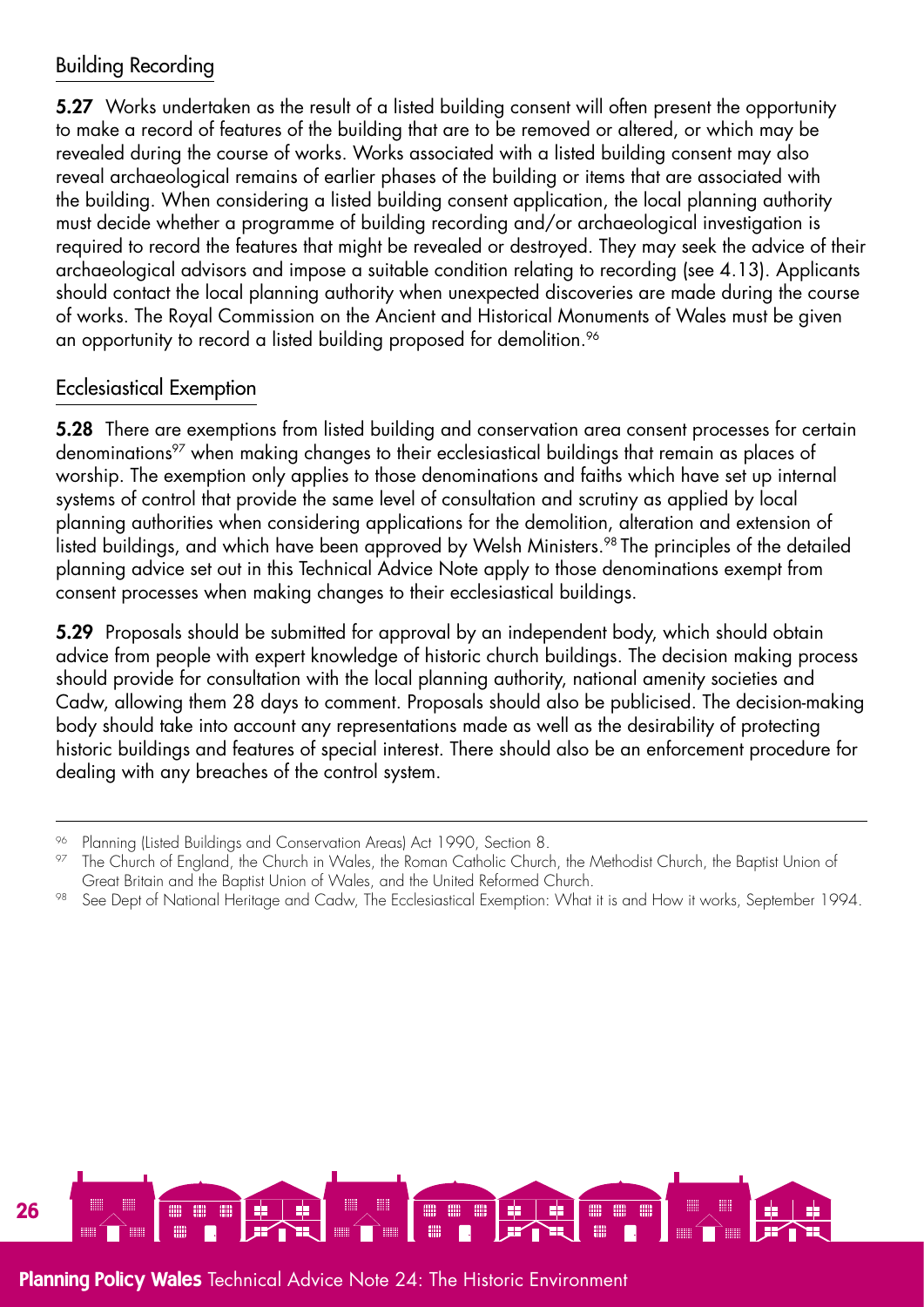## Building Recording

**5.27** Works undertaken as the result of a listed building consent will often present the opportunity to make a record of features of the building that are to be removed or altered, or which may be revealed during the course of works. Works associated with a listed building consent may also reveal archaeological remains of earlier phases of the building or items that are associated with the building. When considering a listed building consent application, the local planning authority must decide whether a programme of building recording and/or archaeological investigation is required to record the features that might be revealed or destroyed. They may seek the advice of their archaeological advisors and impose a suitable condition relating to recording (see 4.13). Applicants should contact the local planning authority when unexpected discoveries are made during the course of works. The Royal Commission on the Ancient and Historical Monuments of Wales must be given an opportunity to record a listed building proposed for demolition.[96]

## Ecclesiastical Exemption

**5.28** There are exemptions from listed building and conservation area consent processes for certain denominations[97] when making changes to their ecclesiastical buildings that remain as places of worship. The exemption only applies to those denominations and faiths which have set up internal systems of control that provide the same level of consultation and scrutiny as applied by local planning authorities when considering applications for the demolition, alteration and extension of listed buildings, and which have been approved by Welsh Ministers.[98] The principles of the detailed planning advice set out in this Technical Advice Note apply to those denominations exempt from consent processes when making changes to their ecclesiastical buildings.

**5.29** Proposals should be submitted for approval by an independent body, which should obtain advice from people with expert knowledge of historic church buildings. The decision making process should provide for consultation with the local planning authority, national amenity societies and Cadw, allowing them 28 days to comment. Proposals should also be publicised. The decision-making body should take into account any representations made as well as the desirability of protecting historic buildings and features of special interest. There should also be an enforcement procedure for dealing with any breaches of the control system.

---

[96] Planning (Listed Buildings and Conservation Areas) Act 1990, Section 8.

[97] The Church of England, the Church in Wales, the Roman Catholic Church, the Methodist Church, the Baptist Union of Great Britain and the Baptist Union of Wales, and the United Reformed Church.

[98] See Dept of National Heritage and Cadw, The Ecclesiastical Exemption: What it is and How it works, September 1994.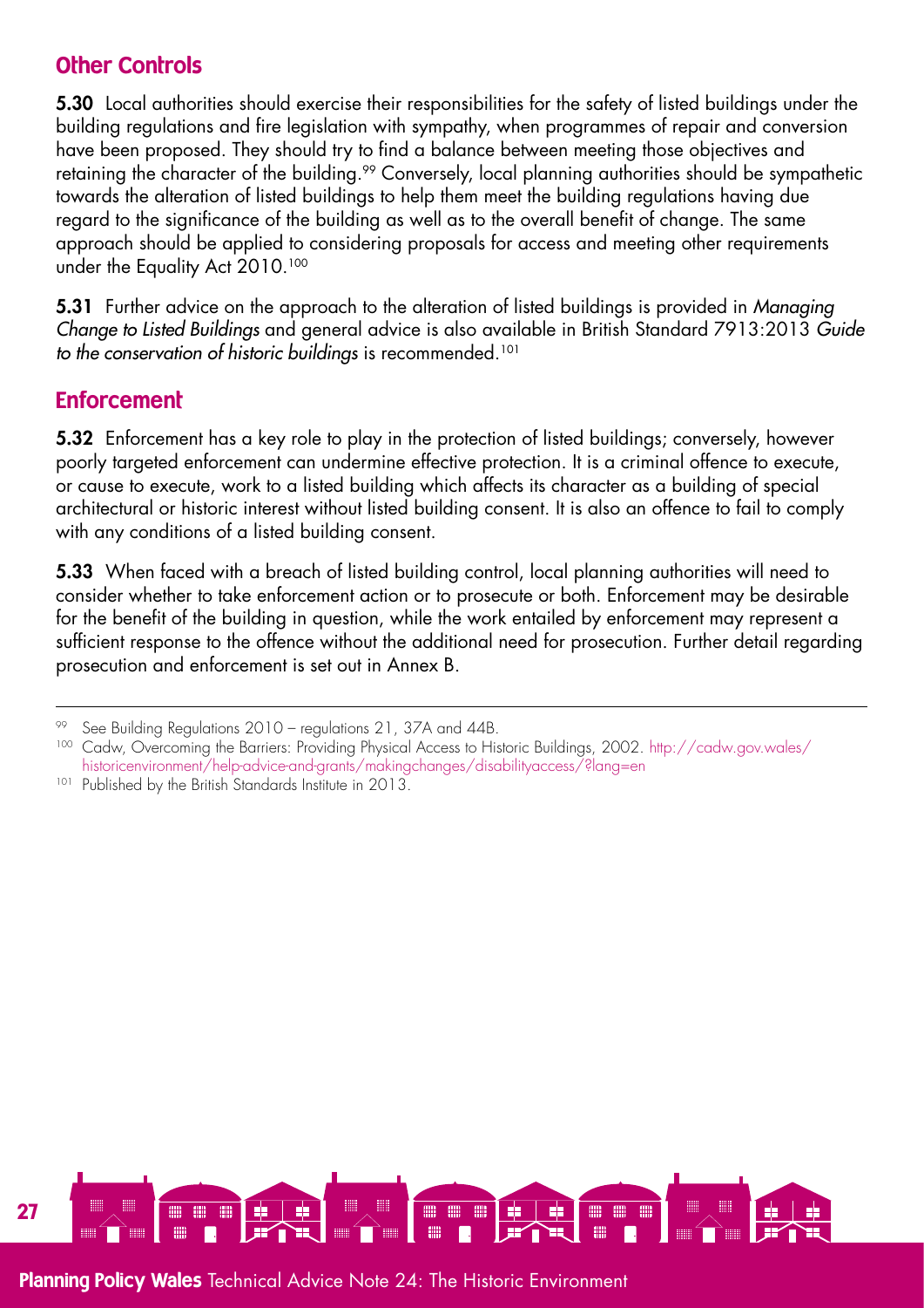## Other Controls

**5.30** Local authorities should exercise their responsibilities for the safety of listed buildings under the building regulations and fire legislation with sympathy, when programmes of repair and conversion have been proposed. They should try to find a balance between meeting those objectives and retaining the character of the building.[99] Conversely, local planning authorities should be sympathetic towards the alteration of listed buildings to help them meet the building regulations having due regard to the significance of the building as well as to the overall benefit of change. The same approach should be applied to considering proposals for access and meeting other requirements under the Equality Act 2010.[100]

**5.31** Further advice on the approach to the alteration of listed buildings is provided in *Managing Change to Listed Buildings* and general advice is also available in British Standard 7913:2013 *Guide to the conservation of historic buildings* is recommended.[101]

## Enforcement

**5.32** Enforcement has a key role to play in the protection of listed buildings; conversely, however poorly targeted enforcement can undermine effective protection. It is a criminal offence to execute, or cause to execute, work to a listed building which affects its character as a building of special architectural or historic interest without listed building consent. It is also an offence to fail to comply with any conditions of a listed building consent.

**5.33** When faced with a breach of listed building control, local planning authorities will need to consider whether to take enforcement action or to prosecute or both. Enforcement may be desirable for the benefit of the building in question, while the work entailed by enforcement may represent a sufficient response to the offence without the additional need for prosecution. Further detail regarding prosecution and enforcement is set out in Annex B.

---

[99] See Building Regulations 2010 – regulations 21, 37A and 44B.

[100] Cadw, Overcoming the Barriers: Providing Physical Access to Historic Buildings, 2002. http://cadw.gov.wales/historicenvironment/help-advice-and-grants/makingchanges/disabilityaccess/?lang=en

[101] Published by the British Standards Institute in 2013.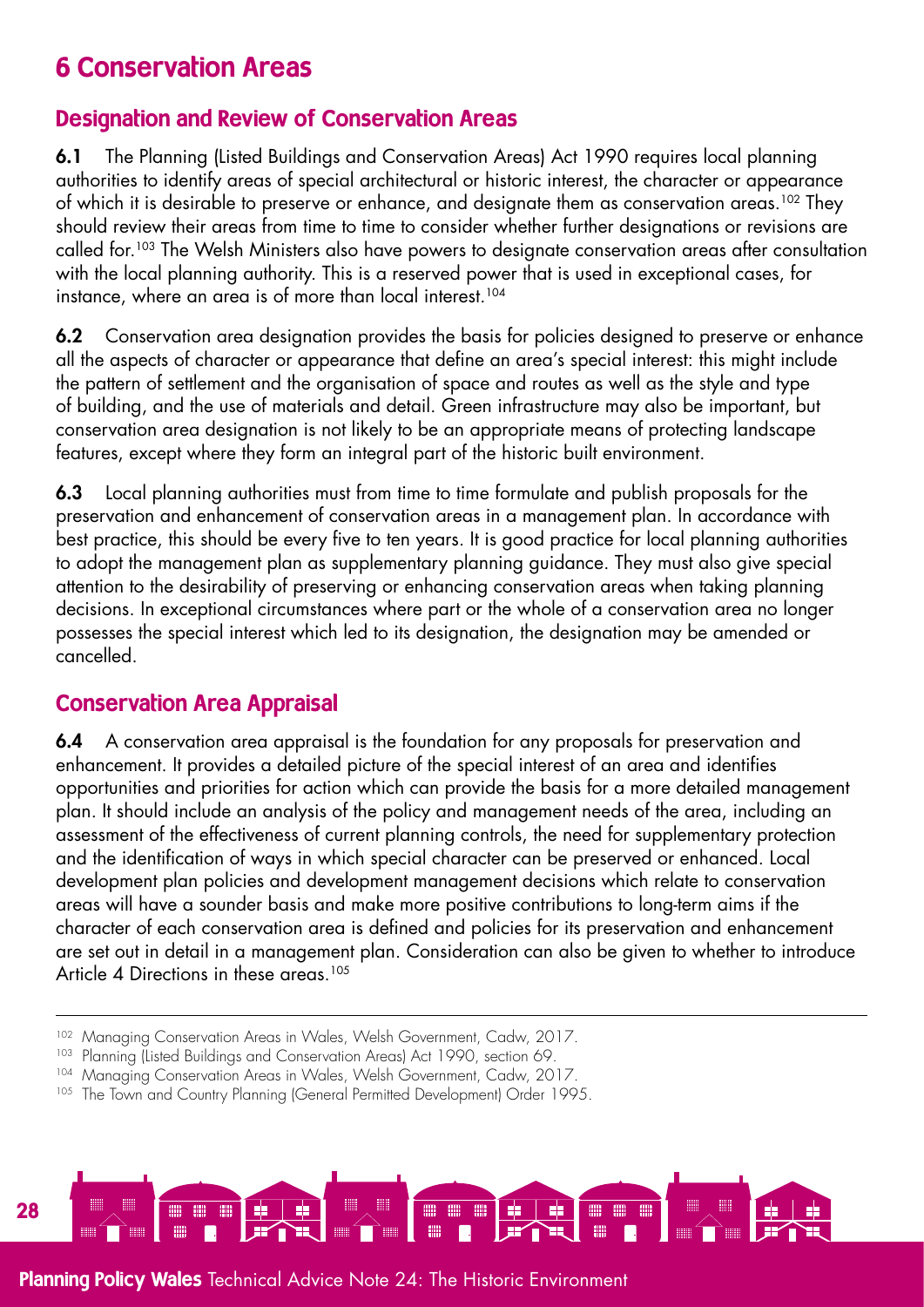# 6 Conservation Areas

## Designation and Review of Conservation Areas

**6.1** The Planning (Listed Buildings and Conservation Areas) Act 1990 requires local planning authorities to identify areas of special architectural or historic interest, the character or appearance of which it is desirable to preserve or enhance, and designate them as conservation areas.[102] They should review their areas from time to time to consider whether further designations or revisions are called for.[103] The Welsh Ministers also have powers to designate conservation areas after consultation with the local planning authority. This is a reserved power that is used in exceptional cases, for instance, where an area is of more than local interest.[104]

**6.2** Conservation area designation provides the basis for policies designed to preserve or enhance all the aspects of character or appearance that define an area's special interest: this might include the pattern of settlement and the organisation of space and routes as well as the style and type of building, and the use of materials and detail. Green infrastructure may also be important, but conservation area designation is not likely to be an appropriate means of protecting landscape features, except where they form an integral part of the historic built environment.

**6.3** Local planning authorities must from time to time formulate and publish proposals for the preservation and enhancement of conservation areas in a management plan. In accordance with best practice, this should be every five to ten years. It is good practice for local planning authorities to adopt the management plan as supplementary planning guidance. They must also give special attention to the desirability of preserving or enhancing conservation areas when taking planning decisions. In exceptional circumstances where part or the whole of a conservation area no longer possesses the special interest which led to its designation, the designation may be amended or cancelled.

## Conservation Area Appraisal

**6.4** A conservation area appraisal is the foundation for any proposals for preservation and enhancement. It provides a detailed picture of the special interest of an area and identifies opportunities and priorities for action which can provide the basis for a more detailed management plan. It should include an analysis of the policy and management needs of the area, including an assessment of the effectiveness of current planning controls, the need for supplementary protection and the identification of ways in which special character can be preserved or enhanced. Local development plan policies and development management decisions which relate to conservation areas will have a sounder basis and make more positive contributions to long-term aims if the character of each conservation area is defined and policies for its preservation and enhancement are set out in detail in a management plan. Consideration can also be given to whether to introduce Article 4 Directions in these areas.[105]

---

[102] Managing Conservation Areas in Wales, Welsh Government, Cadw, 2017.

[103] Planning (Listed Buildings and Conservation Areas) Act 1990, section 69.

[104] Managing Conservation Areas in Wales, Welsh Government, Cadw, 2017.

[105] The Town and Country Planning (General Permitted Development) Order 1995.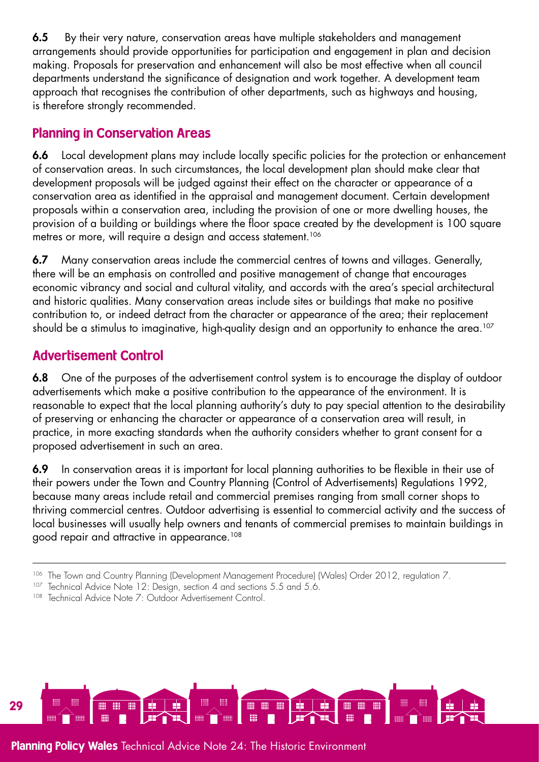**6.5** By their very nature, conservation areas have multiple stakeholders and management arrangements should provide opportunities for participation and engagement in plan and decision making. Proposals for preservation and enhancement will also be most effective when all council departments understand the significance of designation and work together. A development team approach that recognises the contribution of other departments, such as highways and housing, is therefore strongly recommended.

## Planning in Conservation Areas

**6.6** Local development plans may include locally specific policies for the protection or enhancement of conservation areas. In such circumstances, the local development plan should make clear that development proposals will be judged against their effect on the character or appearance of a conservation area as identified in the appraisal and management document. Certain development proposals within a conservation area, including the provision of one or more dwelling houses, the provision of a building or buildings where the floor space created by the development is 100 square metres or more, will require a design and access statement.[106]

**6.7** Many conservation areas include the commercial centres of towns and villages. Generally, there will be an emphasis on controlled and positive management of change that encourages economic vibrancy and social and cultural vitality, and accords with the area's special architectural and historic qualities. Many conservation areas include sites or buildings that make no positive contribution to, or indeed detract from the character or appearance of the area; their replacement should be a stimulus to imaginative, high-quality design and an opportunity to enhance the area.[107]

## Advertisement Control

**6.8** One of the purposes of the advertisement control system is to encourage the display of outdoor advertisements which make a positive contribution to the appearance of the environment. It is reasonable to expect that the local planning authority's duty to pay special attention to the desirability of preserving or enhancing the character or appearance of a conservation area will result, in practice, in more exacting standards when the authority considers whether to grant consent for a proposed advertisement in such an area.

**6.9** In conservation areas it is important for local planning authorities to be flexible in their use of their powers under the Town and Country Planning (Control of Advertisements) Regulations 1992, because many areas include retail and commercial premises ranging from small corner shops to thriving commercial centres. Outdoor advertising is essential to commercial activity and the success of local businesses will usually help owners and tenants of commercial premises to maintain buildings in good repair and attractive in appearance.[108]

---

[106] The Town and Country Planning (Development Management Procedure) (Wales) Order 2012, regulation 7.

[107] Technical Advice Note 12: Design, section 4 and sections 5.5 and 5.6.

[108] Technical Advice Note 7: Outdoor Advertisement Control.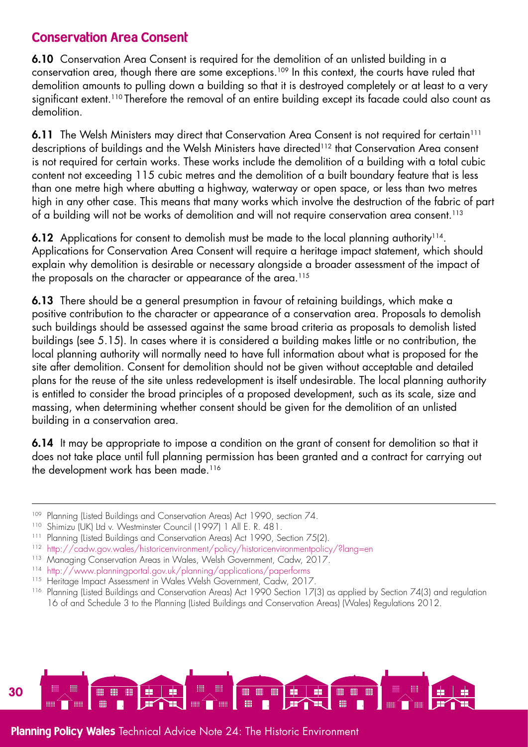## Conservation Area Consent

**6.10** Conservation Area Consent is required for the demolition of an unlisted building in a conservation area, though there are some exceptions.[109] In this context, the courts have ruled that demolition amounts to pulling down a building so that it is destroyed completely or at least to a very significant extent.[110] Therefore the removal of an entire building except its facade could also count as demolition.

**6.11** The Welsh Ministers may direct that Conservation Area Consent is not required for certain[111] descriptions of buildings and the Welsh Ministers have directed[112] that Conservation Area consent is not required for certain works. These works include the demolition of a building with a total cubic content not exceeding 115 cubic metres and the demolition of a built boundary feature that is less than one metre high where abutting a highway, waterway or open space, or less than two metres high in any other case. This means that many works which involve the destruction of the fabric of part of a building will not be works of demolition and will not require conservation area consent.[113]

**6.12** Applications for consent to demolish must be made to the local planning authority[114]. Applications for Conservation Area Consent will require a heritage impact statement, which should explain why demolition is desirable or necessary alongside a broader assessment of the impact of the proposals on the character or appearance of the area.[115]

**6.13** There should be a general presumption in favour of retaining buildings, which make a positive contribution to the character or appearance of a conservation area. Proposals to demolish such buildings should be assessed against the same broad criteria as proposals to demolish listed buildings (see 5.15). In cases where it is considered a building makes little or no contribution, the local planning authority will normally need to have full information about what is proposed for the site after demolition. Consent for demolition should not be given without acceptable and detailed plans for the reuse of the site unless redevelopment is itself undesirable. The local planning authority is entitled to consider the broad principles of a proposed development, such as its scale, size and massing, when determining whether consent should be given for the demolition of an unlisted building in a conservation area.

**6.14** It may be appropriate to impose a condition on the grant of consent for demolition so that it does not take place until full planning permission has been granted and a contract for carrying out the development work has been made.[116]

---

[109] Planning (Listed Buildings and Conservation Areas) Act 1990, section 74.

[110] Shimizu (UK) Ltd v. Westminster Council (1997) 1 All E. R. 481.

[111] Planning (Listed Buildings and Conservation Areas) Act 1990, Section 75(2).

[112] http://cadw.gov.wales/historicenvironment/policy/historicenvironmentpolicy/?lang=en

[113] Managing Conservation Areas in Wales, Welsh Government, Cadw, 2017.

[114] http://www.planningportal.gov.uk/planning/applications/paperforms

[115] Heritage Impact Assessment in Wales Welsh Government, Cadw, 2017.

[116] Planning (Listed Buildings and Conservation Areas) Act 1990 Section 17(3) as applied by Section 74(3) and regulation 16 of and Schedule 3 to the Planning (Listed Buildings and Conservation Areas) (Wales) Regulations 2012.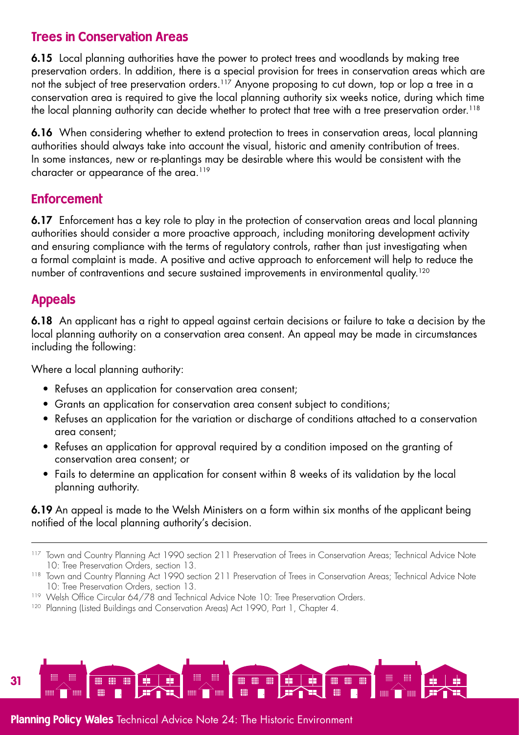## Trees in Conservation Areas

**6.15** Local planning authorities have the power to protect trees and woodlands by making tree preservation orders. In addition, there is a special provision for trees in conservation areas which are not the subject of tree preservation orders.[117] Anyone proposing to cut down, top or lop a tree in a conservation area is required to give the local planning authority six weeks notice, during which time the local planning authority can decide whether to protect that tree with a tree preservation order.[118]

**6.16** When considering whether to extend protection to trees in conservation areas, local planning authorities should always take into account the visual, historic and amenity contribution of trees. In some instances, new or re-plantings may be desirable where this would be consistent with the character or appearance of the area.[119]

## Enforcement

**6.17** Enforcement has a key role to play in the protection of conservation areas and local planning authorities should consider a more proactive approach, including monitoring development activity and ensuring compliance with the terms of regulatory controls, rather than just investigating when a formal complaint is made. A positive and active approach to enforcement will help to reduce the number of contraventions and secure sustained improvements in environmental quality.[120]

## Appeals

**6.18** An applicant has a right to appeal against certain decisions or failure to take a decision by the local planning authority on a conservation area consent. An appeal may be made in circumstances including the following:

Where a local planning authority:

- Refuses an application for conservation area consent;
- Grants an application for conservation area consent subject to conditions;
- Refuses an application for the variation or discharge of conditions attached to a conservation area consent;
- Refuses an application for approval required by a condition imposed on the granting of conservation area consent; or
- Fails to determine an application for consent within 8 weeks of its validation by the local planning authority.

**6.19** An appeal is made to the Welsh Ministers on a form within six months of the applicant being notified of the local planning authority's decision.

---

[117] Town and Country Planning Act 1990 section 211 Preservation of Trees in Conservation Areas; Technical Advice Note 10: Tree Preservation Orders, section 13.

[118] Town and Country Planning Act 1990 section 211 Preservation of Trees in Conservation Areas; Technical Advice Note 10: Tree Preservation Orders, section 13.

[119] Welsh Office Circular 64/78 and Technical Advice Note 10: Tree Preservation Orders.

[120] Planning (Listed Buildings and Conservation Areas) Act 1990, Part 1, Chapter 4.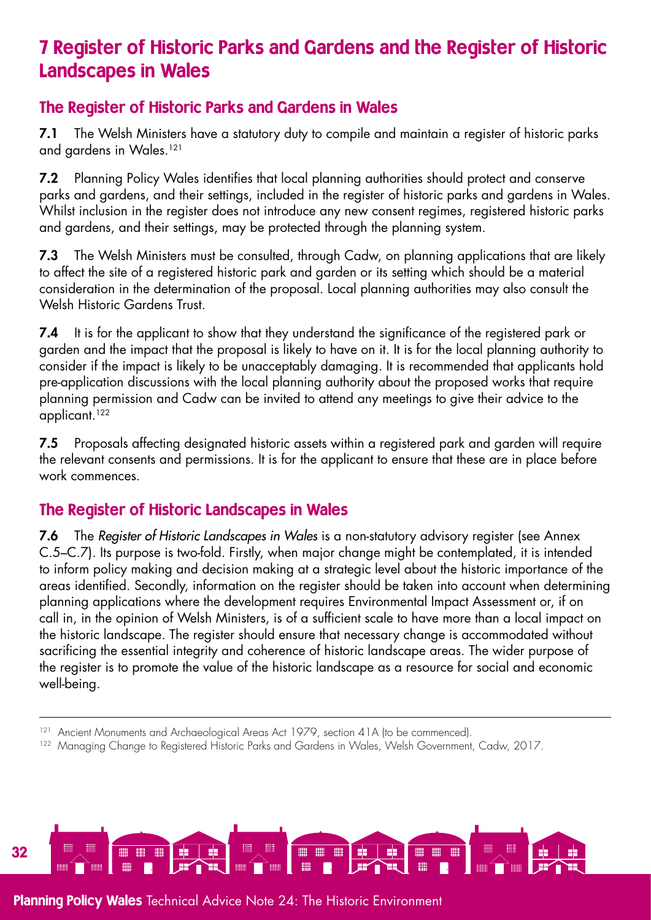# 7 Register of Historic Parks and Gardens and the Register of Historic Landscapes in Wales

## The Register of Historic Parks and Gardens in Wales

**7.1** The Welsh Ministers have a statutory duty to compile and maintain a register of historic parks and gardens in Wales.[121]

**7.2** Planning Policy Wales identifies that local planning authorities should protect and conserve parks and gardens, and their settings, included in the register of historic parks and gardens in Wales. Whilst inclusion in the register does not introduce any new consent regimes, registered historic parks and gardens, and their settings, may be protected through the planning system.

**7.3** The Welsh Ministers must be consulted, through Cadw, on planning applications that are likely to affect the site of a registered historic park and garden or its setting which should be a material consideration in the determination of the proposal. Local planning authorities may also consult the Welsh Historic Gardens Trust.

**7.4** It is for the applicant to show that they understand the significance of the registered park or garden and the impact that the proposal is likely to have on it. It is for the local planning authority to consider if the impact is likely to be unacceptably damaging. It is recommended that applicants hold pre-application discussions with the local planning authority about the proposed works that require planning permission and Cadw can be invited to attend any meetings to give their advice to the applicant.[122]

**7.5** Proposals affecting designated historic assets within a registered park and garden will require the relevant consents and permissions. It is for the applicant to ensure that these are in place before work commences.

## The Register of Historic Landscapes in Wales

**7.6** The *Register of Historic Landscapes in Wales* is a non-statutory advisory register (see Annex C.5–C.7). Its purpose is two-fold. Firstly, when major change might be contemplated, it is intended to inform policy making and decision making at a strategic level about the historic importance of the areas identified. Secondly, information on the register should be taken into account when determining planning applications where the development requires Environmental Impact Assessment or, if on call in, in the opinion of Welsh Ministers, is of a sufficient scale to have more than a local impact on the historic landscape. The register should ensure that necessary change is accommodated without sacrificing the essential integrity and coherence of historic landscape areas. The wider purpose of the register is to promote the value of the historic landscape as a resource for social and economic well-being.

---

[121] Ancient Monuments and Archaeological Areas Act 1979, section 41A (to be commenced).

[122] Managing Change to Registered Historic Parks and Gardens in Wales, Welsh Government, Cadw, 2017.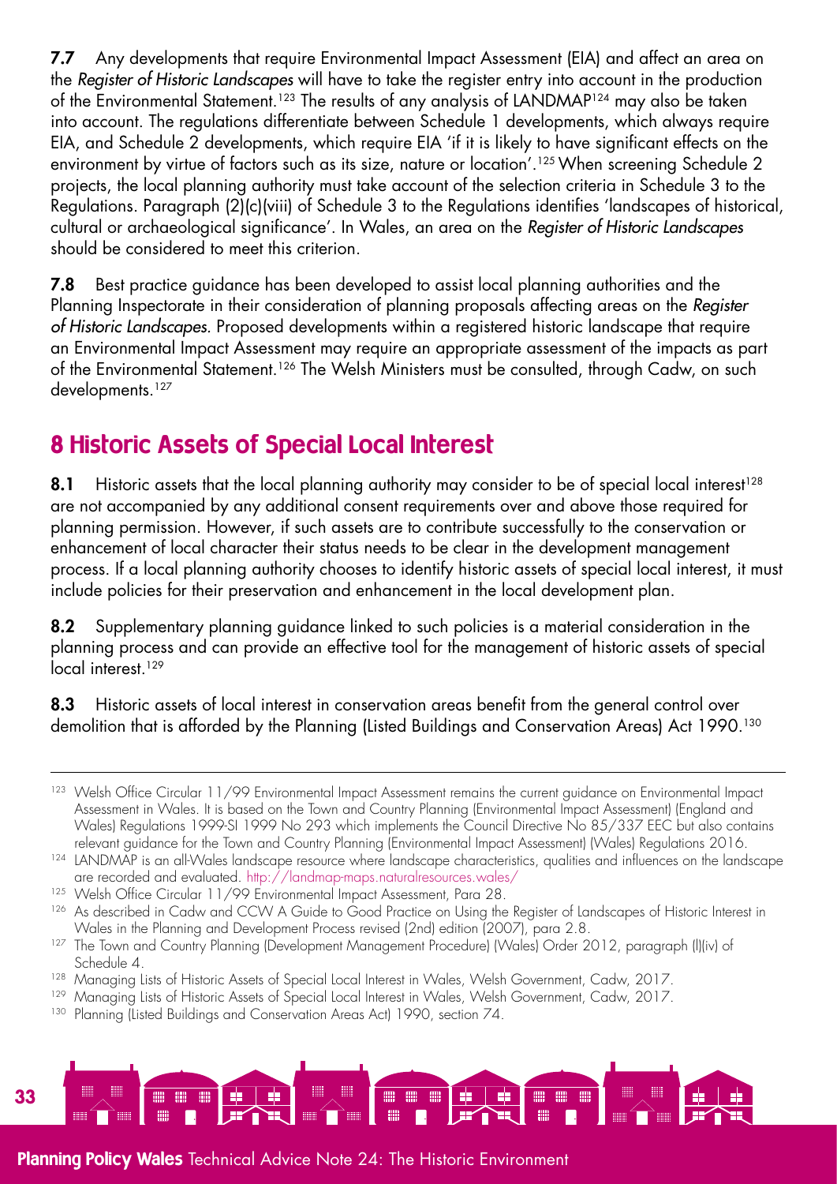**7.7** Any developments that require Environmental Impact Assessment (EIA) and affect an area on the *Register of Historic Landscapes* will have to take the register entry into account in the production of the Environmental Statement.[123] The results of any analysis of LANDMAP[124] may also be taken into account. The regulations differentiate between Schedule 1 developments, which always require EIA, and Schedule 2 developments, which require EIA 'if it is likely to have significant effects on the environment by virtue of factors such as its size, nature or location'.[125] When screening Schedule 2 projects, the local planning authority must take account of the selection criteria in Schedule 3 to the Regulations. Paragraph (2)(c)(viii) of Schedule 3 to the Regulations identifies 'landscapes of historical, cultural or archaeological significance'. In Wales, an area on the *Register of Historic Landscapes* should be considered to meet this criterion.

**7.8** Best practice guidance has been developed to assist local planning authorities and the Planning Inspectorate in their consideration of planning proposals affecting areas on the *Register of Historic Landscapes*. Proposed developments within a registered historic landscape that require an Environmental Impact Assessment may require an appropriate assessment of the impacts as part of the Environmental Statement.[126] The Welsh Ministers must be consulted, through Cadw, on such developments.[127]

## 8 Historic Assets of Special Local Interest

**8.1** Historic assets that the local planning authority may consider to be of special local interest[128] are not accompanied by any additional consent requirements over and above those required for planning permission. However, if such assets are to contribute successfully to the conservation or enhancement of local character their status needs to be clear in the development management process. If a local planning authority chooses to identify historic assets of special local interest, it must include policies for their preservation and enhancement in the local development plan.

**8.2** Supplementary planning guidance linked to such policies is a material consideration in the planning process and can provide an effective tool for the management of historic assets of special local interest.[129]

**8.3** Historic assets of local interest in conservation areas benefit from the general control over demolition that is afforded by the Planning (Listed Buildings and Conservation Areas) Act 1990.[130]

---

[123] Welsh Office Circular 11/99 Environmental Impact Assessment remains the current guidance on Environmental Impact Assessment in Wales. It is based on the Town and Country Planning (Environmental Impact Assessment) (England and Wales) Regulations 1999-SI 1999 No 293 which implements the Council Directive No 85/337 EEC but also contains relevant guidance for the Town and Country Planning (Environmental Impact Assessment) (Wales) Regulations 2016.

[124] LANDMAP is an all-Wales landscape resource where landscape characteristics, qualities and influences on the landscape are recorded and evaluated. http://landmap-maps.naturalresources.wales/

[125] Welsh Office Circular 11/99 Environmental Impact Assessment, Para 28.

[126] As described in Cadw and CCW A Guide to Good Practice on Using the Register of Landscapes of Historic Interest in Wales in the Planning and Development Process revised (2nd) edition (2007), para 2.8.

[127] The Town and Country Planning (Development Management Procedure) (Wales) Order 2012, paragraph (l)(iv) of Schedule 4.

[128] Managing Lists of Historic Assets of Special Local Interest in Wales, Welsh Government, Cadw, 2017.

[129] Managing Lists of Historic Assets of Special Local Interest in Wales, Welsh Government, Cadw, 2017.

[130] Planning (Listed Buildings and Conservation Areas Act) 1990, section 74.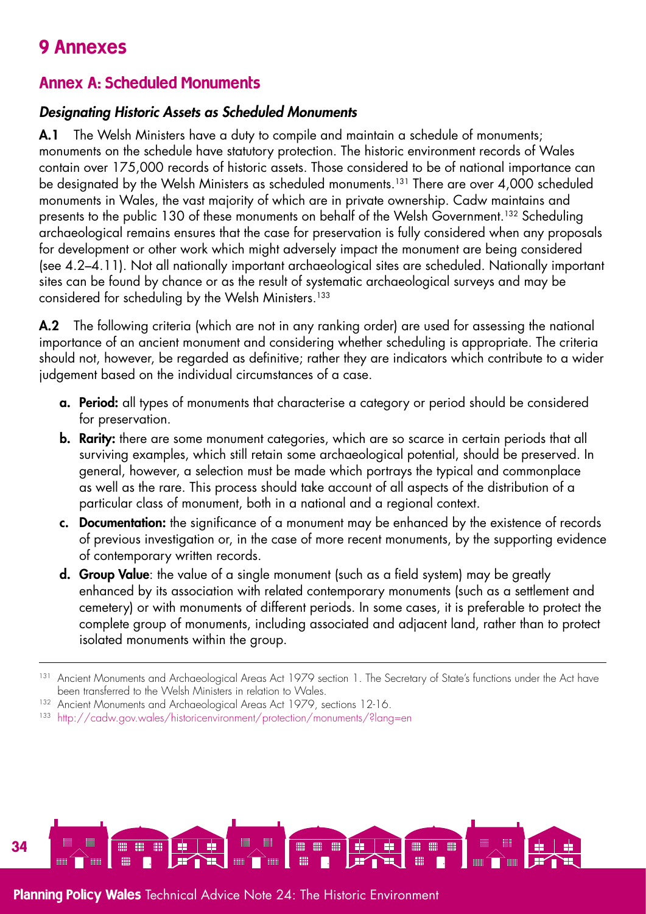# 9 Annexes

## Annex A: Scheduled Monuments

### *Designating Historic Assets as Scheduled Monuments*

**A.1** The Welsh Ministers have a duty to compile and maintain a schedule of monuments; monuments on the schedule have statutory protection. The historic environment records of Wales contain over 175,000 records of historic assets. Those considered to be of national importance can be designated by the Welsh Ministers as scheduled monuments.[131] There are over 4,000 scheduled monuments in Wales, the vast majority of which are in private ownership. Cadw maintains and presents to the public 130 of these monuments on behalf of the Welsh Government.[132] Scheduling archaeological remains ensures that the case for preservation is fully considered when any proposals for development or other work which might adversely impact the monument are being considered (see 4.2–4.11). Not all nationally important archaeological sites are scheduled. Nationally important sites can be found by chance or as the result of systematic archaeological surveys and may be considered for scheduling by the Welsh Ministers.[133]

**A.2** The following criteria (which are not in any ranking order) are used for assessing the national importance of an ancient monument and considering whether scheduling is appropriate. The criteria should not, however, be regarded as definitive; rather they are indicators which contribute to a wider judgement based on the individual circumstances of a case.

a. **Period:** all types of monuments that characterise a category or period should be considered for preservation.
b. **Rarity:** there are some monument categories, which are so scarce in certain periods that all surviving examples, which still retain some archaeological potential, should be preserved. In general, however, a selection must be made which portrays the typical and commonplace as well as the rare. This process should take account of all aspects of the distribution of a particular class of monument, both in a national and a regional context.
c. **Documentation:** the significance of a monument may be enhanced by the existence of records of previous investigation or, in the case of more recent monuments, by the supporting evidence of contemporary written records.
d. **Group Value**: the value of a single monument (such as a field system) may be greatly enhanced by its association with related contemporary monuments (such as a settlement and cemetery) or with monuments of different periods. In some cases, it is preferable to protect the complete group of monuments, including associated and adjacent land, rather than to protect isolated monuments within the group.

---

[131] Ancient Monuments and Archaeological Areas Act 1979 section 1. The Secretary of State's functions under the Act have been transferred to the Welsh Ministers in relation to Wales.

[132] Ancient Monuments and Archaeological Areas Act 1979, sections 12-16.

[133] http://cadw.gov.wales/historicenvironment/protection/monuments/?lang=en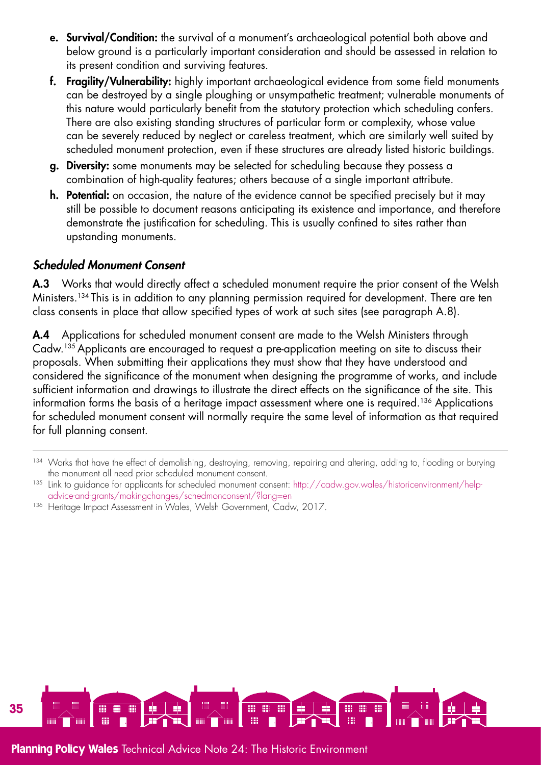e. **Survival/Condition:** the survival of a monument's archaeological potential both above and below ground is a particularly important consideration and should be assessed in relation to its present condition and surviving features.

f. **Fragility/Vulnerability:** highly important archaeological evidence from some field monuments can be destroyed by a single ploughing or unsympathetic treatment; vulnerable monuments of this nature would particularly benefit from the statutory protection which scheduling confers. There are also existing standing structures of particular form or complexity, whose value can be severely reduced by neglect or careless treatment, which are similarly well suited by scheduled monument protection, even if these structures are already listed historic buildings.

g. **Diversity:** some monuments may be selected for scheduling because they possess a combination of high-quality features; others because of a single important attribute.

h. **Potential:** on occasion, the nature of the evidence cannot be specified precisely but it may still be possible to document reasons anticipating its existence and importance, and therefore demonstrate the justification for scheduling. This is usually confined to sites rather than upstanding monuments.

### *Scheduled Monument Consent*

**A.3** Works that would directly affect a scheduled monument require the prior consent of the Welsh Ministers.[134] This is in addition to any planning permission required for development. There are ten class consents in place that allow specified types of work at such sites (see paragraph A.8).

**A.4** Applications for scheduled monument consent are made to the Welsh Ministers through Cadw.[135] Applicants are encouraged to request a pre-application meeting on site to discuss their proposals. When submitting their applications they must show that they have understood and considered the significance of the monument when designing the programme of works, and include sufficient information and drawings to illustrate the direct effects on the significance of the site. This information forms the basis of a heritage impact assessment where one is required.[136] Applications for scheduled monument consent will normally require the same level of information as that required for full planning consent.

---

[134] Works that have the effect of demolishing, destroying, removing, repairing and altering, adding to, flooding or burying the monument all need prior scheduled monument consent.

[135] Link to guidance for applicants for scheduled monument consent: http://cadw.gov.wales/historicenvironment/help-advice-and-grants/makingchanges/schedmonconsent/?lang=en

[136] Heritage Impact Assessment in Wales, Welsh Government, Cadw, 2017.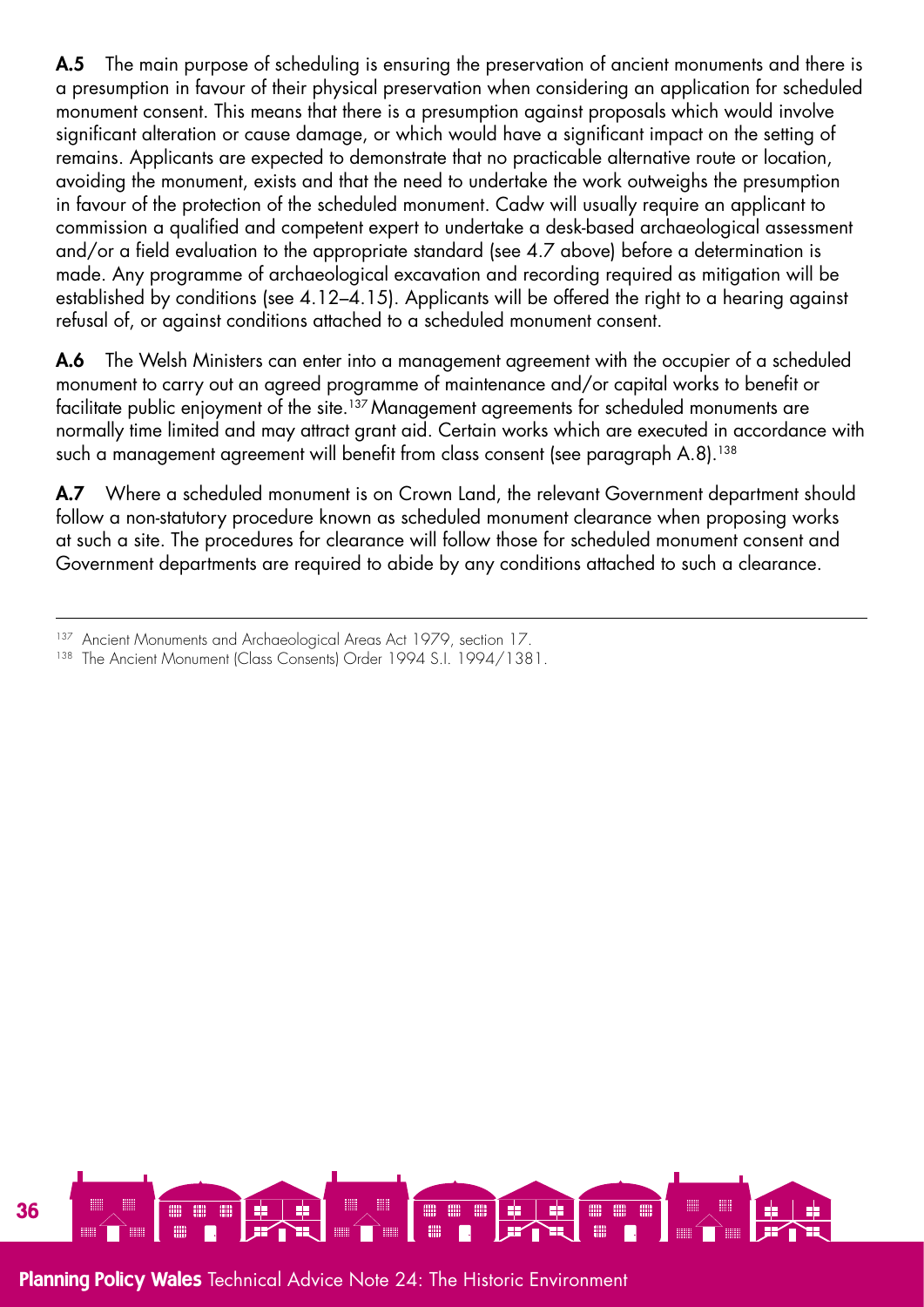**A.5** The main purpose of scheduling is ensuring the preservation of ancient monuments and there is a presumption in favour of their physical preservation when considering an application for scheduled monument consent. This means that there is a presumption against proposals which would involve significant alteration or cause damage, or which would have a significant impact on the setting of remains. Applicants are expected to demonstrate that no practicable alternative route or location, avoiding the monument, exists and that the need to undertake the work outweighs the presumption in favour of the protection of the scheduled monument. Cadw will usually require an applicant to commission a qualified and competent expert to undertake a desk-based archaeological assessment and/or a field evaluation to the appropriate standard (see 4.7 above) before a determination is made. Any programme of archaeological excavation and recording required as mitigation will be established by conditions (see 4.12–4.15). Applicants will be offered the right to a hearing against refusal of, or against conditions attached to a scheduled monument consent.

**A.6** The Welsh Ministers can enter into a management agreement with the occupier of a scheduled monument to carry out an agreed programme of maintenance and/or capital works to benefit or facilitate public enjoyment of the site.[137] Management agreements for scheduled monuments are normally time limited and may attract grant aid. Certain works which are executed in accordance with such a management agreement will benefit from class consent (see paragraph A.8).[138]

**A.7** Where a scheduled monument is on Crown Land, the relevant Government department should follow a non-statutory procedure known as scheduled monument clearance when proposing works at such a site. The procedures for clearance will follow those for scheduled monument consent and Government departments are required to abide by any conditions attached to such a clearance.

---

[137] Ancient Monuments and Archaeological Areas Act 1979, section 17.

[138] The Ancient Monument (Class Consents) Order 1994 S.I. 1994/1381.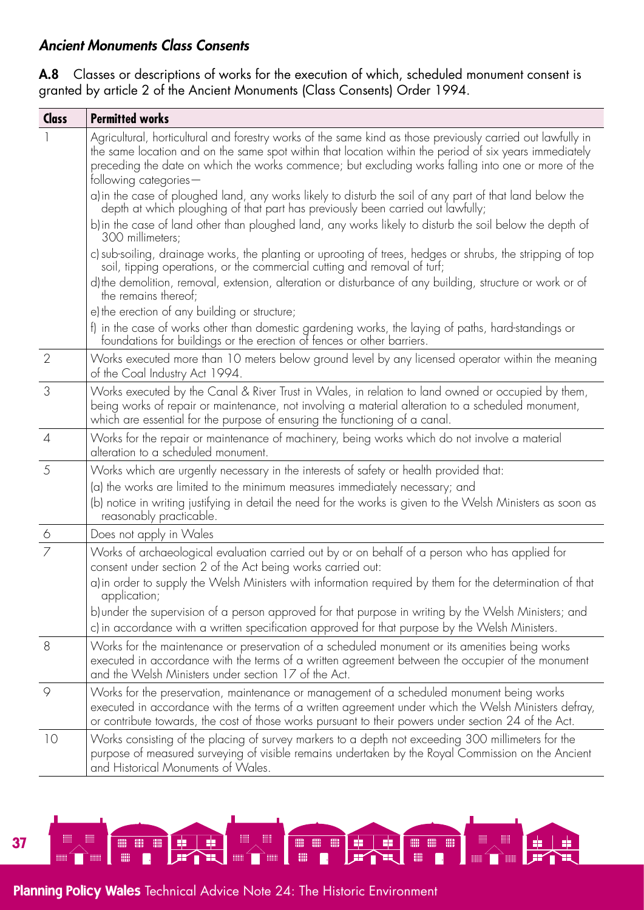### *Ancient Monuments Class Consents*

**A.8** Classes or descriptions of works for the execution of which, scheduled monument consent is granted by article 2 of the Ancient Monuments (Class Consents) Order 1994.

| Class | Permitted works |
|---|---|
| 1 | Agricultural, horticultural and forestry works of the same kind as those previously carried out lawfully in the same location and on the same spot within that location within the period of six years immediately preceding the date on which the works commence; but excluding works falling into one or more of the following categories—<br>a) in the case of ploughed land, any works likely to disturb the soil of any part of that land below the depth at which ploughing of that part has previously been carried out lawfully;<br>b) in the case of land other than ploughed land, any works likely to disturb the soil below the depth of 300 millimeters;<br>c) sub-soiling, drainage works, the planting or uprooting of trees, hedges or shrubs, the stripping of top soil, tipping operations, or the commercial cutting and removal of turf;<br>d) the demolition, removal, extension, alteration or disturbance of any building, structure or work or of the remains thereof;<br>e) the erection of any building or structure;<br>f) in the case of works other than domestic gardening works, the laying of paths, hard-standings or foundations for buildings or the erection of fences or other barriers. |
| 2 | Works executed more than 10 meters below ground level by any licensed operator within the meaning of the Coal Industry Act 1994. |
| 3 | Works executed by the Canal & River Trust in Wales, in relation to land owned or occupied by them, being works of repair or maintenance, not involving a material alteration to a scheduled monument, which are essential for the purpose of ensuring the functioning of a canal. |
| 4 | Works for the repair or maintenance of machinery, being works which do not involve a material alteration to a scheduled monument. |
| 5 | Works which are urgently necessary in the interests of safety or health provided that:<br>(a) the works are limited to the minimum measures immediately necessary; and<br>(b) notice in writing justifying in detail the need for the works is given to the Welsh Ministers as soon as reasonably practicable. |
| 6 | Does not apply in Wales |
| 7 | Works of archaeological evaluation carried out by or on behalf of a person who has applied for consent under section 2 of the Act being works carried out:<br>a) in order to supply the Welsh Ministers with information required by them for the determination of that application;<br>b) under the supervision of a person approved for that purpose in writing by the Welsh Ministers; and<br>c) in accordance with a written specification approved for that purpose by the Welsh Ministers. |
| 8 | Works for the maintenance or preservation of a scheduled monument or its amenities being works executed in accordance with the terms of a written agreement between the occupier of the monument and the Welsh Ministers under section 17 of the Act. |
| 9 | Works for the preservation, maintenance or management of a scheduled monument being works executed in accordance with the terms of a written agreement under which the Welsh Ministers defray, or contribute towards, the cost of those works pursuant to their powers under section 24 of the Act. |
| 10 | Works consisting of the placing of survey markers to a depth not exceeding 300 millimeters for the purpose of measured surveying of visible remains undertaken by the Royal Commission on the Ancient and Historical Monuments of Wales. |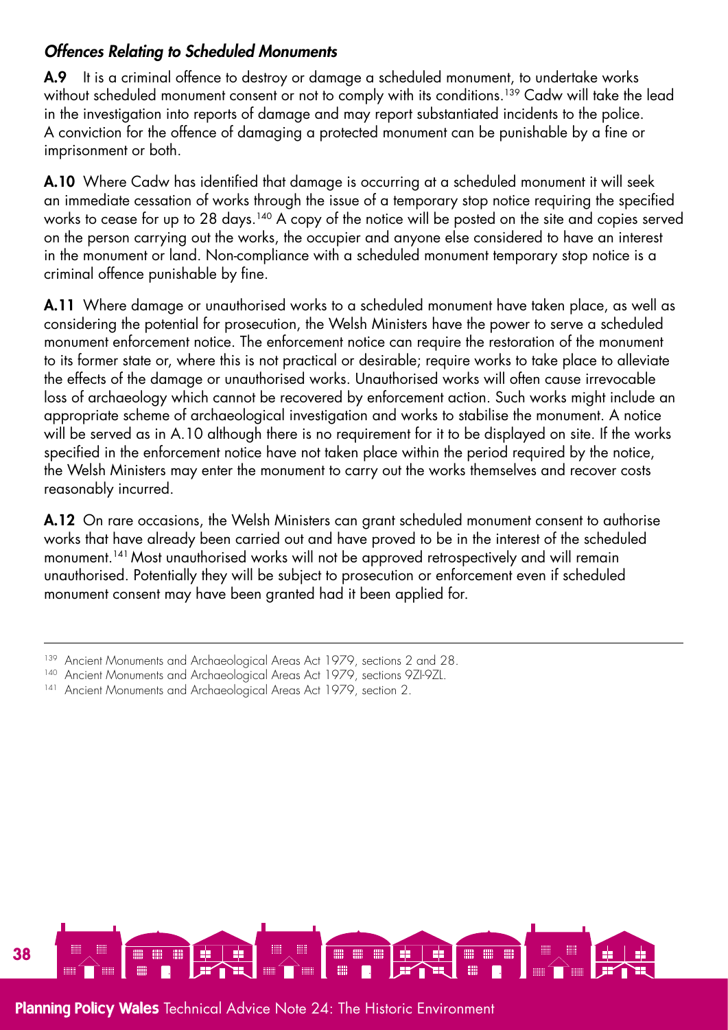### *Offences Relating to Scheduled Monuments*

**A.9** It is a criminal offence to destroy or damage a scheduled monument, to undertake works without scheduled monument consent or not to comply with its conditions.[139] Cadw will take the lead in the investigation into reports of damage and may report substantiated incidents to the police. A conviction for the offence of damaging a protected monument can be punishable by a fine or imprisonment or both.

**A.10** Where Cadw has identified that damage is occurring at a scheduled monument it will seek an immediate cessation of works through the issue of a temporary stop notice requiring the specified works to cease for up to 28 days.[140] A copy of the notice will be posted on the site and copies served on the person carrying out the works, the occupier and anyone else considered to have an interest in the monument or land. Non-compliance with a scheduled monument temporary stop notice is a criminal offence punishable by fine.

**A.11** Where damage or unauthorised works to a scheduled monument have taken place, as well as considering the potential for prosecution, the Welsh Ministers have the power to serve a scheduled monument enforcement notice. The enforcement notice can require the restoration of the monument to its former state or, where this is not practical or desirable; require works to take place to alleviate the effects of the damage or unauthorised works. Unauthorised works will often cause irrevocable loss of archaeology which cannot be recovered by enforcement action. Such works might include an appropriate scheme of archaeological investigation and works to stabilise the monument. A notice will be served as in A.10 although there is no requirement for it to be displayed on site. If the works specified in the enforcement notice have not taken place within the period required by the notice, the Welsh Ministers may enter the monument to carry out the works themselves and recover costs reasonably incurred.

**A.12** On rare occasions, the Welsh Ministers can grant scheduled monument consent to authorise works that have already been carried out and have proved to be in the interest of the scheduled monument.[141] Most unauthorised works will not be approved retrospectively and will remain unauthorised. Potentially they will be subject to prosecution or enforcement even if scheduled monument consent may have been granted had it been applied for.

---

[139] Ancient Monuments and Archaeological Areas Act 1979, sections 2 and 28.

[140] Ancient Monuments and Archaeological Areas Act 1979, sections 9ZI-9ZL.

[141] Ancient Monuments and Archaeological Areas Act 1979, section 2.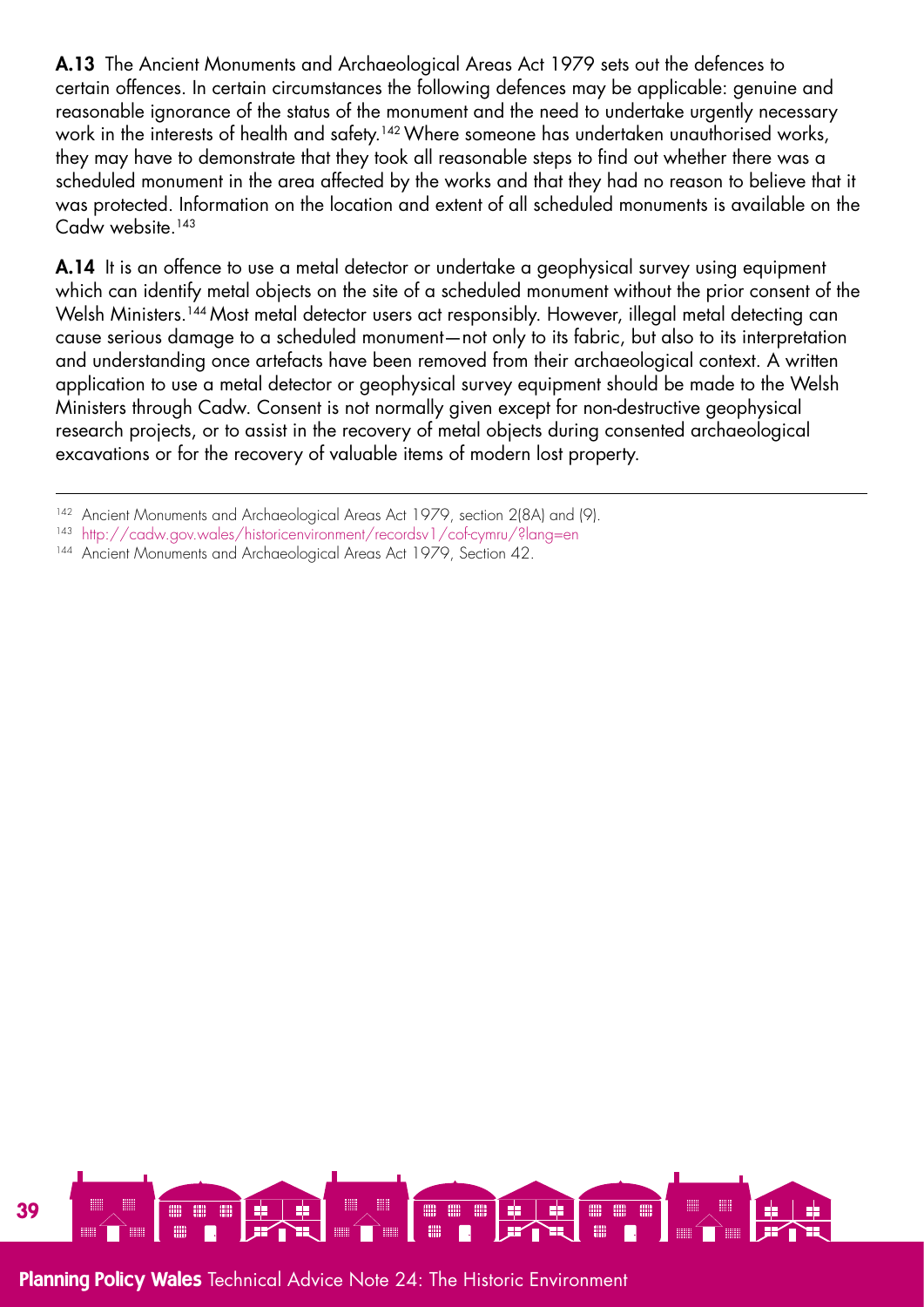**A.13** The Ancient Monuments and Archaeological Areas Act 1979 sets out the defences to certain offences. In certain circumstances the following defences may be applicable: genuine and reasonable ignorance of the status of the monument and the need to undertake urgently necessary work in the interests of health and safety.[142] Where someone has undertaken unauthorised works, they may have to demonstrate that they took all reasonable steps to find out whether there was a scheduled monument in the area affected by the works and that they had no reason to believe that it was protected. Information on the location and extent of all scheduled monuments is available on the Cadw website.[143]

**A.14** It is an offence to use a metal detector or undertake a geophysical survey using equipment which can identify metal objects on the site of a scheduled monument without the prior consent of the Welsh Ministers.[144] Most metal detector users act responsibly. However, illegal metal detecting can cause serious damage to a scheduled monument—not only to its fabric, but also to its interpretation and understanding once artefacts have been removed from their archaeological context. A written application to use a metal detector or geophysical survey equipment should be made to the Welsh Ministers through Cadw. Consent is not normally given except for non-destructive geophysical research projects, or to assist in the recovery of metal objects during consented archaeological excavations or for the recovery of valuable items of modern lost property.

---

[142] Ancient Monuments and Archaeological Areas Act 1979, section 2(8A) and (9).

[143] http://cadw.gov.wales/historicenvironment/recordsv1/cof-cymru/?lang=en

[144] Ancient Monuments and Archaeological Areas Act 1979, Section 42.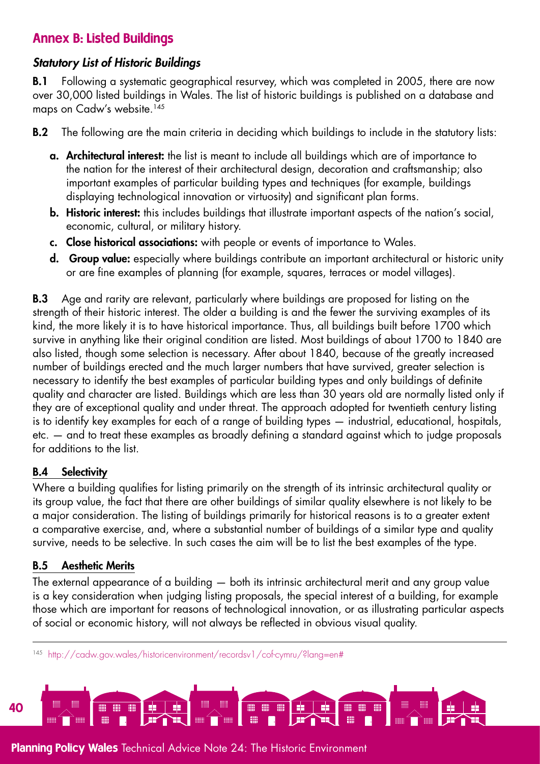## Annex B: Listed Buildings

### *Statutory List of Historic Buildings*

**B.1** Following a systematic geographical resurvey, which was completed in 2005, there are now over 30,000 listed buildings in Wales. The list of historic buildings is published on a database and maps on Cadw's website.[145]

**B.2** The following are the main criteria in deciding which buildings to include in the statutory lists:

- **a. Architectural interest:** the list is meant to include all buildings which are of importance to the nation for the interest of their architectural design, decoration and craftsmanship; also important examples of particular building types and techniques (for example, buildings displaying technological innovation or virtuosity) and significant plan forms.
- **b. Historic interest:** this includes buildings that illustrate important aspects of the nation's social, economic, cultural, or military history.
- **c. Close historical associations:** with people or events of importance to Wales.
- **d. Group value:** especially where buildings contribute an important architectural or historic unity or are fine examples of planning (for example, squares, terraces or model villages).

**B.3** Age and rarity are relevant, particularly where buildings are proposed for listing on the strength of their historic interest. The older a building is and the fewer the surviving examples of its kind, the more likely it is to have historical importance. Thus, all buildings built before 1700 which survive in anything like their original condition are listed. Most buildings of about 1700 to 1840 are also listed, though some selection is necessary. After about 1840, because of the greatly increased number of buildings erected and the much larger numbers that have survived, greater selection is necessary to identify the best examples of particular building types and only buildings of definite quality and character are listed. Buildings which are less than 30 years old are normally listed only if they are of exceptional quality and under threat. The approach adopted for twentieth century listing is to identify key examples for each of a range of building types — industrial, educational, hospitals, etc. — and to treat these examples as broadly defining a standard against which to judge proposals for additions to the list.

#### B.4 Selectivity

Where a building qualifies for listing primarily on the strength of its intrinsic architectural quality or its group value, the fact that there are other buildings of similar quality elsewhere is not likely to be a major consideration. The listing of buildings primarily for historical reasons is to a greater extent a comparative exercise, and, where a substantial number of buildings of a similar type and quality survive, needs to be selective. In such cases the aim will be to list the best examples of the type.

#### B.5 Aesthetic Merits

The external appearance of a building — both its intrinsic architectural merit and any group value is a key consideration when judging listing proposals, the special interest of a building, for example those which are important for reasons of technological innovation, or as illustrating particular aspects of social or economic history, will not always be reflected in obvious visual quality.

---

[145] http://cadw.gov.wales/historicenvironment/recordsv1/cof-cymru/?lang=en#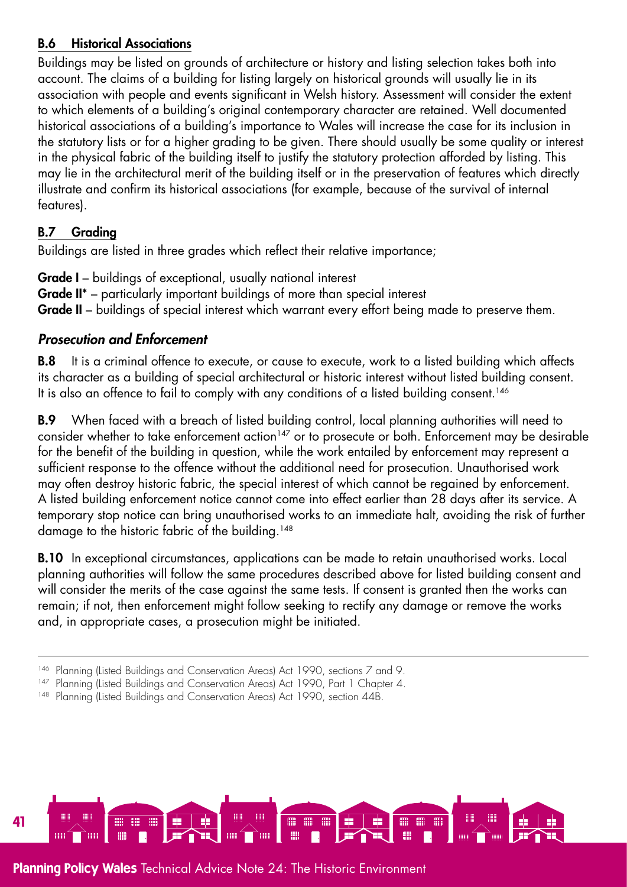### B.6 Historical Associations

Buildings may be listed on grounds of architecture or history and listing selection takes both into account. The claims of a building for listing largely on historical grounds will usually lie in its association with people and events significant in Welsh history. Assessment will consider the extent to which elements of a building's original contemporary character are retained. Well documented historical associations of a building's importance to Wales will increase the case for its inclusion in the statutory lists or for a higher grading to be given. There should usually be some quality or interest in the physical fabric of the building itself to justify the statutory protection afforded by listing. This may lie in the architectural merit of the building itself or in the preservation of features which directly illustrate and confirm its historical associations (for example, because of the survival of internal features).

### B.7 Grading

Buildings are listed in three grades which reflect their relative importance;

**Grade I** – buildings of exceptional, usually national interest
**Grade II*** – particularly important buildings of more than special interest
**Grade II** – buildings of special interest which warrant every effort being made to preserve them.

## *Prosecution and Enforcement*

**B.8** It is a criminal offence to execute, or cause to execute, work to a listed building which affects its character as a building of special architectural or historic interest without listed building consent. It is also an offence to fail to comply with any conditions of a listed building consent.[146]

**B.9** When faced with a breach of listed building control, local planning authorities will need to consider whether to take enforcement action[147] or to prosecute or both. Enforcement may be desirable for the benefit of the building in question, while the work entailed by enforcement may represent a sufficient response to the offence without the additional need for prosecution. Unauthorised work may often destroy historic fabric, the special interest of which cannot be regained by enforcement. A listed building enforcement notice cannot come into effect earlier than 28 days after its service. A temporary stop notice can bring unauthorised works to an immediate halt, avoiding the risk of further damage to the historic fabric of the building.[148]

**B.10** In exceptional circumstances, applications can be made to retain unauthorised works. Local planning authorities will follow the same procedures described above for listed building consent and will consider the merits of the case against the same tests. If consent is granted then the works can remain; if not, then enforcement might follow seeking to rectify any damage or remove the works and, in appropriate cases, a prosecution might be initiated.

---

[146] Planning (Listed Buildings and Conservation Areas) Act 1990, sections 7 and 9.
[147] Planning (Listed Buildings and Conservation Areas) Act 1990, Part 1 Chapter 4.
[148] Planning (Listed Buildings and Conservation Areas) Act 1990, section 44B.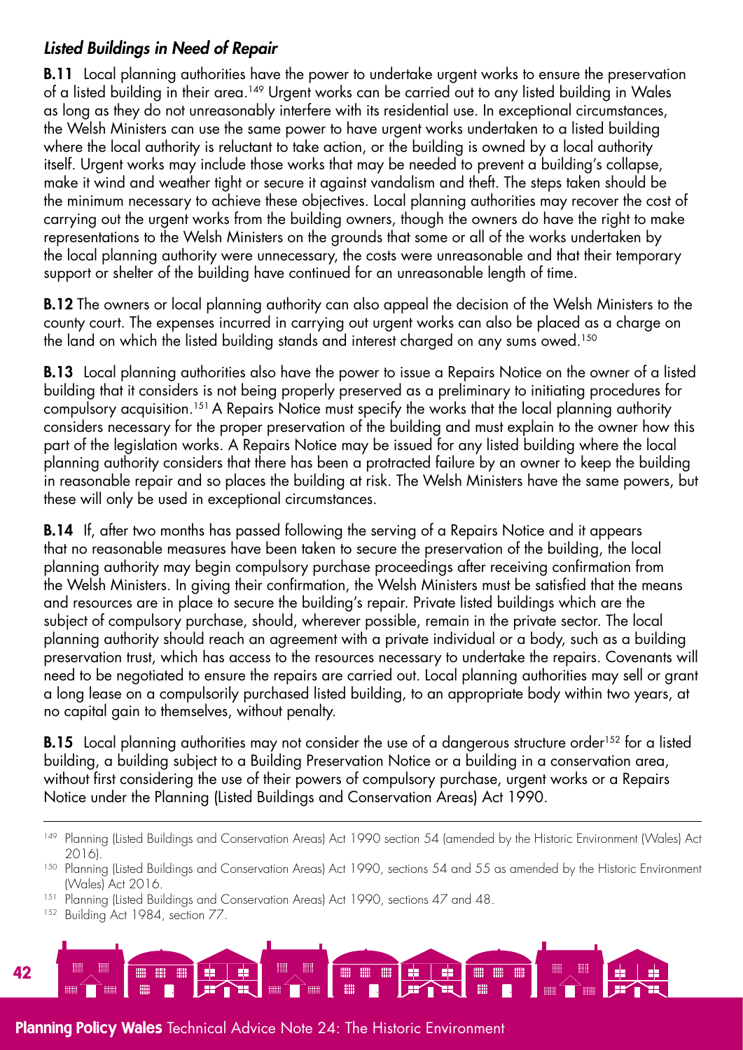### *Listed Buildings in Need of Repair*

**B.11** Local planning authorities have the power to undertake urgent works to ensure the preservation of a listed building in their area.[149] Urgent works can be carried out to any listed building in Wales as long as they do not unreasonably interfere with its residential use. In exceptional circumstances, the Welsh Ministers can use the same power to have urgent works undertaken to a listed building where the local authority is reluctant to take action, or the building is owned by a local authority itself. Urgent works may include those works that may be needed to prevent a building's collapse, make it wind and weather tight or secure it against vandalism and theft. The steps taken should be the minimum necessary to achieve these objectives. Local planning authorities may recover the cost of carrying out the urgent works from the building owners, though the owners do have the right to make representations to the Welsh Ministers on the grounds that some or all of the works undertaken by the local planning authority were unnecessary, the costs were unreasonable and that their temporary support or shelter of the building have continued for an unreasonable length of time.

**B.12** The owners or local planning authority can also appeal the decision of the Welsh Ministers to the county court. The expenses incurred in carrying out urgent works can also be placed as a charge on the land on which the listed building stands and interest charged on any sums owed.[150]

**B.13** Local planning authorities also have the power to issue a Repairs Notice on the owner of a listed building that it considers is not being properly preserved as a preliminary to initiating procedures for compulsory acquisition.[151] A Repairs Notice must specify the works that the local planning authority considers necessary for the proper preservation of the building and must explain to the owner how this part of the legislation works. A Repairs Notice may be issued for any listed building where the local planning authority considers that there has been a protracted failure by an owner to keep the building in reasonable repair and so places the building at risk. The Welsh Ministers have the same powers, but these will only be used in exceptional circumstances.

**B.14** If, after two months has passed following the serving of a Repairs Notice and it appears that no reasonable measures have been taken to secure the preservation of the building, the local planning authority may begin compulsory purchase proceedings after receiving confirmation from the Welsh Ministers. In giving their confirmation, the Welsh Ministers must be satisfied that the means and resources are in place to secure the building's repair. Private listed buildings which are the subject of compulsory purchase, should, wherever possible, remain in the private sector. The local planning authority should reach an agreement with a private individual or a body, such as a building preservation trust, which has access to the resources necessary to undertake the repairs. Covenants will need to be negotiated to ensure the repairs are carried out. Local planning authorities may sell or grant a long lease on a compulsorily purchased listed building, to an appropriate body within two years, at no capital gain to themselves, without penalty.

**B.15** Local planning authorities may not consider the use of a dangerous structure order[152] for a listed building, a building subject to a Building Preservation Notice or a building in a conservation area, without first considering the use of their powers of compulsory purchase, urgent works or a Repairs Notice under the Planning (Listed Buildings and Conservation Areas) Act 1990.

---

[149] Planning (Listed Buildings and Conservation Areas) Act 1990 section 54 (amended by the Historic Environment (Wales) Act 2016).

[150] Planning (Listed Buildings and Conservation Areas) Act 1990, sections 54 and 55 as amended by the Historic Environment (Wales) Act 2016.

[151] Planning (Listed Buildings and Conservation Areas) Act 1990, sections 47 and 48.

[152] Building Act 1984, section 77.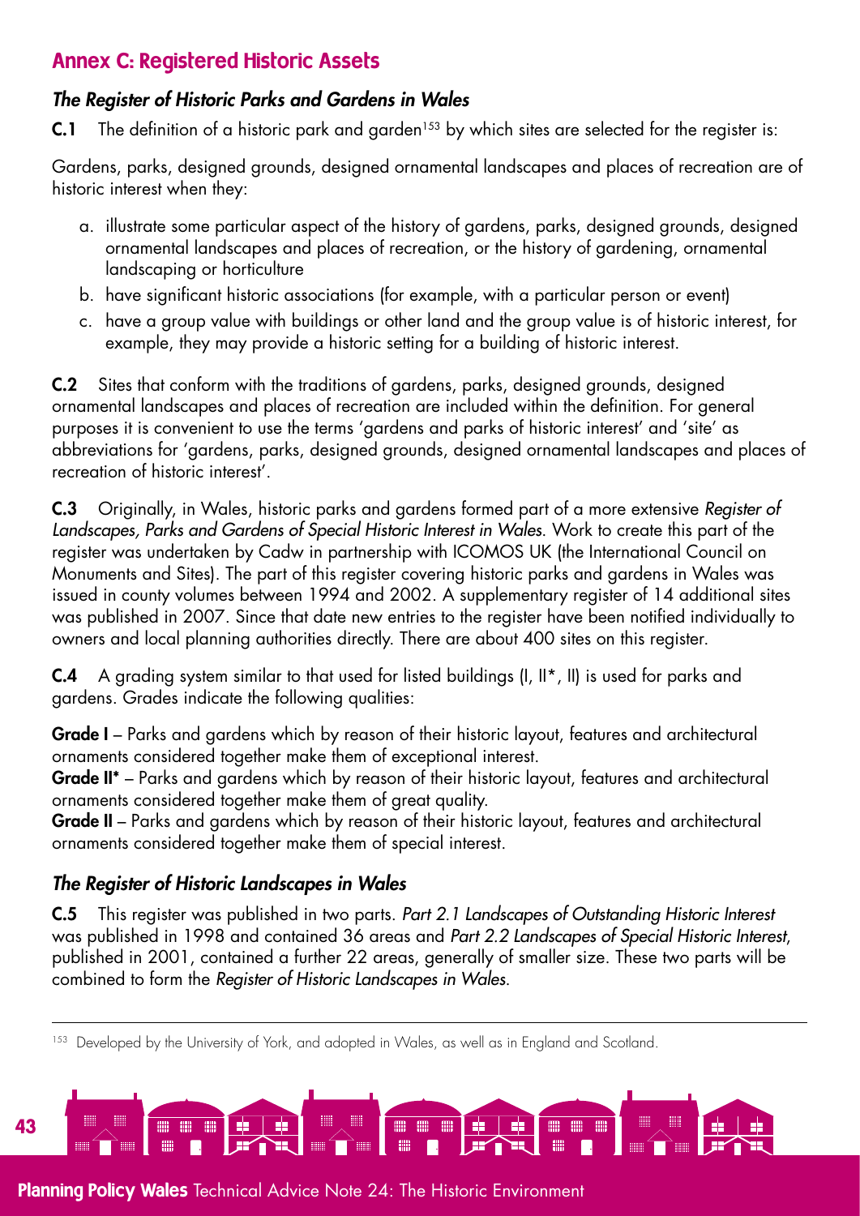## Annex C: Registered Historic Assets

### *The Register of Historic Parks and Gardens in Wales*

**C.1** The definition of a historic park and garden[153] by which sites are selected for the register is:

Gardens, parks, designed grounds, designed ornamental landscapes and places of recreation are of historic interest when they:

a. illustrate some particular aspect of the history of gardens, parks, designed grounds, designed ornamental landscapes and places of recreation, or the history of gardening, ornamental landscaping or horticulture
b. have significant historic associations (for example, with a particular person or event)
c. have a group value with buildings or other land and the group value is of historic interest, for example, they may provide a historic setting for a building of historic interest.

**C.2** Sites that conform with the traditions of gardens, parks, designed grounds, designed ornamental landscapes and places of recreation are included within the definition. For general purposes it is convenient to use the terms 'gardens and parks of historic interest' and 'site' as abbreviations for 'gardens, parks, designed grounds, designed ornamental landscapes and places of recreation of historic interest'.

**C.3** Originally, in Wales, historic parks and gardens formed part of a more extensive *Register of Landscapes, Parks and Gardens of Special Historic Interest in Wales*. Work to create this part of the register was undertaken by Cadw in partnership with ICOMOS UK (the International Council on Monuments and Sites). The part of this register covering historic parks and gardens in Wales was issued in county volumes between 1994 and 2002. A supplementary register of 14 additional sites was published in 2007. Since that date new entries to the register have been notified individually to owners and local planning authorities directly. There are about 400 sites on this register.

**C.4** A grading system similar to that used for listed buildings (I, II*, II) is used for parks and gardens. Grades indicate the following qualities:

**Grade I** – Parks and gardens which by reason of their historic layout, features and architectural ornaments considered together make them of exceptional interest.
**Grade II*** – Parks and gardens which by reason of their historic layout, features and architectural ornaments considered together make them of great quality.
**Grade II** – Parks and gardens which by reason of their historic layout, features and architectural ornaments considered together make them of special interest.

### *The Register of Historic Landscapes in Wales*

**C.5** This register was published in two parts. *Part 2.1 Landscapes of Outstanding Historic Interest* was published in 1998 and contained 36 areas and *Part 2.2 Landscapes of Special Historic Interest*, published in 2001, contained a further 22 areas, generally of smaller size. These two parts will be combined to form the *Register of Historic Landscapes in Wales*.

---

[153] Developed by the University of York, and adopted in Wales, as well as in England and Scotland.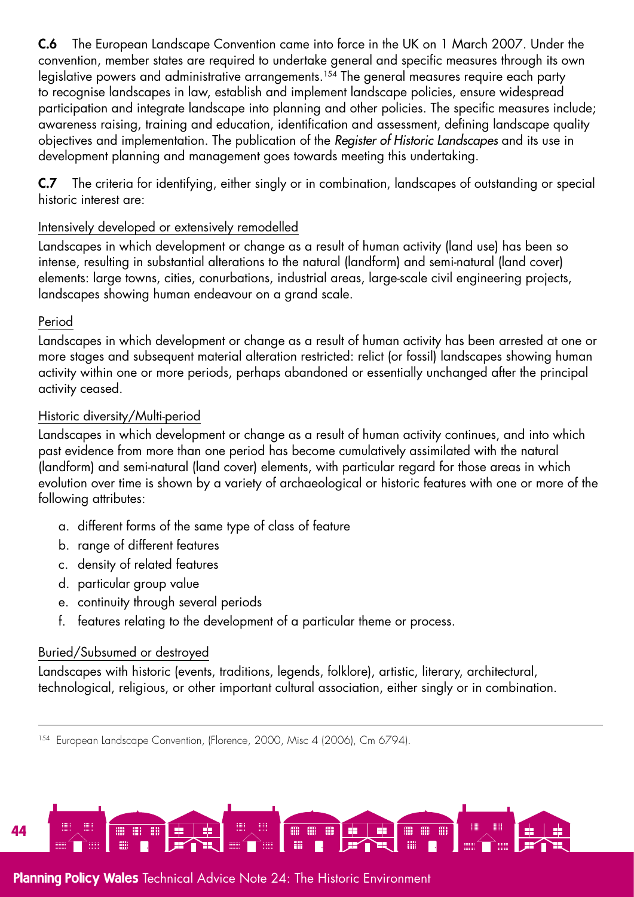**C.6** The European Landscape Convention came into force in the UK on 1 March 2007. Under the convention, member states are required to undertake general and specific measures through its own legislative powers and administrative arrangements.[154] The general measures require each party to recognise landscapes in law, establish and implement landscape policies, ensure widespread participation and integrate landscape into planning and other policies. The specific measures include; awareness raising, training and education, identification and assessment, defining landscape quality objectives and implementation. The publication of the *Register of Historic Landscapes* and its use in development planning and management goes towards meeting this undertaking.

**C.7** The criteria for identifying, either singly or in combination, landscapes of outstanding or special historic interest are:

<u>Intensively developed or extensively remodelled</u>

Landscapes in which development or change as a result of human activity (land use) has been so intense, resulting in substantial alterations to the natural (landform) and semi-natural (land cover) elements: large towns, cities, conurbations, industrial areas, large-scale civil engineering projects, landscapes showing human endeavour on a grand scale.

<u>Period</u>

Landscapes in which development or change as a result of human activity has been arrested at one or more stages and subsequent material alteration restricted: relict (or fossil) landscapes showing human activity within one or more periods, perhaps abandoned or essentially unchanged after the principal activity ceased.

<u>Historic diversity/Multi-period</u>

Landscapes in which development or change as a result of human activity continues, and into which past evidence from more than one period has become cumulatively assimilated with the natural (landform) and semi-natural (land cover) elements, with particular regard for those areas in which evolution over time is shown by a variety of archaeological or historic features with one or more of the following attributes:

a. different forms of the same type of class of feature
b. range of different features
c. density of related features
d. particular group value
e. continuity through several periods
f. features relating to the development of a particular theme or process.

<u>Buried/Subsumed or destroyed</u>

Landscapes with historic (events, traditions, legends, folklore), artistic, literary, architectural, technological, religious, or other important cultural association, either singly or in combination.

---

[154] European Landscape Convention, (Florence, 2000, Misc 4 (2006), Cm 6794).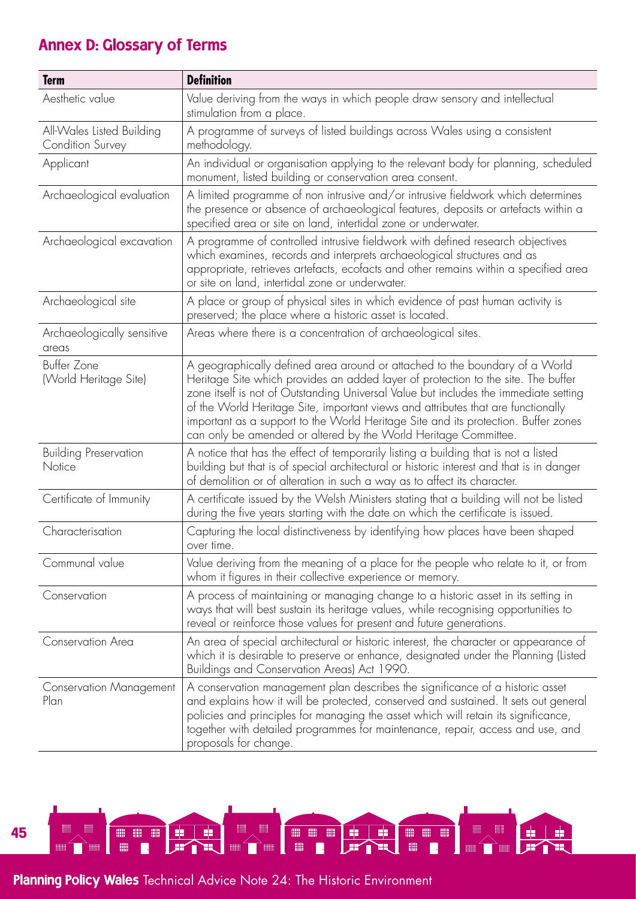## Annex D: Glossary of Terms

| Term | Definition |
|---|---|
| Aesthetic value | Value deriving from the ways in which people draw sensory and intellectual stimulation from a place. |
| All-Wales Listed Building Condition Survey | A programme of surveys of listed buildings across Wales using a consistent methodology. |
| Applicant | An individual or organisation applying to the relevant body for planning, scheduled monument, listed building or conservation area consent. |
| Archaeological evaluation | A limited programme of non intrusive and/or intrusive fieldwork which determines the presence or absence of archaeological features, deposits or artefacts within a specified area or site on land, intertidal zone or underwater. |
| Archaeological excavation | A programme of controlled intrusive fieldwork with defined research objectives which examines, records and interprets archaeological structures and as appropriate, retrieves artefacts, ecofacts and other remains within a specified area or site on land, intertidal zone or underwater. |
| Archaeological site | A place or group of physical sites in which evidence of past human activity is preserved; the place where a historic asset is located. |
| Archaeologically sensitive areas | Areas where there is a concentration of archaeological sites. |
| Buffer Zone (World Heritage Site) | A geographically defined area around or attached to the boundary of a World Heritage Site which provides an added layer of protection to the site. The buffer zone itself is not of Outstanding Universal Value but includes the immediate setting of the World Heritage Site, important views and attributes that are functionally important as a support to the World Heritage Site and its protection. Buffer zones can only be amended or altered by the World Heritage Committee. |
| Building Preservation Notice | A notice that has the effect of temporarily listing a building that is not a listed building but that is of special architectural or historic interest and that is in danger of demolition or of alteration in such a way as to affect its character. |
| Certificate of Immunity | A certificate issued by the Welsh Ministers stating that a building will not be listed during the five years starting with the date on which the certificate is issued. |
| Characterisation | Capturing the local distinctiveness by identifying how places have been shaped over time. |
| Communal value | Value deriving from the meaning of a place for the people who relate to it, or from whom it figures in their collective experience or memory. |
| Conservation | A process of maintaining or managing change to a historic asset in its setting in ways that will best sustain its heritage values, while recognising opportunities to reveal or reinforce those values for present and future generations. |
| Conservation Area | An area of special architectural or historic interest, the character or appearance of which it is desirable to preserve or enhance, designated under the Planning (Listed Buildings and Conservation Areas) Act 1990. |
| Conservation Management Plan | A conservation management plan describes the significance of a historic asset and explains how it will be protected, conserved and sustained. It sets out general policies and principles for managing the asset which will retain its significance, together with detailed programmes for maintenance, repair, access and use, and proposals for change. |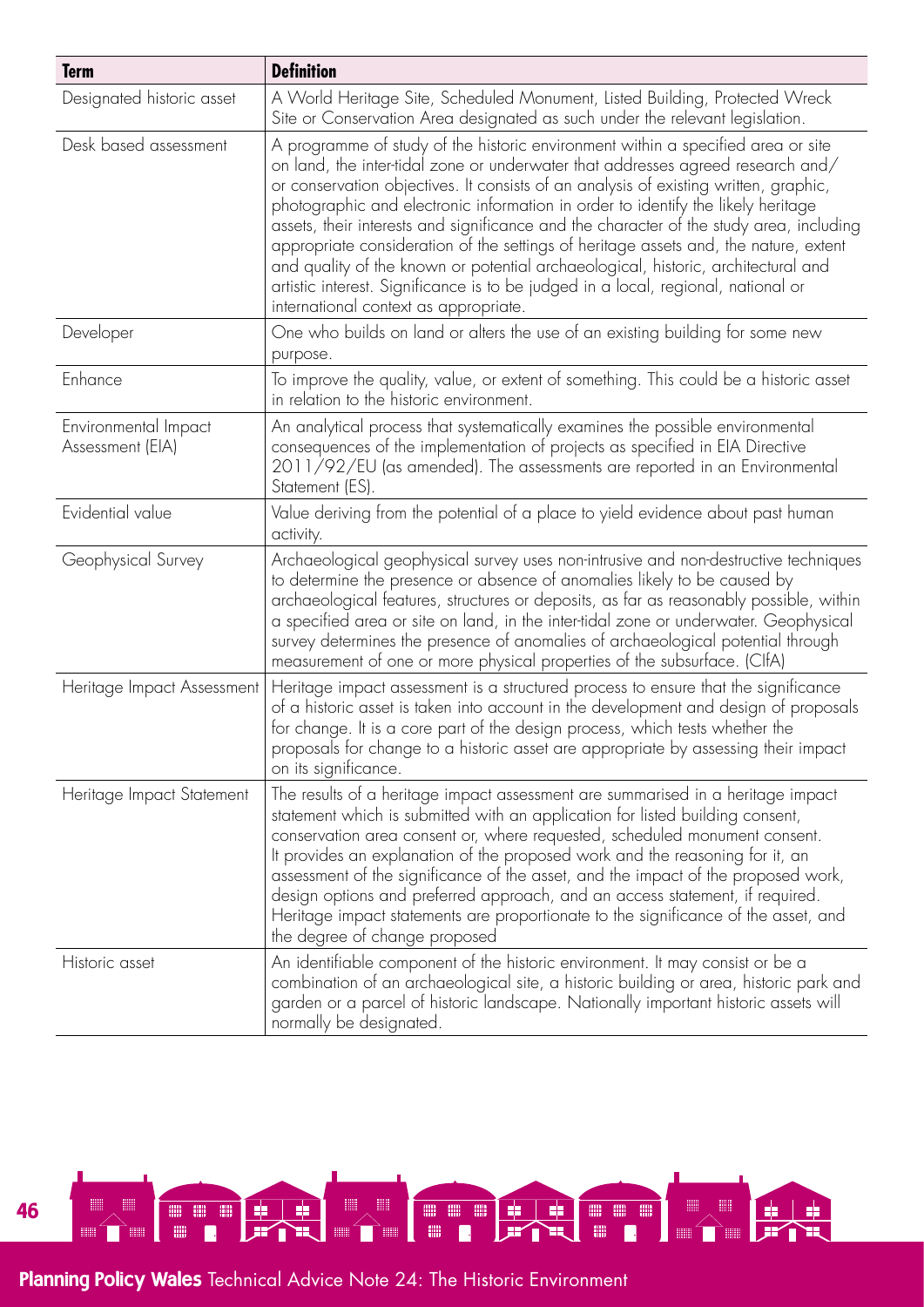| Term | Definition |
|---|---|
| Designated historic asset | A World Heritage Site, Scheduled Monument, Listed Building, Protected Wreck Site or Conservation Area designated as such under the relevant legislation. |
| Desk based assessment | A programme of study of the historic environment within a specified area or site on land, the inter-tidal zone or underwater that addresses agreed research and/or conservation objectives. It consists of an analysis of existing written, graphic, photographic and electronic information in order to identify the likely heritage assets, their interests and significance and the character of the study area, including appropriate consideration of the settings of heritage assets and, the nature, extent and quality of the known or potential archaeological, historic, architectural and artistic interest. Significance is to be judged in a local, regional, national or international context as appropriate. |
| Developer | One who builds on land or alters the use of an existing building for some new purpose. |
| Enhance | To improve the quality, value, or extent of something. This could be a historic asset in relation to the historic environment. |
| Environmental Impact Assessment (EIA) | An analytical process that systematically examines the possible environmental consequences of the implementation of projects as specified in EIA Directive 2011/92/EU (as amended). The assessments are reported in an Environmental Statement (ES). |
| Evidential value | Value deriving from the potential of a place to yield evidence about past human activity. |
| Geophysical Survey | Archaeological geophysical survey uses non-intrusive and non-destructive techniques to determine the presence or absence of anomalies likely to be caused by archaeological features, structures or deposits, as far as reasonably possible, within a specified area or site on land, in the inter-tidal zone or underwater. Geophysical survey determines the presence of anomalies of archaeological potential through measurement of one or more physical properties of the subsurface. (CIfA) |
| Heritage Impact Assessment | Heritage impact assessment is a structured process to ensure that the significance of a historic asset is taken into account in the development and design of proposals for change. It is a core part of the design process, which tests whether the proposals for change to a historic asset are appropriate by assessing their impact on its significance. |
| Heritage Impact Statement | The results of a heritage impact assessment are summarised in a heritage impact statement which is submitted with an application for listed building consent, conservation area consent or, where requested, scheduled monument consent. It provides an explanation of the proposed work and the reasoning for it, an assessment of the significance of the asset, and the impact of the proposed work, design options and preferred approach, and an access statement, if required. Heritage impact statements are proportionate to the significance of the asset, and the degree of change proposed |
| Historic asset | An identifiable component of the historic environment. It may consist or be a combination of an archaeological site, a historic building or area, historic park and garden or a parcel of historic landscape. Nationally important historic assets will normally be designated. |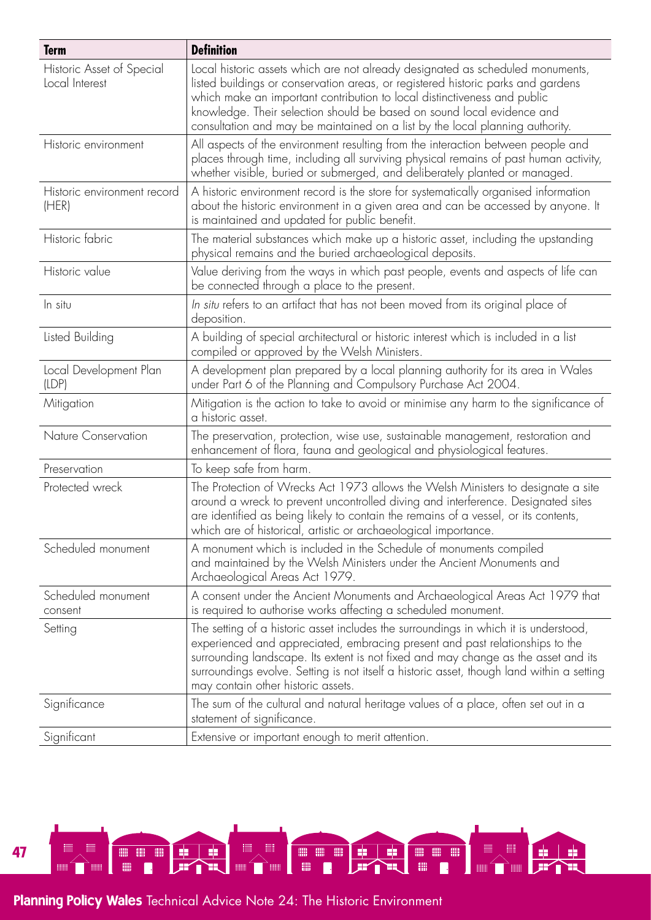| Term | Definition |
| --- | --- |
| Historic Asset of Special Local Interest | Local historic assets which are not already designated as scheduled monuments, listed buildings or conservation areas, or registered historic parks and gardens which make an important contribution to local distinctiveness and public knowledge. Their selection should be based on sound local evidence and consultation and may be maintained on a list by the local planning authority. |
| Historic environment | All aspects of the environment resulting from the interaction between people and places through time, including all surviving physical remains of past human activity, whether visible, buried or submerged, and deliberately planted or managed. |
| Historic environment record (HER) | A historic environment record is the store for systematically organised information about the historic environment in a given area and can be accessed by anyone. It is maintained and updated for public benefit. |
| Historic fabric | The material substances which make up a historic asset, including the upstanding physical remains and the buried archaeological deposits. |
| Historic value | Value deriving from the ways in which past people, events and aspects of life can be connected through a place to the present. |
| In situ | *In situ* refers to an artifact that has not been moved from its original place of deposition. |
| Listed Building | A building of special architectural or historic interest which is included in a list compiled or approved by the Welsh Ministers. |
| Local Development Plan (LDP) | A development plan prepared by a local planning authority for its area in Wales under Part 6 of the Planning and Compulsory Purchase Act 2004. |
| Mitigation | Mitigation is the action to take to avoid or minimise any harm to the significance of a historic asset. |
| Nature Conservation | The preservation, protection, wise use, sustainable management, restoration and enhancement of flora, fauna and geological and physiological features. |
| Preservation | To keep safe from harm. |
| Protected wreck | The Protection of Wrecks Act 1973 allows the Welsh Ministers to designate a site around a wreck to prevent uncontrolled diving and interference. Designated sites are identified as being likely to contain the remains of a vessel, or its contents, which are of historical, artistic or archaeological importance. |
| Scheduled monument | A monument which is included in the Schedule of monuments compiled and maintained by the Welsh Ministers under the Ancient Monuments and Archaeological Areas Act 1979. |
| Scheduled monument consent | A consent under the Ancient Monuments and Archaeological Areas Act 1979 that is required to authorise works affecting a scheduled monument. |
| Setting | The setting of a historic asset includes the surroundings in which it is understood, experienced and appreciated, embracing present and past relationships to the surrounding landscape. Its extent is not fixed and may change as the asset and its surroundings evolve. Setting is not itself a historic asset, though land within a setting may contain other historic assets. |
| Significance | The sum of the cultural and natural heritage values of a place, often set out in a statement of significance. |
| Significant | Extensive or important enough to merit attention. |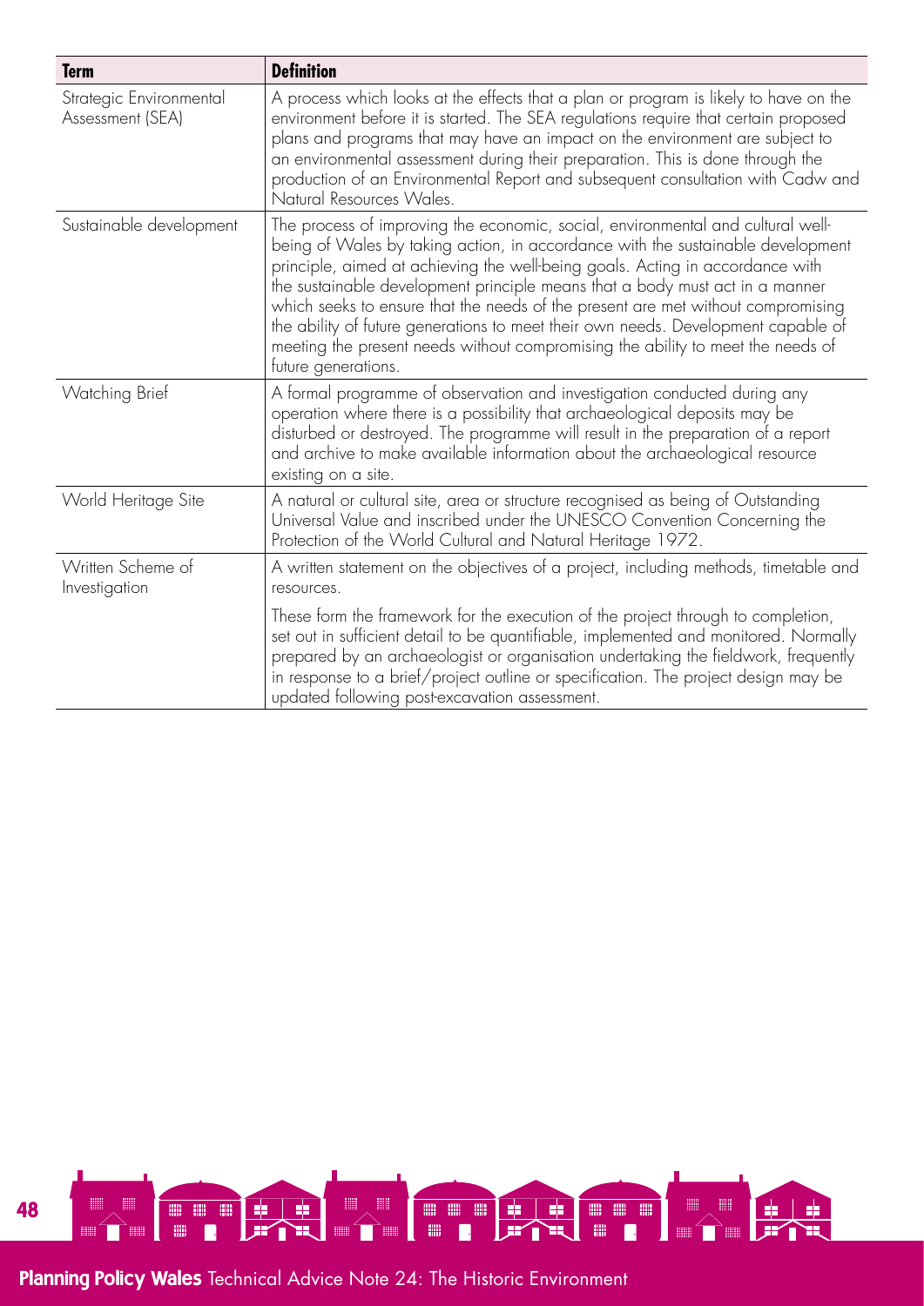| Term | Definition |
|---|---|
| Strategic Environmental Assessment (SEA) | A process which looks at the effects that a plan or program is likely to have on the environment before it is started. The SEA regulations require that certain proposed plans and programs that may have an impact on the environment are subject to an environmental assessment during their preparation. This is done through the production of an Environmental Report and subsequent consultation with Cadw and Natural Resources Wales. |
| Sustainable development | The process of improving the economic, social, environmental and cultural well-being of Wales by taking action, in accordance with the sustainable development principle, aimed at achieving the well-being goals. Acting in accordance with the sustainable development principle means that a body must act in a manner which seeks to ensure that the needs of the present are met without compromising the ability of future generations to meet their own needs. Development capable of meeting the present needs without compromising the ability to meet the needs of future generations. |
| Watching Brief | A formal programme of observation and investigation conducted during any operation where there is a possibility that archaeological deposits may be disturbed or destroyed. The programme will result in the preparation of a report and archive to make available information about the archaeological resource existing on a site. |
| World Heritage Site | A natural or cultural site, area or structure recognised as being of Outstanding Universal Value and inscribed under the UNESCO Convention Concerning the Protection of the World Cultural and Natural Heritage 1972. |
| Written Scheme of Investigation | A written statement on the objectives of a project, including methods, timetable and resources. These form the framework for the execution of the project through to completion, set out in sufficient detail to be quantifiable, implemented and monitored. Normally prepared by an archaeologist or organisation undertaking the fieldwork, frequently in response to a brief/project outline or specification. The project design may be updated following post-excavation assessment. |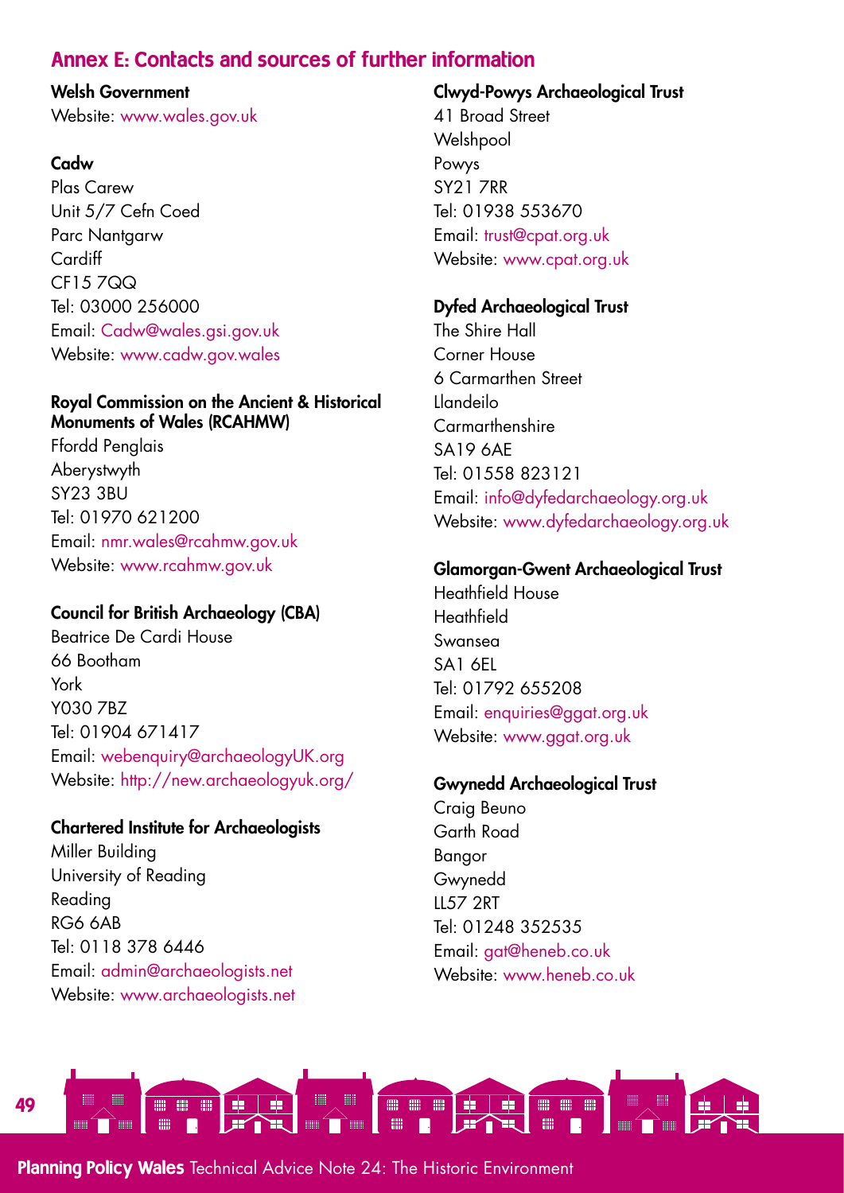## Annex E: Contacts and sources of further information

**Welsh Government**
Website: www.wales.gov.uk

**Cadw**
Plas Carew
Unit 5/7 Cefn Coed
Parc Nantgarw
Cardiff
CF15 7QQ
Tel: 03000 256000
Email: Cadw@wales.gsi.gov.uk
Website: www.cadw.gov.wales

**Royal Commission on the Ancient & Historical Monuments of Wales (RCAHMW)**
Ffordd Penglais
Aberystwyth
SY23 3BU
Tel: 01970 621200
Email: nmr.wales@rcahmw.gov.uk
Website: www.rcahmw.gov.uk

**Council for British Archaeology (CBA)**
Beatrice De Cardi House
66 Bootham
York
Y030 7BZ
Tel: 01904 671417
Email: webenquiry@archaeologyUK.org
Website: http://new.archaeologyuk.org/

**Chartered Institute for Archaeologists**
Miller Building
University of Reading
Reading
RG6 6AB
Tel: 0118 378 6446
Email: admin@archaeologists.net
Website: www.archaeologists.net

**Clwyd-Powys Archaeological Trust**
41 Broad Street
Welshpool
Powys
SY21 7RR
Tel: 01938 553670
Email: trust@cpat.org.uk
Website: www.cpat.org.uk

**Dyfed Archaeological Trust**
The Shire Hall
Corner House
6 Carmarthen Street
Llandeilo
Carmarthenshire
SA19 6AE
Tel: 01558 823121
Email: info@dyfedarchaeology.org.uk
Website: www.dyfedarchaeology.org.uk

**Glamorgan-Gwent Archaeological Trust**
Heathfield House
Heathfield
Swansea
SA1 6EL
Tel: 01792 655208
Email: enquiries@ggat.org.uk
Website: www.ggat.org.uk

**Gwynedd Archaeological Trust**
Craig Beuno
Garth Road
Bangor
Gwynedd
LL57 2RT
Tel: 01248 352535
Email: gat@heneb.co.uk
Website: www.heneb.co.uk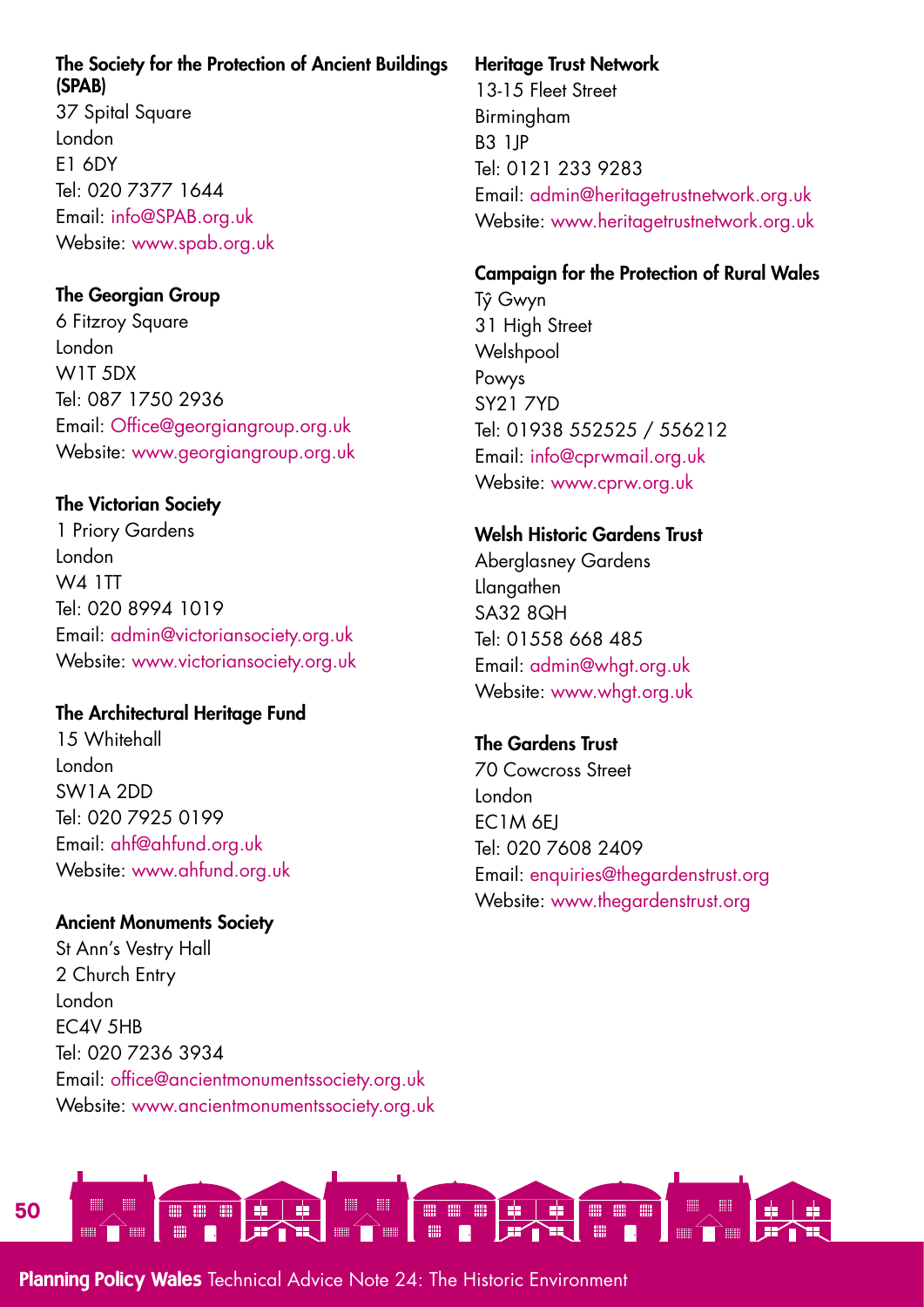**The Society for the Protection of Ancient Buildings (SPAB)**
37 Spital Square
London
E1 6DY
Tel: 020 7377 1644
Email: info@SPAB.org.uk
Website: www.spab.org.uk

**The Georgian Group**
6 Fitzroy Square
London
W1T 5DX
Tel: 087 1750 2936
Email: Office@georgiangroup.org.uk
Website: www.georgiangroup.org.uk

**The Victorian Society**
1 Priory Gardens
London
W4 1TT
Tel: 020 8994 1019
Email: admin@victoriansociety.org.uk
Website: www.victoriansociety.org.uk

**The Architectural Heritage Fund**
15 Whitehall
London
SW1A 2DD
Tel: 020 7925 0199
Email: ahf@ahfund.org.uk
Website: www.ahfund.org.uk

**Ancient Monuments Society**
St Ann's Vestry Hall
2 Church Entry
London
EC4V 5HB
Tel: 020 7236 3934
Email: office@ancientmonumentssociety.org.uk
Website: www.ancientmonumentssociety.org.uk

**Heritage Trust Network**
13-15 Fleet Street
Birmingham
B3 1JP
Tel: 0121 233 9283
Email: admin@heritagetrustnetwork.org.uk
Website: www.heritagetrustnetwork.org.uk

**Campaign for the Protection of Rural Wales**
Tŷ Gwyn
31 High Street
Welshpool
Powys
SY21 7YD
Tel: 01938 552525 / 556212
Email: info@cprwmail.org.uk
Website: www.cprw.org.uk

**Welsh Historic Gardens Trust**
Aberglasney Gardens
Llangathen
SA32 8QH
Tel: 01558 668 485
Email: admin@whgt.org.uk
Website: www.whgt.org.uk

**The Gardens Trust**
70 Cowcross Street
London
EC1M 6EJ
Tel: 020 7608 2409
Email: enquiries@thegardenstrust.org
Website: www.thegardenstrust.org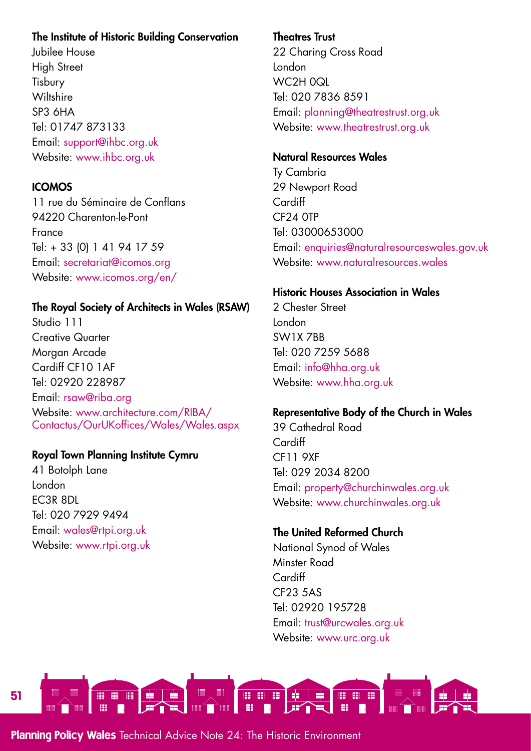**The Institute of Historic Building Conservation**
Jubilee House
High Street
Tisbury
Wiltshire
SP3 6HA
Tel: 01747 873133
Email: support@ihbc.org.uk
Website: www.ihbc.org.uk

**ICOMOS**
11 rue du Séminaire de Conflans
94220 Charenton-le-Pont
France
Tel: + 33 (0) 1 41 94 17 59
Email: secretariat@icomos.org
Website: www.icomos.org/en/

**The Royal Society of Architects in Wales (RSAW)**
Studio 111
Creative Quarter
Morgan Arcade
Cardiff CF10 1AF
Tel: 02920 228987
Email: rsaw@riba.org
Website: www.architecture.com/RIBA/Contactus/OurUKoffices/Wales/Wales.aspx

**Royal Town Planning Institute Cymru**
41 Botolph Lane
London
EC3R 8DL
Tel: 020 7929 9494
Email: wales@rtpi.org.uk
Website: www.rtpi.org.uk

**Theatres Trust**
22 Charing Cross Road
London
WC2H 0QL
Tel: 020 7836 8591
Email: planning@theatrestrust.org.uk
Website: www.theatrestrust.org.uk

**Natural Resources Wales**
Ty Cambria
29 Newport Road
Cardiff
CF24 0TP
Tel: 03000653000
Email: enquiries@naturalresourceswales.gov.uk
Website: www.naturalresources.wales

**Historic Houses Association in Wales**
2 Chester Street
London
SW1X 7BB
Tel: 020 7259 5688
Email: info@hha.org.uk
Website: www.hha.org.uk

**Representative Body of the Church in Wales**
39 Cathedral Road
Cardiff
CF11 9XF
Tel: 029 2034 8200
Email: property@churchinwales.org.uk
Website: www.churchinwales.org.uk

**The United Reformed Church**
National Synod of Wales
Minster Road
Cardiff
CF23 5AS
Tel: 02920 195728
Email: trust@urcwales.org.uk
Website: www.urc.org.uk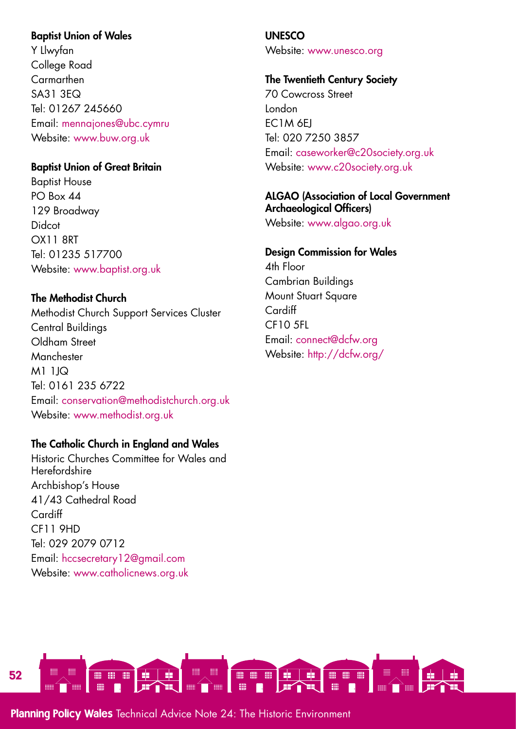**Baptist Union of Wales**
Y Llwyfan
College Road
Carmarthen
SA31 3EQ
Tel: 01267 245660
Email: mennajones@ubc.cymru
Website: www.buw.org.uk

**Baptist Union of Great Britain**
Baptist House
PO Box 44
129 Broadway
Didcot
OX11 8RT
Tel: 01235 517700
Website: www.baptist.org.uk

**The Methodist Church**
Methodist Church Support Services Cluster
Central Buildings
Oldham Street
Manchester
M1 1JQ
Tel: 0161 235 6722
Email: conservation@methodistchurch.org.uk
Website: www.methodist.org.uk

**The Catholic Church in England and Wales**
Historic Churches Committee for Wales and Herefordshire
Archbishop's House
41/43 Cathedral Road
Cardiff
CF11 9HD
Tel: 029 2079 0712
Email: hccsecretary12@gmail.com
Website: www.catholicnews.org.uk

**UNESCO**
Website: www.unesco.org

**The Twentieth Century Society**
70 Cowcross Street
London
EC1M 6EJ
Tel: 020 7250 3857
Email: caseworker@c20society.org.uk
Website: www.c20society.org.uk

**ALGAO (Association of Local Government Archaeological Officers)**
Website: www.algao.org.uk

**Design Commission for Wales**
4th Floor
Cambrian Buildings
Mount Stuart Square
Cardiff
CF10 5FL
Email: connect@dcfw.org
Website: http://dcfw.org/